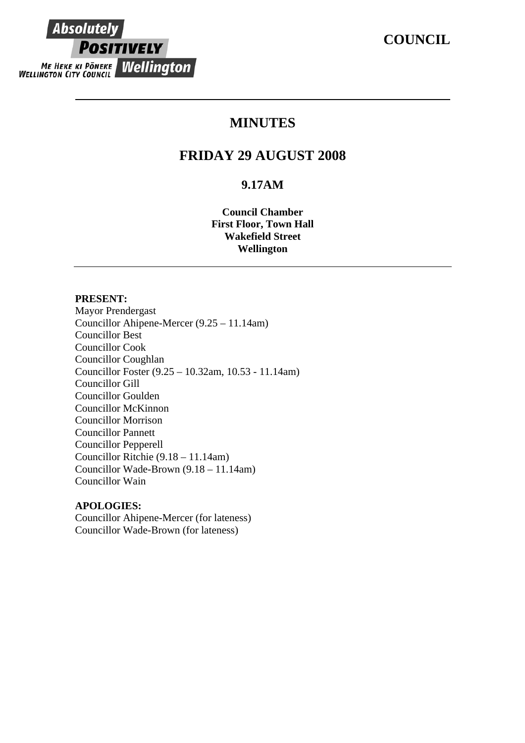Absolutely
POSITIVELY
ME HEKE KI PŌNEKE
WELLINGTON CITY COUNCIL
Wellington

**COUNCIL**

# MINUTES

## FRIDAY 29 AUGUST 2008

### 9.17AM

**Council Chamber**
**First Floor, Town Hall**
**Wakefield Street**
**Wellington**

**PRESENT:**
Mayor Prendergast
Councillor Ahipene-Mercer (9.25 – 11.14am)
Councillor Best
Councillor Cook
Councillor Coughlan
Councillor Foster (9.25 – 10.32am, 10.53 - 11.14am)
Councillor Gill
Councillor Goulden
Councillor McKinnon
Councillor Morrison
Councillor Pannett
Councillor Pepperell
Councillor Ritchie (9.18 – 11.14am)
Councillor Wade-Brown (9.18 – 11.14am)
Councillor Wain

**APOLOGIES:**
Councillor Ahipene-Mercer (for lateness)
Councillor Wade-Brown (for lateness)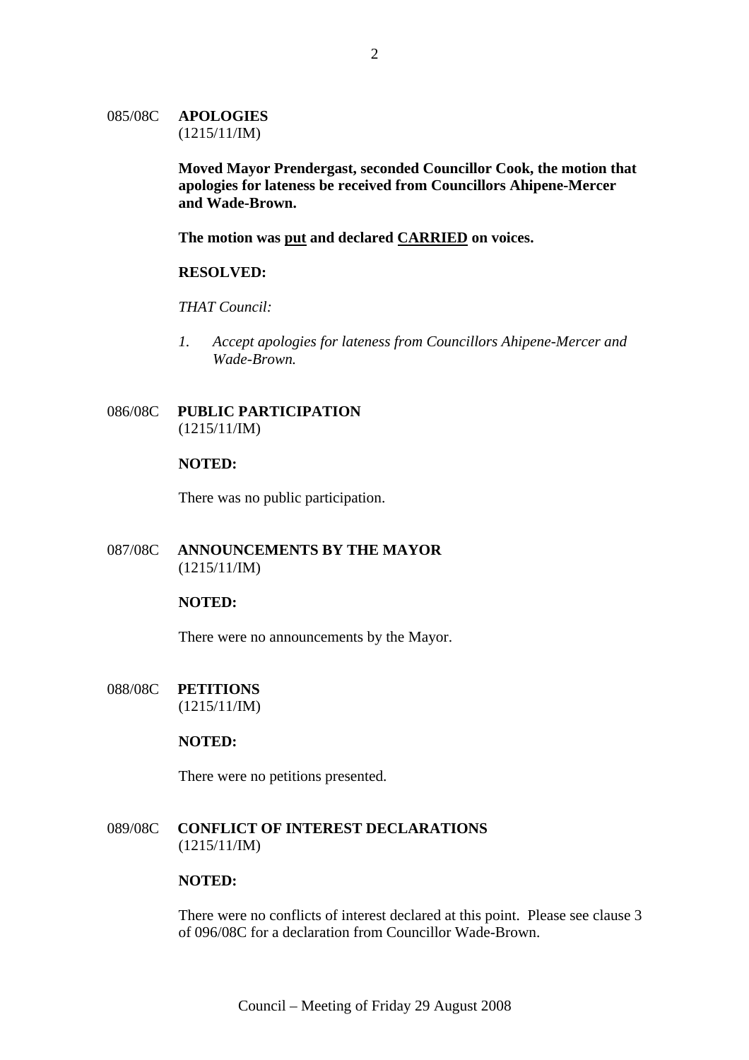## 085/08C APOLOGIES
(1215/11/IM)

**Moved Mayor Prendergast, seconded Councillor Cook, the motion that apologies for lateness be received from Councillors Ahipene-Mercer and Wade-Brown.**

**The motion was put and declared CARRIED on voices.**

**RESOLVED:**

*THAT Council:*

*1. Accept apologies for lateness from Councillors Ahipene-Mercer and Wade-Brown.*

## 086/08C PUBLIC PARTICIPATION
(1215/11/IM)

**NOTED:**

There was no public participation.

## 087/08C ANNOUNCEMENTS BY THE MAYOR
(1215/11/IM)

**NOTED:**

There were no announcements by the Mayor.

## 088/08C PETITIONS
(1215/11/IM)

**NOTED:**

There were no petitions presented.

## 089/08C CONFLICT OF INTEREST DECLARATIONS
(1215/11/IM)

**NOTED:**

There were no conflicts of interest declared at this point. Please see clause 3 of 096/08C for a declaration from Councillor Wade-Brown.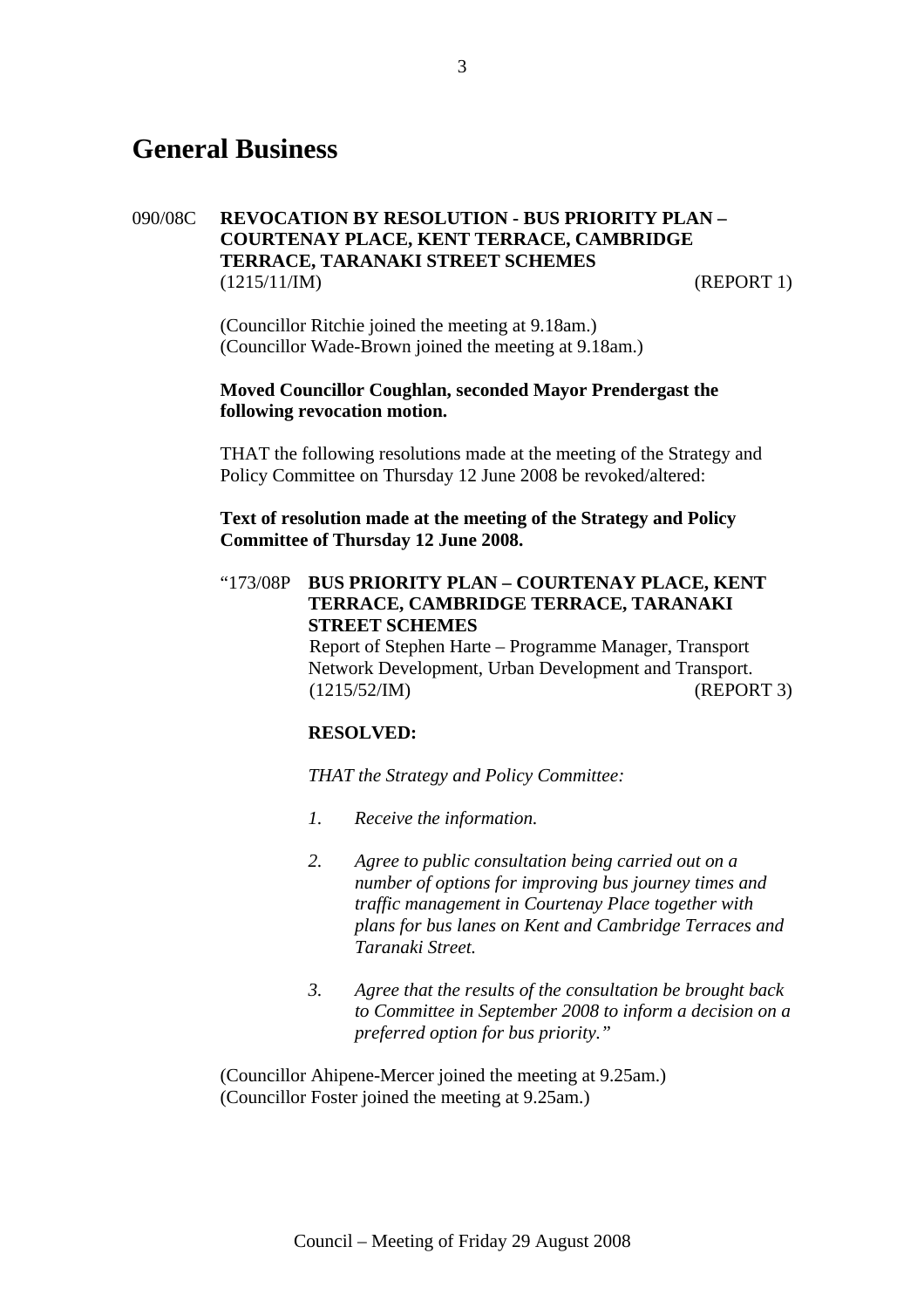# General Business

090/08C **REVOCATION BY RESOLUTION - BUS PRIORITY PLAN – COURTENAY PLACE, KENT TERRACE, CAMBRIDGE TERRACE, TARANAKI STREET SCHEMES**
(1215/11/IM) (REPORT 1)

(Councillor Ritchie joined the meeting at 9.18am.)
(Councillor Wade-Brown joined the meeting at 9.18am.)

**Moved Councillor Coughlan, seconded Mayor Prendergast the following revocation motion.**

THAT the following resolutions made at the meeting of the Strategy and Policy Committee on Thursday 12 June 2008 be revoked/altered:

**Text of resolution made at the meeting of the Strategy and Policy Committee of Thursday 12 June 2008.**

"173/08P **BUS PRIORITY PLAN – COURTENAY PLACE, KENT TERRACE, CAMBRIDGE TERRACE, TARANAKI STREET SCHEMES**
Report of Stephen Harte – Programme Manager, Transport Network Development, Urban Development and Transport.
(1215/52/IM) (REPORT 3)

**RESOLVED:**

*THAT the Strategy and Policy Committee:*

1. *Receive the information.*

2. *Agree to public consultation being carried out on a number of options for improving bus journey times and traffic management in Courtenay Place together with plans for bus lanes on Kent and Cambridge Terraces and Taranaki Street.*

3. *Agree that the results of the consultation be brought back to Committee in September 2008 to inform a decision on a preferred option for bus priority."*

(Councillor Ahipene-Mercer joined the meeting at 9.25am.)
(Councillor Foster joined the meeting at 9.25am.)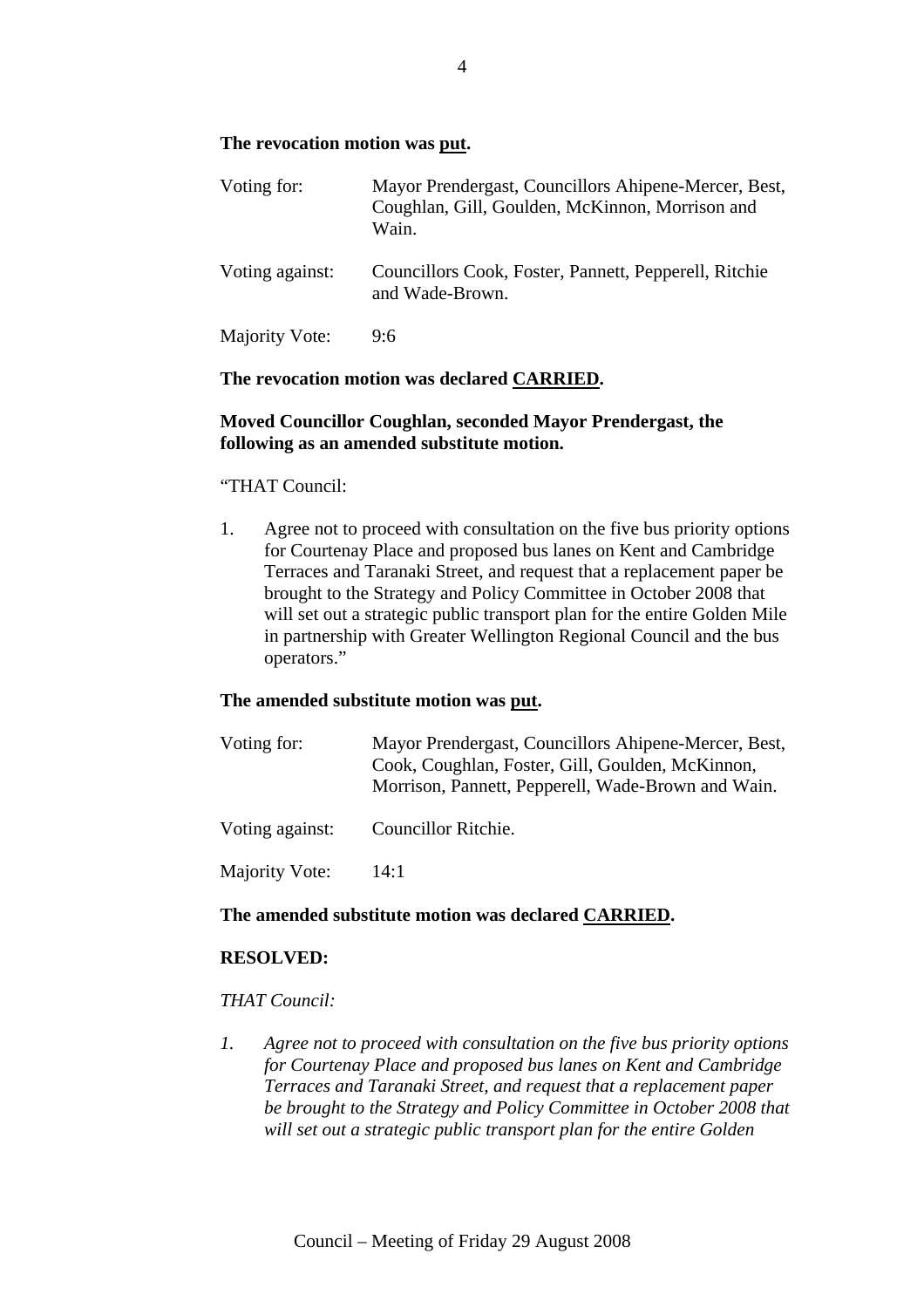**The revocation motion was put.**

Voting for: Mayor Prendergast, Councillors Ahipene-Mercer, Best, Coughlan, Gill, Goulden, McKinnon, Morrison and Wain.

Voting against: Councillors Cook, Foster, Pannett, Pepperell, Ritchie and Wade-Brown.

Majority Vote: 9:6

**The revocation motion was declared CARRIED.**

**Moved Councillor Coughlan, seconded Mayor Prendergast, the following as an amended substitute motion.**

"THAT Council:

1. Agree not to proceed with consultation on the five bus priority options for Courtenay Place and proposed bus lanes on Kent and Cambridge Terraces and Taranaki Street, and request that a replacement paper be brought to the Strategy and Policy Committee in October 2008 that will set out a strategic public transport plan for the entire Golden Mile in partnership with Greater Wellington Regional Council and the bus operators."

**The amended substitute motion was put.**

Voting for: Mayor Prendergast, Councillors Ahipene-Mercer, Best, Cook, Coughlan, Foster, Gill, Goulden, McKinnon, Morrison, Pannett, Pepperell, Wade-Brown and Wain.

Voting against: Councillor Ritchie.

Majority Vote: 14:1

**The amended substitute motion was declared CARRIED.**

**RESOLVED:**

*THAT Council:*

1. *Agree not to proceed with consultation on the five bus priority options for Courtenay Place and proposed bus lanes on Kent and Cambridge Terraces and Taranaki Street, and request that a replacement paper be brought to the Strategy and Policy Committee in October 2008 that will set out a strategic public transport plan for the entire Golden*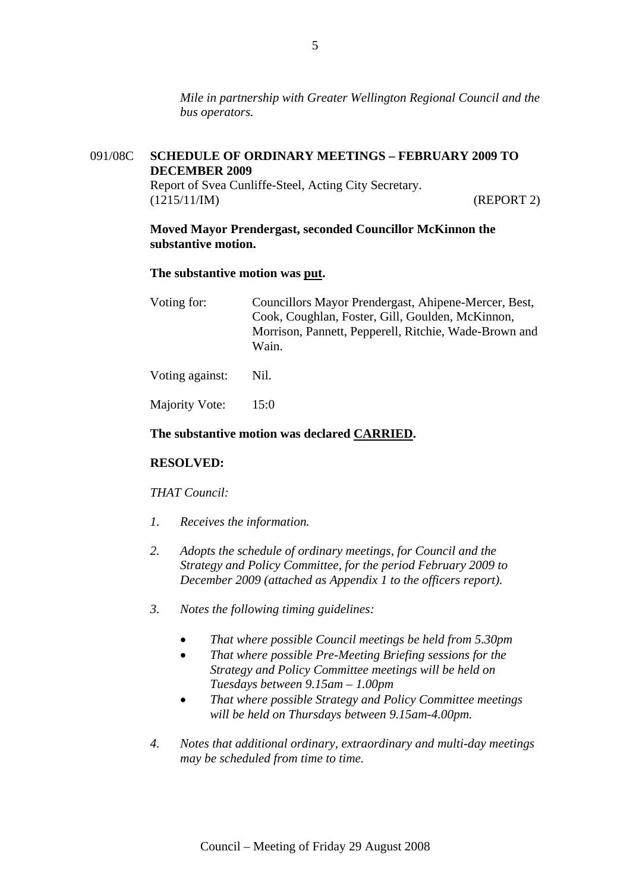*Mile in partnership with Greater Wellington Regional Council and the bus operators.*

## 091/08C SCHEDULE OF ORDINARY MEETINGS – FEBRUARY 2009 TO DECEMBER 2009

Report of Svea Cunliffe-Steel, Acting City Secretary.
(1215/11/IM) (REPORT 2)

**Moved Mayor Prendergast, seconded Councillor McKinnon the substantive motion.**

**The substantive motion was put.**

| | |
|---|---|
| Voting for: | Councillors Mayor Prendergast, Ahipene-Mercer, Best, Cook, Coughlan, Foster, Gill, Goulden, McKinnon, Morrison, Pannett, Pepperell, Ritchie, Wade-Brown and Wain. |
| Voting against: | Nil. |
| Majority Vote: | 15:0 |

**The substantive motion was declared CARRIED.**

**RESOLVED:**

*THAT Council:*

1. *Receives the information.*
2. *Adopts the schedule of ordinary meetings, for Council and the Strategy and Policy Committee, for the period February 2009 to December 2009 (attached as Appendix 1 to the officers report).*
3. *Notes the following timing guidelines:*
   - *That where possible Council meetings be held from 5.30pm*
   - *That where possible Pre-Meeting Briefing sessions for the Strategy and Policy Committee meetings will be held on Tuesdays between 9.15am – 1.00pm*
   - *That where possible Strategy and Policy Committee meetings will be held on Thursdays between 9.15am-4.00pm.*
4. *Notes that additional ordinary, extraordinary and multi-day meetings may be scheduled from time to time.*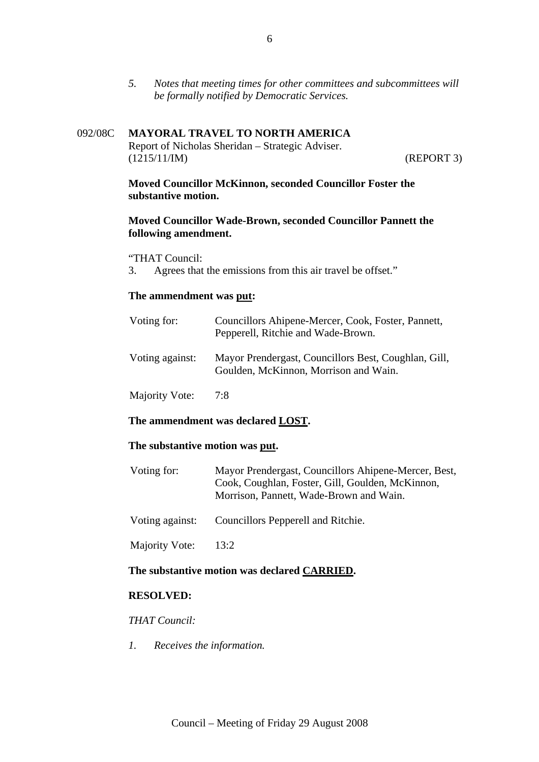*5. Notes that meeting times for other committees and subcommittees will be formally notified by Democratic Services.*

## 092/08C MAYORAL TRAVEL TO NORTH AMERICA

Report of Nicholas Sheridan – Strategic Adviser.
(1215/11/IM) (REPORT 3)

**Moved Councillor McKinnon, seconded Councillor Foster the substantive motion.**

**Moved Councillor Wade-Brown, seconded Councillor Pannett the following amendment.**

"THAT Council:
3. Agrees that the emissions from this air travel be offset."

**The ammendment was put:**

| | |
|---|---|
| Voting for: | Councillors Ahipene-Mercer, Cook, Foster, Pannett, Pepperell, Ritchie and Wade-Brown. |
| Voting against: | Mayor Prendergast, Councillors Best, Coughlan, Gill, Goulden, McKinnon, Morrison and Wain. |
| Majority Vote: | 7:8 |

**The ammendment was declared LOST.**

**The substantive motion was put.**

| | |
|---|---|
| Voting for: | Mayor Prendergast, Councillors Ahipene-Mercer, Best, Cook, Coughlan, Foster, Gill, Goulden, McKinnon, Morrison, Pannett, Wade-Brown and Wain. |
| Voting against: | Councillors Pepperell and Ritchie. |
| Majority Vote: | 13:2 |

**The substantive motion was declared CARRIED.**

**RESOLVED:**

*THAT Council:*

*1. Receives the information.*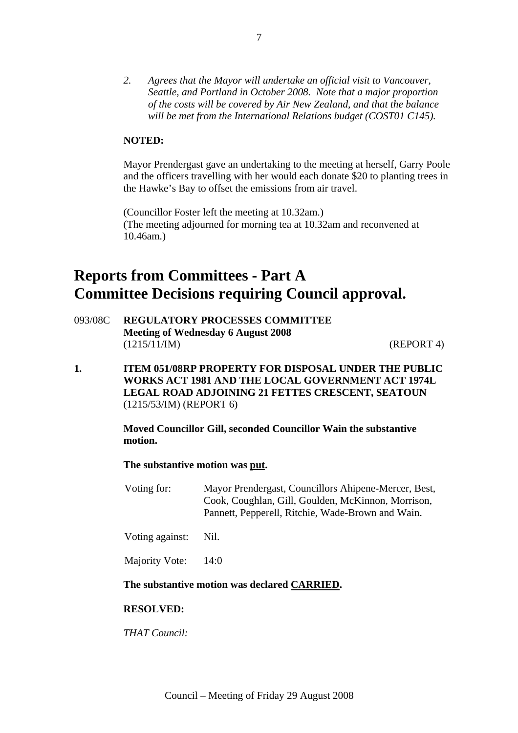2. *Agrees that the Mayor will undertake an official visit to Vancouver, Seattle, and Portland in October 2008. Note that a major proportion of the costs will be covered by Air New Zealand, and that the balance will be met from the International Relations budget (COST01 C145).*

**NOTED:**

Mayor Prendergast gave an undertaking to the meeting at herself, Garry Poole and the officers travelling with her would each donate $20 to planting trees in the Hawke's Bay to offset the emissions from air travel.

(Councillor Foster left the meeting at 10.32am.)
(The meeting adjourned for morning tea at 10.32am and reconvened at 10.46am.)

# Reports from Committees - Part A
# Committee Decisions requiring Council approval.

093/08C **REGULATORY PROCESSES COMMITTEE**
**Meeting of Wednesday 6 August 2008**
(1215/11/IM) (REPORT 4)

**1. ITEM 051/08RP PROPERTY FOR DISPOSAL UNDER THE PUBLIC WORKS ACT 1981 AND THE LOCAL GOVERNMENT ACT 1974L LEGAL ROAD ADJOINING 21 FETTES CRESCENT, SEATOUN**
(1215/53/IM) (REPORT 6)

**Moved Councillor Gill, seconded Councillor Wain the substantive motion.**

**The substantive motion was put.**

Voting for: Mayor Prendergast, Councillors Ahipene-Mercer, Best, Cook, Coughlan, Gill, Goulden, McKinnon, Morrison, Pannett, Pepperell, Ritchie, Wade-Brown and Wain.

Voting against: Nil.

Majority Vote: 14:0

**The substantive motion was declared CARRIED.**

**RESOLVED:**

*THAT Council:*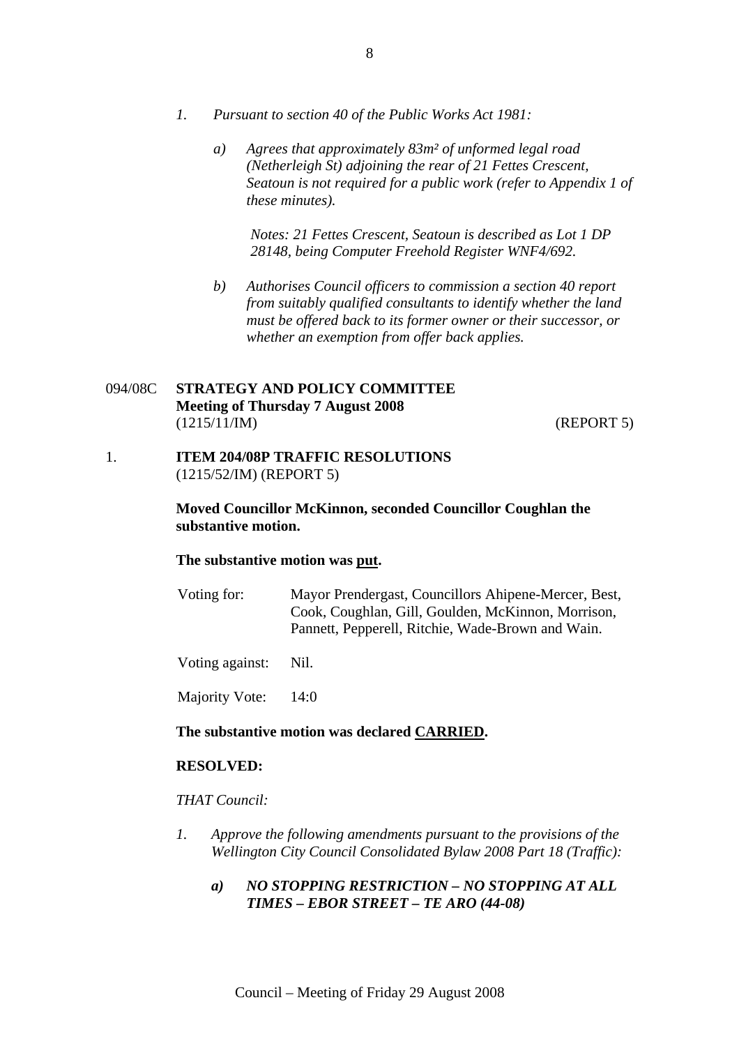*1. Pursuant to section 40 of the Public Works Act 1981:*

*a) Agrees that approximately 83m² of unformed legal road (Netherleigh St) adjoining the rear of 21 Fettes Crescent, Seatoun is not required for a public work (refer to Appendix 1 of these minutes).*

*Notes: 21 Fettes Crescent, Seatoun is described as Lot 1 DP 28148, being Computer Freehold Register WNF4/692.*

*b) Authorises Council officers to commission a section 40 report from suitably qualified consultants to identify whether the land must be offered back to its former owner or their successor, or whether an exemption from offer back applies.*

094/08C **STRATEGY AND POLICY COMMITTEE**
**Meeting of Thursday 7 August 2008**
(1215/11/IM) (REPORT 5)

1. **ITEM 204/08P TRAFFIC RESOLUTIONS**
(1215/52/IM) (REPORT 5)

**Moved Councillor McKinnon, seconded Councillor Coughlan the substantive motion.**

**The substantive motion was put.**

Voting for: Mayor Prendergast, Councillors Ahipene-Mercer, Best, Cook, Coughlan, Gill, Goulden, McKinnon, Morrison, Pannett, Pepperell, Ritchie, Wade-Brown and Wain.

Voting against: Nil.

Majority Vote: 14:0

**The substantive motion was declared CARRIED.**

**RESOLVED:**

*THAT Council:*

*1. Approve the following amendments pursuant to the provisions of the Wellington City Council Consolidated Bylaw 2008 Part 18 (Traffic):*

***a) NO STOPPING RESTRICTION – NO STOPPING AT ALL TIMES – EBOR STREET – TE ARO (44-08)***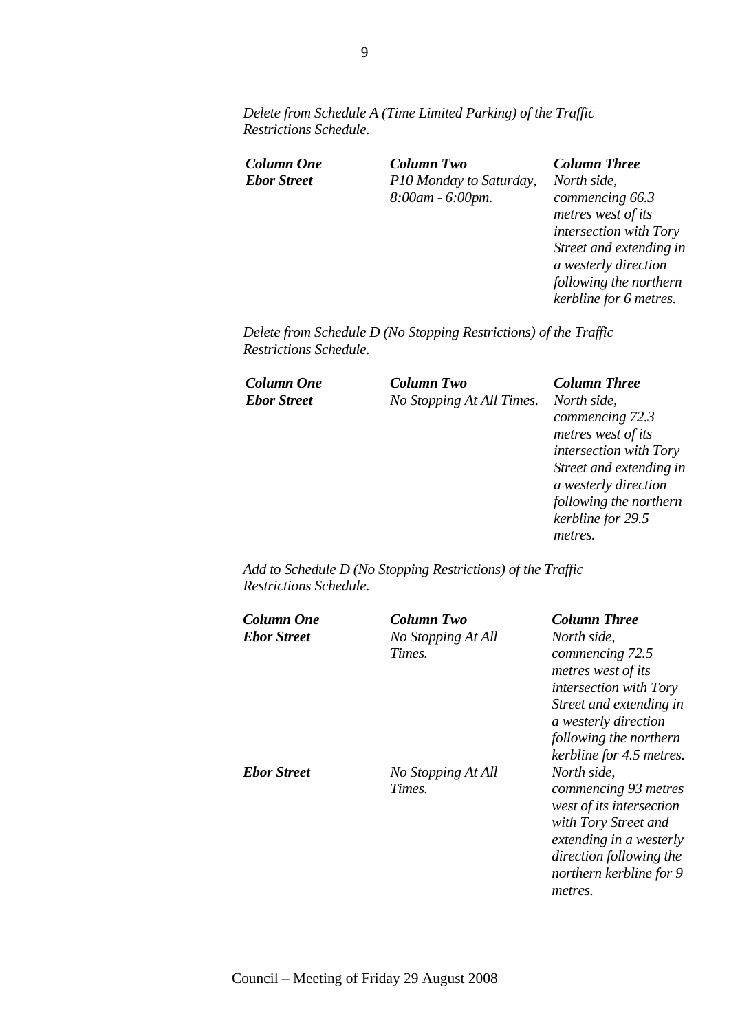*Delete from Schedule A (Time Limited Parking) of the Traffic Restrictions Schedule.*

| *Column One* | *Column Two* | *Column Three* |
|---|---|---|
| ***Ebor Street*** | *P10 Monday to Saturday, 8:00am - 6:00pm.* | *North side, commencing 66.3 metres west of its intersection with Tory Street and extending in a westerly direction following the northern kerbline for 6 metres.* |

*Delete from Schedule D (No Stopping Restrictions) of the Traffic Restrictions Schedule.*

| *Column One* | *Column Two* | *Column Three* |
|---|---|---|
| ***Ebor Street*** | *No Stopping At All Times.* | *North side, commencing 72.3 metres west of its intersection with Tory Street and extending in a westerly direction following the northern kerbline for 29.5 metres.* |

*Add to Schedule D (No Stopping Restrictions) of the Traffic Restrictions Schedule.*

| *Column One* | *Column Two* | *Column Three* |
|---|---|---|
| ***Ebor Street*** | *No Stopping At All Times.* | *North side, commencing 72.5 metres west of its intersection with Tory Street and extending in a westerly direction following the northern kerbline for 4.5 metres.* |
| ***Ebor Street*** | *No Stopping At All Times.* | *North side, commencing 93 metres west of its intersection with Tory Street and extending in a westerly direction following the northern kerbline for 9 metres.* |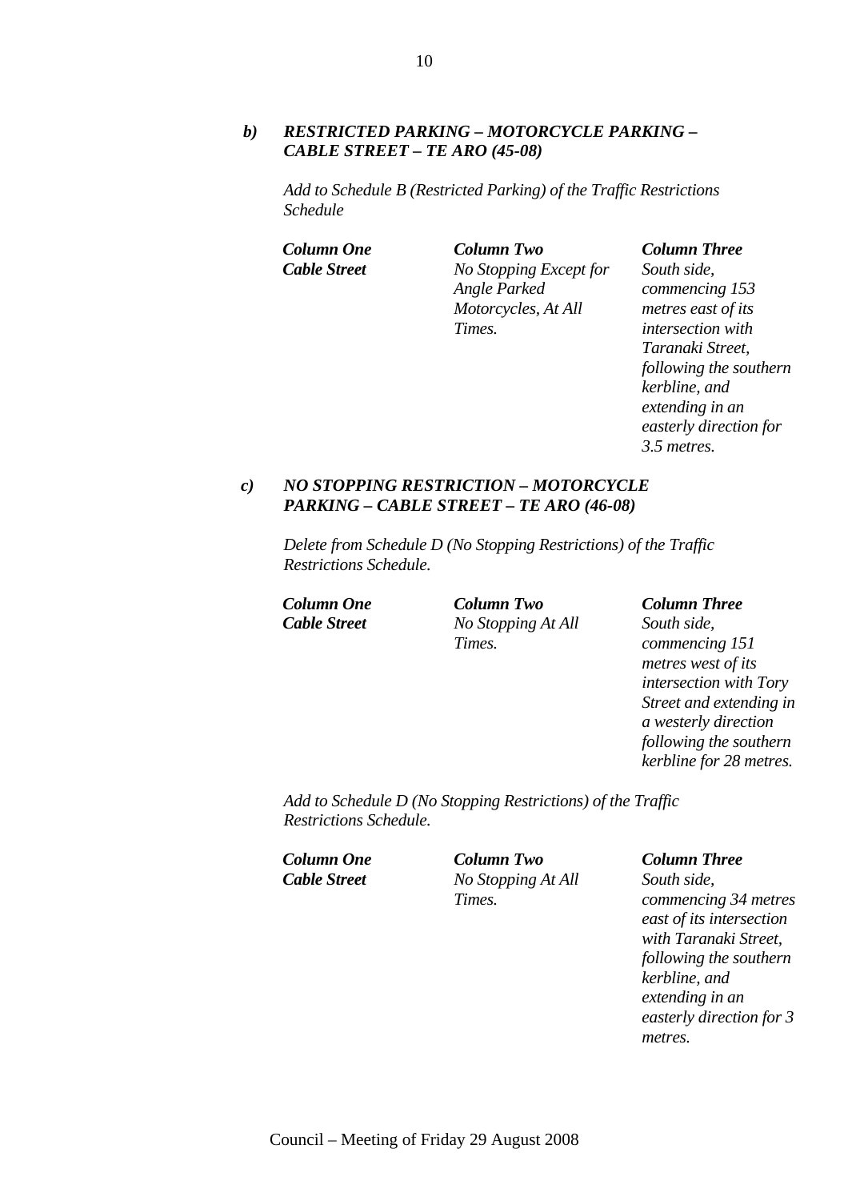***b) RESTRICTED PARKING – MOTORCYCLE PARKING – CABLE STREET – TE ARO (45-08)***

*Add to Schedule B (Restricted Parking) of the Traffic Restrictions Schedule*

| ***Column One*** | ***Column Two*** | ***Column Three*** |
|---|---|---|
| ***Cable Street*** | *No Stopping Except for Angle Parked Motorcycles, At All Times.* | *South side, commencing 153 metres east of its intersection with Taranaki Street, following the southern kerbline, and extending in an easterly direction for 3.5 metres.* |

***c) NO STOPPING RESTRICTION – MOTORCYCLE PARKING – CABLE STREET – TE ARO (46-08)***

*Delete from Schedule D (No Stopping Restrictions) of the Traffic Restrictions Schedule.*

| ***Column One*** | ***Column Two*** | ***Column Three*** |
|---|---|---|
| ***Cable Street*** | *No Stopping At All Times.* | *South side, commencing 151 metres west of its intersection with Tory Street and extending in a westerly direction following the southern kerbline for 28 metres.* |

*Add to Schedule D (No Stopping Restrictions) of the Traffic Restrictions Schedule.*

| ***Column One*** | ***Column Two*** | ***Column Three*** |
|---|---|---|
| ***Cable Street*** | *No Stopping At All Times.* | *South side, commencing 34 metres east of its intersection with Taranaki Street, following the southern kerbline, and extending in an easterly direction for 3 metres.* |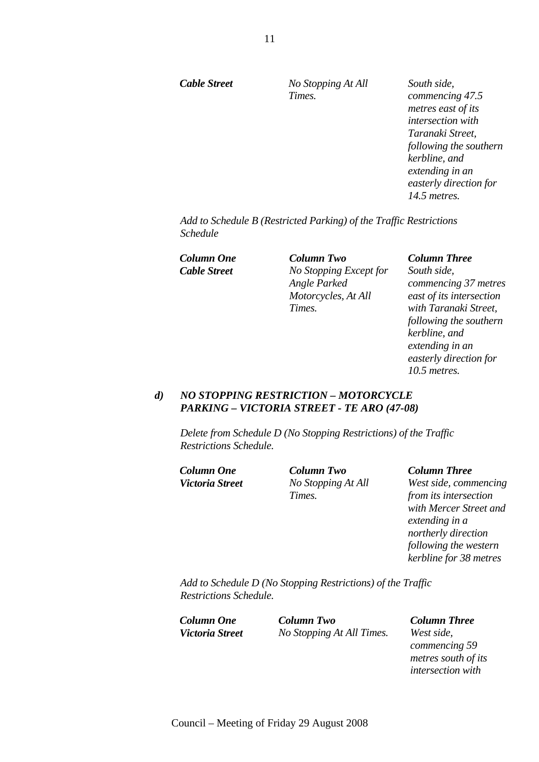| | | |
|---|---|---|
| ***Cable Street*** | *No Stopping At All Times.* | *South side, commencing 47.5 metres east of its intersection with Taranaki Street, following the southern kerbline, and extending in an easterly direction for 14.5 metres.* |

*Add to Schedule B (Restricted Parking) of the Traffic Restrictions Schedule*

| ***Column One*** | ***Column Two*** | ***Column Three*** |
|---|---|---|
| ***Cable Street*** | *No Stopping Except for Angle Parked Motorcycles, At All Times.* | *South side, commencing 37 metres east of its intersection with Taranaki Street, following the southern kerbline, and extending in an easterly direction for 10.5 metres.* |

***d) NO STOPPING RESTRICTION – MOTORCYCLE PARKING – VICTORIA STREET - TE ARO (47-08)***

*Delete from Schedule D (No Stopping Restrictions) of the Traffic Restrictions Schedule.*

| ***Column One*** | ***Column Two*** | ***Column Three*** |
|---|---|---|
| ***Victoria Street*** | *No Stopping At All Times.* | *West side, commencing from its intersection with Mercer Street and extending in a northerly direction following the western kerbline for 38 metres* |

*Add to Schedule D (No Stopping Restrictions) of the Traffic Restrictions Schedule.*

| ***Column One*** | ***Column Two*** | ***Column Three*** |
|---|---|---|
| ***Victoria Street*** | *No Stopping At All Times.* | *West side, commencing 59 metres south of its intersection with* |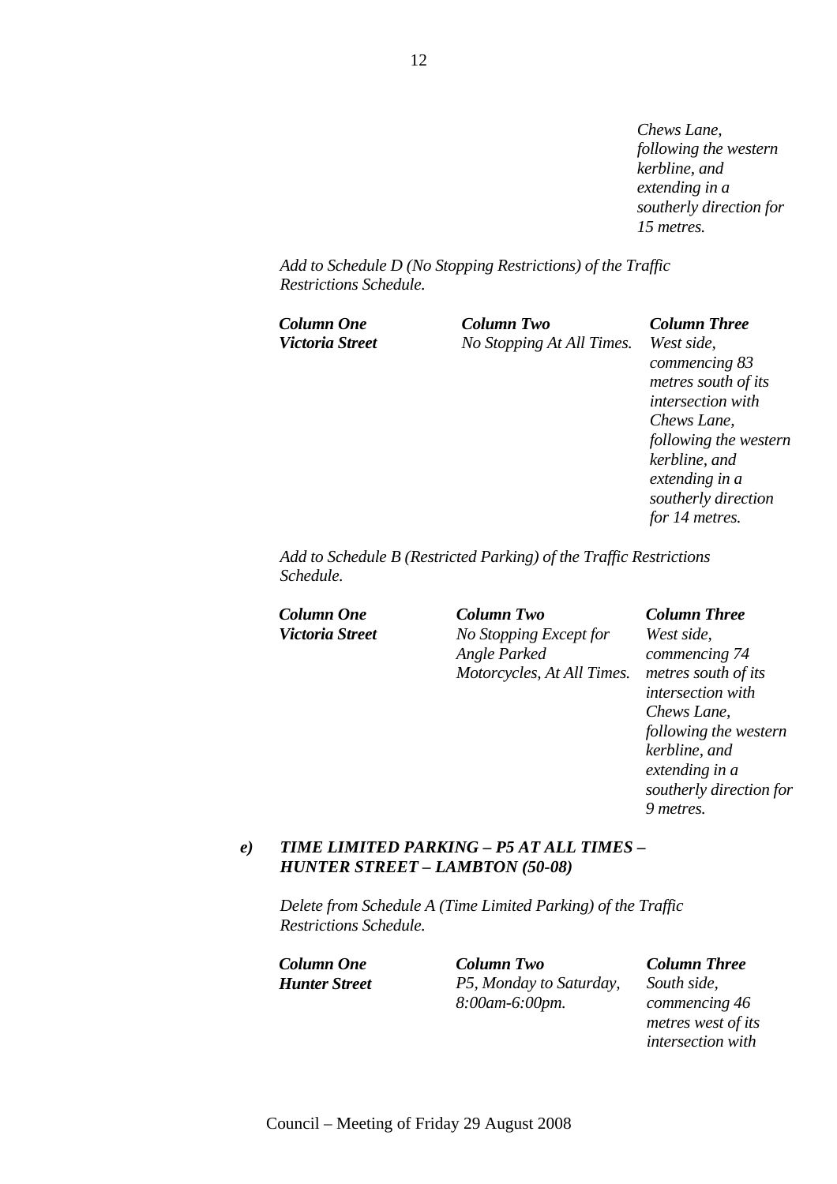*Chews Lane, following the western kerbline, and extending in a southerly direction for 15 metres.*

*Add to Schedule D (No Stopping Restrictions) of the Traffic Restrictions Schedule.*

| ***Column One*** | ***Column Two*** | ***Column Three*** |
|---|---|---|
| ***Victoria Street*** | *No Stopping At All Times.* | *West side, commencing 83 metres south of its intersection with Chews Lane, following the western kerbline, and extending in a southerly direction for 14 metres.* |

*Add to Schedule B (Restricted Parking) of the Traffic Restrictions Schedule.*

| ***Column One*** | ***Column Two*** | ***Column Three*** |
|---|---|---|
| ***Victoria Street*** | *No Stopping Except for Angle Parked Motorcycles, At All Times.* | *West side, commencing 74 metres south of its intersection with Chews Lane, following the western kerbline, and extending in a southerly direction for 9 metres.* |

***e) TIME LIMITED PARKING – P5 AT ALL TIMES – HUNTER STREET – LAMBTON (50-08)***

*Delete from Schedule A (Time Limited Parking) of the Traffic Restrictions Schedule.*

| ***Column One*** | ***Column Two*** | ***Column Three*** |
|---|---|---|
| ***Hunter Street*** | *P5, Monday to Saturday, 8:00am-6:00pm.* | *South side, commencing 46 metres west of its intersection with* |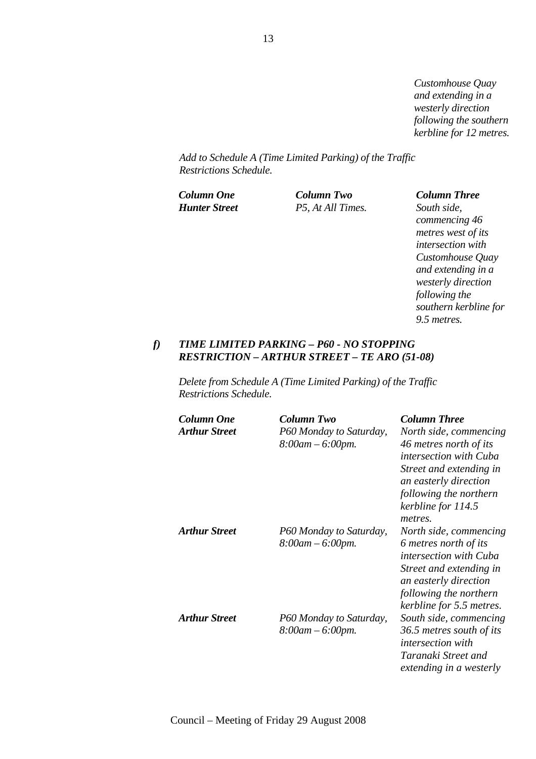*Customhouse Quay and extending in a westerly direction following the southern kerbline for 12 metres.*

*Add to Schedule A (Time Limited Parking) of the Traffic Restrictions Schedule.*

| ***Column One*** | ***Column Two*** | ***Column Three*** |
|---|---|---|
| ***Hunter Street*** | *P5, At All Times.* | *South side, commencing 46 metres west of its intersection with Customhouse Quay and extending in a westerly direction following the southern kerbline for 9.5 metres.* |

***f) TIME LIMITED PARKING – P60 - NO STOPPING RESTRICTION – ARTHUR STREET – TE ARO (51-08)***

*Delete from Schedule A (Time Limited Parking) of the Traffic Restrictions Schedule.*

| ***Column One*** | ***Column Two*** | ***Column Three*** |
|---|---|---|
| ***Arthur Street*** | *P60 Monday to Saturday, 8:00am – 6:00pm.* | *North side, commencing 46 metres north of its intersection with Cuba Street and extending in an easterly direction following the northern kerbline for 114.5 metres.* |
| ***Arthur Street*** | *P60 Monday to Saturday, 8:00am – 6:00pm.* | *North side, commencing 6 metres north of its intersection with Cuba Street and extending in an easterly direction following the northern kerbline for 5.5 metres.* |
| ***Arthur Street*** | *P60 Monday to Saturday, 8:00am – 6:00pm.* | *South side, commencing 36.5 metres south of its intersection with Taranaki Street and extending in a westerly* |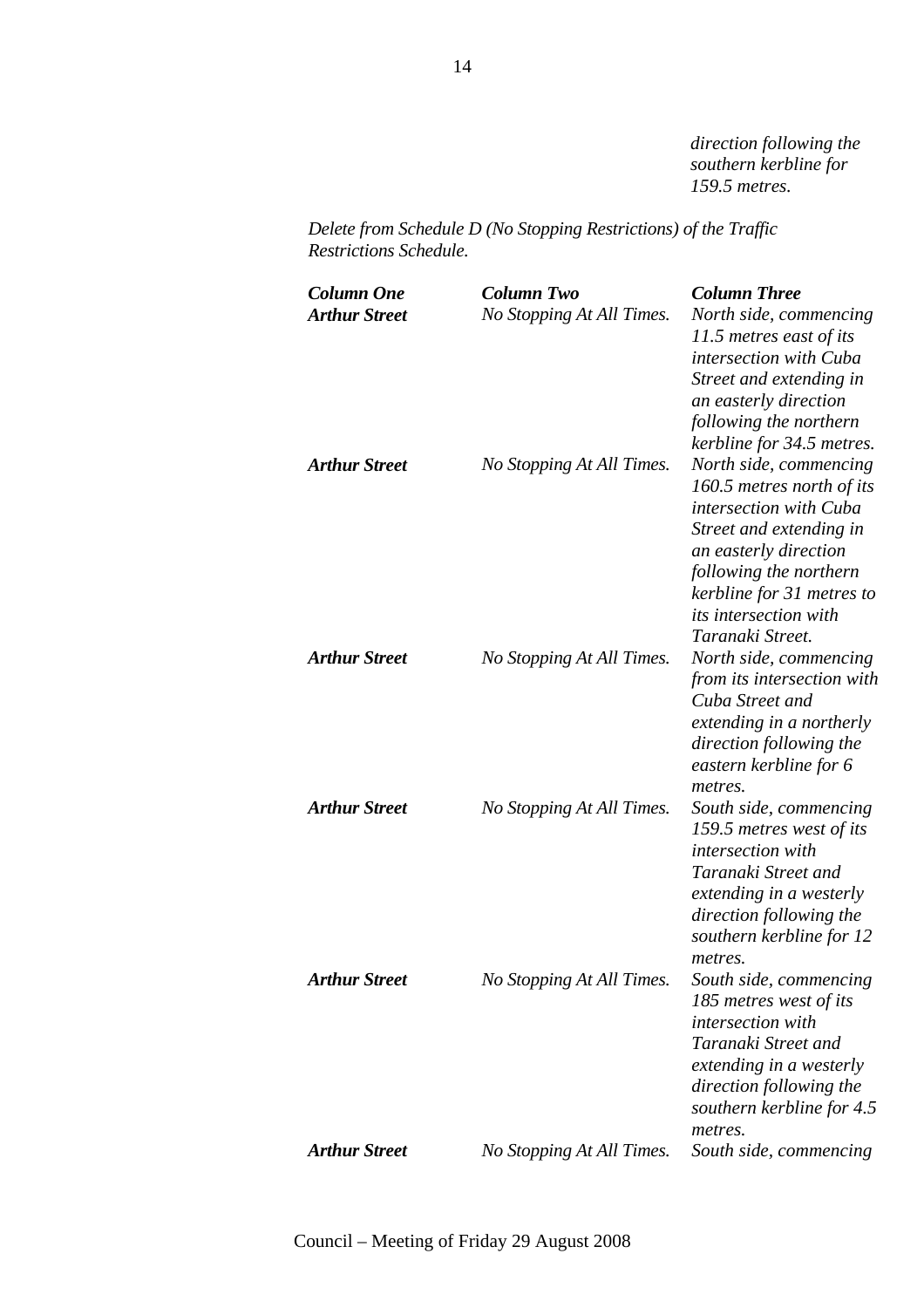*direction following the southern kerbline for 159.5 metres.*

*Delete from Schedule D (No Stopping Restrictions) of the Traffic Restrictions Schedule.*

| ***Column One*** | ***Column Two*** | ***Column Three*** |
|---|---|---|
| ***Arthur Street*** | *No Stopping At All Times.* | *North side, commencing 11.5 metres east of its intersection with Cuba Street and extending in an easterly direction following the northern kerbline for 34.5 metres.* |
| ***Arthur Street*** | *No Stopping At All Times.* | *North side, commencing 160.5 metres north of its intersection with Cuba Street and extending in an easterly direction following the northern kerbline for 31 metres to its intersection with Taranaki Street.* |
| ***Arthur Street*** | *No Stopping At All Times.* | *North side, commencing from its intersection with Cuba Street and extending in a northerly direction following the eastern kerbline for 6 metres.* |
| ***Arthur Street*** | *No Stopping At All Times.* | *South side, commencing 159.5 metres west of its intersection with Taranaki Street and extending in a westerly direction following the southern kerbline for 12 metres.* |
| ***Arthur Street*** | *No Stopping At All Times.* | *South side, commencing 185 metres west of its intersection with Taranaki Street and extending in a westerly direction following the southern kerbline for 4.5 metres.* |
| ***Arthur Street*** | *No Stopping At All Times.* | *South side, commencing* |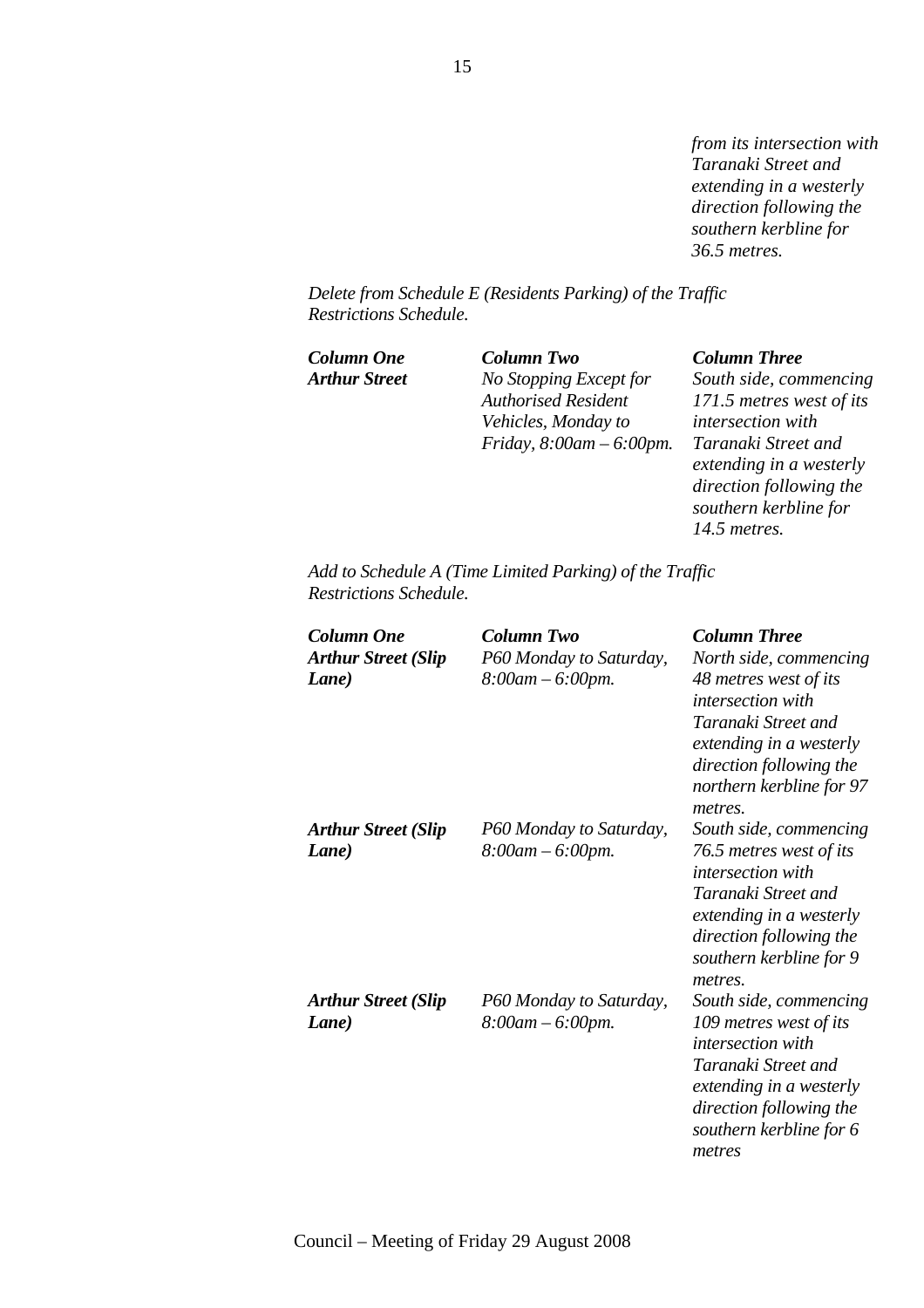| | | *from its intersection with Taranaki Street and extending in a westerly direction following the southern kerbline for 36.5 metres.* |
|---|---|---|

*Delete from Schedule E (Residents Parking) of the Traffic Restrictions Schedule.*

| ***Column One*** | ***Column Two*** | ***Column Three*** |
|---|---|---|
| ***Arthur Street*** | *No Stopping Except for Authorised Resident Vehicles, Monday to Friday, 8:00am – 6:00pm.* | *South side, commencing 171.5 metres west of its intersection with Taranaki Street and extending in a westerly direction following the southern kerbline for 14.5 metres.* |

*Add to Schedule A (Time Limited Parking) of the Traffic Restrictions Schedule.*

| ***Column One*** | ***Column Two*** | ***Column Three*** |
|---|---|---|
| ***Arthur Street (Slip Lane)*** | *P60 Monday to Saturday, 8:00am – 6:00pm.* | *North side, commencing 48 metres west of its intersection with Taranaki Street and extending in a westerly direction following the northern kerbline for 97 metres.* |
| ***Arthur Street (Slip Lane)*** | *P60 Monday to Saturday, 8:00am – 6:00pm.* | *South side, commencing 76.5 metres west of its intersection with Taranaki Street and extending in a westerly direction following the southern kerbline for 9 metres.* |
| ***Arthur Street (Slip Lane)*** | *P60 Monday to Saturday, 8:00am – 6:00pm.* | *South side, commencing 109 metres west of its intersection with Taranaki Street and extending in a westerly direction following the southern kerbline for 6 metres* |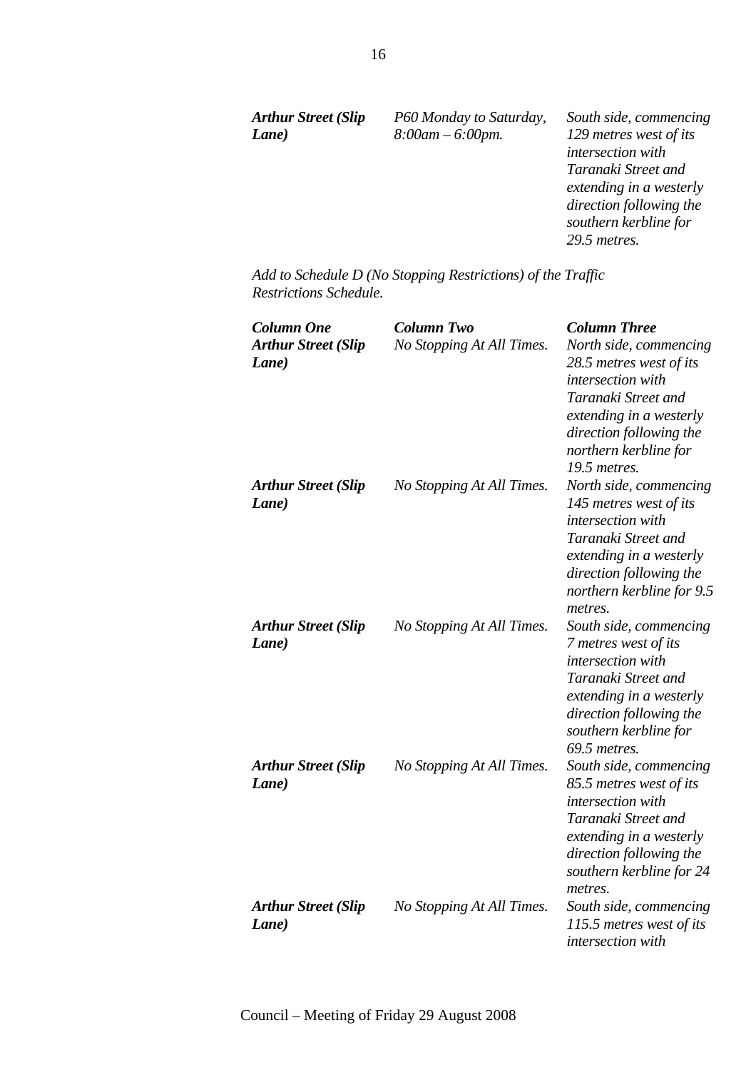| | | |
|---|---|---|
| ***Arthur Street (Slip Lane)*** | *P60 Monday to Saturday, 8:00am – 6:00pm.* | *South side, commencing 129 metres west of its intersection with Taranaki Street and extending in a westerly direction following the southern kerbline for 29.5 metres.* |

*Add to Schedule D (No Stopping Restrictions) of the Traffic Restrictions Schedule.*

| ***Column One*** | ***Column Two*** | ***Column Three*** |
|---|---|---|
| ***Arthur Street (Slip Lane)*** | *No Stopping At All Times.* | *North side, commencing 28.5 metres west of its intersection with Taranaki Street and extending in a westerly direction following the northern kerbline for 19.5 metres.* |
| ***Arthur Street (Slip Lane)*** | *No Stopping At All Times.* | *North side, commencing 145 metres west of its intersection with Taranaki Street and extending in a westerly direction following the northern kerbline for 9.5 metres.* |
| ***Arthur Street (Slip Lane)*** | *No Stopping At All Times.* | *South side, commencing 7 metres west of its intersection with Taranaki Street and extending in a westerly direction following the southern kerbline for 69.5 metres.* |
| ***Arthur Street (Slip Lane)*** | *No Stopping At All Times.* | *South side, commencing 85.5 metres west of its intersection with Taranaki Street and extending in a westerly direction following the southern kerbline for 24 metres.* |
| ***Arthur Street (Slip Lane)*** | *No Stopping At All Times.* | *South side, commencing 115.5 metres west of its intersection with* |

Council – Meeting of Friday 29 August 2008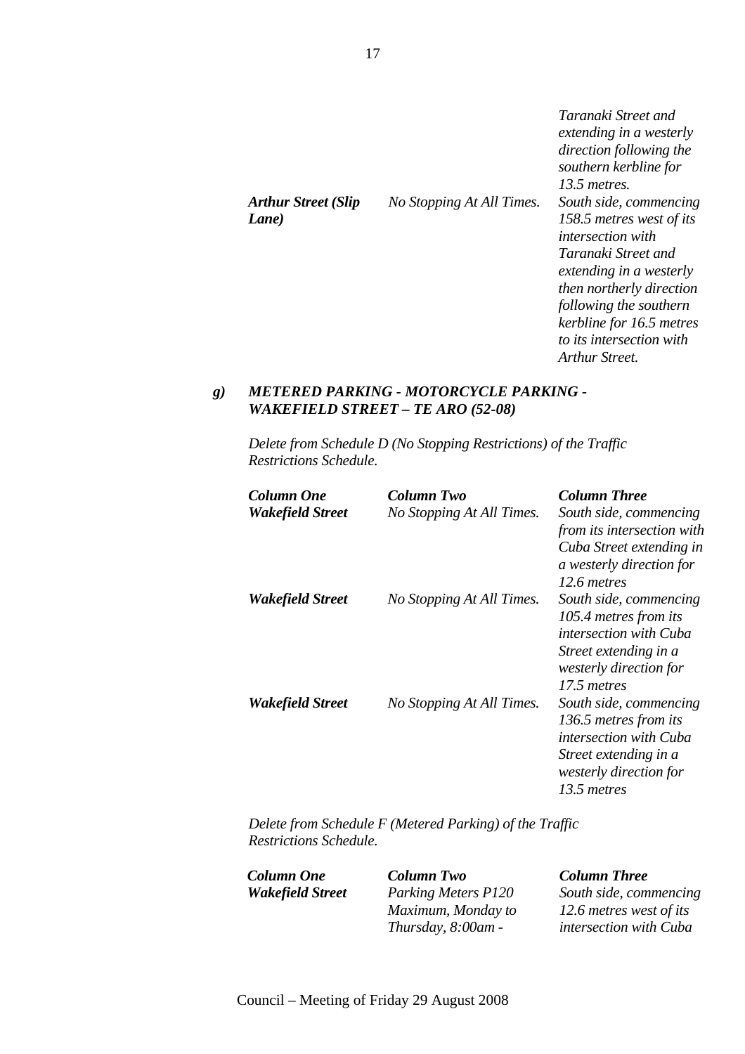| | | *Taranaki Street and extending in a westerly direction following the southern kerbline for 13.5 metres.* |
|---|---|---|
| ***Arthur Street (Slip Lane)*** | *No Stopping At All Times.* | *South side, commencing 158.5 metres west of its intersection with Taranaki Street and extending in a westerly then northerly direction following the southern kerbline for 16.5 metres to its intersection with Arthur Street.* |

## *g) METERED PARKING - MOTORCYCLE PARKING - WAKEFIELD STREET – TE ARO (52-08)*

*Delete from Schedule D (No Stopping Restrictions) of the Traffic Restrictions Schedule.*

| ***Column One*** | ***Column Two*** | ***Column Three*** |
|---|---|---|
| ***Wakefield Street*** | *No Stopping At All Times.* | *South side, commencing from its intersection with Cuba Street extending in a westerly direction for 12.6 metres* |
| ***Wakefield Street*** | *No Stopping At All Times.* | *South side, commencing 105.4 metres from its intersection with Cuba Street extending in a westerly direction for 17.5 metres* |
| ***Wakefield Street*** | *No Stopping At All Times.* | *South side, commencing 136.5 metres from its intersection with Cuba Street extending in a westerly direction for 13.5 metres* |

*Delete from Schedule F (Metered Parking) of the Traffic Restrictions Schedule.*

| ***Column One*** | ***Column Two*** | ***Column Three*** |
|---|---|---|
| ***Wakefield Street*** | *Parking Meters P120 Maximum, Monday to Thursday, 8:00am -* | *South side, commencing 12.6 metres west of its intersection with Cuba* |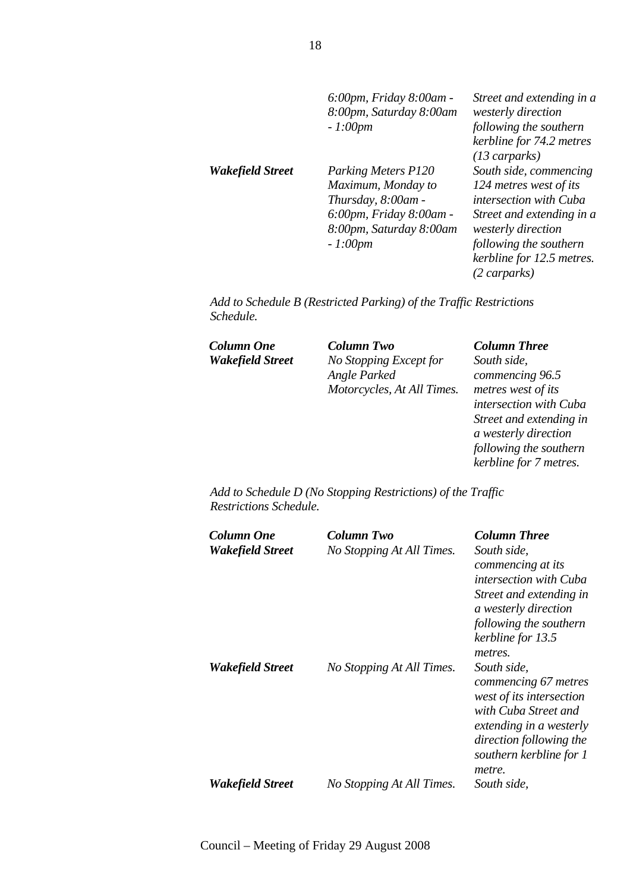| | | |
|---|---|---|
| | *6:00pm, Friday 8:00am - 8:00pm, Saturday 8:00am - 1:00pm* | *Street and extending in a westerly direction following the southern kerbline for 74.2 metres (13 carparks)* |
| ***Wakefield Street*** | *Parking Meters P120 Maximum, Monday to Thursday, 8:00am - 6:00pm, Friday 8:00am - 8:00pm, Saturday 8:00am - 1:00pm* | *South side, commencing 124 metres west of its intersection with Cuba Street and extending in a westerly direction following the southern kerbline for 12.5 metres. (2 carparks)* |

*Add to Schedule B (Restricted Parking) of the Traffic Restrictions Schedule.*

| ***Column One*** | ***Column Two*** | ***Column Three*** |
|---|---|---|
| ***Wakefield Street*** | *No Stopping Except for Angle Parked Motorcycles, At All Times.* | *South side, commencing 96.5 metres west of its intersection with Cuba Street and extending in a westerly direction following the southern kerbline for 7 metres.* |

*Add to Schedule D (No Stopping Restrictions) of the Traffic Restrictions Schedule.*

| ***Column One*** | ***Column Two*** | ***Column Three*** |
|---|---|---|
| ***Wakefield Street*** | *No Stopping At All Times.* | *South side, commencing at its intersection with Cuba Street and extending in a westerly direction following the southern kerbline for 13.5 metres.* |
| ***Wakefield Street*** | *No Stopping At All Times.* | *South side, commencing 67 metres west of its intersection with Cuba Street and extending in a westerly direction following the southern kerbline for 1 metre.* |
| ***Wakefield Street*** | *No Stopping At All Times.* | *South side,* |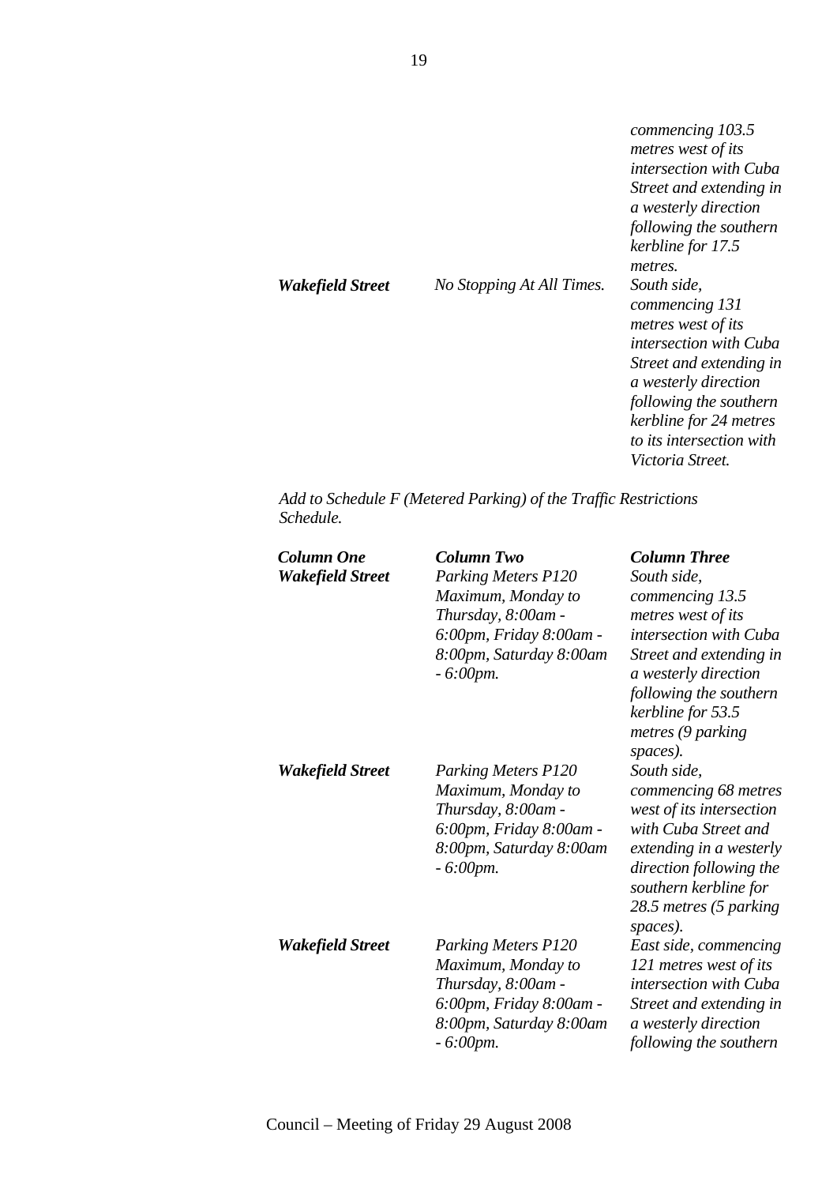| | | |
|---|---|---|
| | | *commencing 103.5 metres west of its intersection with Cuba Street and extending in a westerly direction following the southern kerbline for 17.5 metres.* |
| ***Wakefield Street*** | *No Stopping At All Times.* | *South side, commencing 131 metres west of its intersection with Cuba Street and extending in a westerly direction following the southern kerbline for 24 metres to its intersection with Victoria Street.* |

*Add to Schedule F (Metered Parking) of the Traffic Restrictions Schedule.*

| ***Column One*** | ***Column Two*** | ***Column Three*** |
|---|---|---|
| ***Wakefield Street*** | *Parking Meters P120 Maximum, Monday to Thursday, 8:00am - 6:00pm, Friday 8:00am - 8:00pm, Saturday 8:00am - 6:00pm.* | *South side, commencing 13.5 metres west of its intersection with Cuba Street and extending in a westerly direction following the southern kerbline for 53.5 metres (9 parking spaces).* |
| ***Wakefield Street*** | *Parking Meters P120 Maximum, Monday to Thursday, 8:00am - 6:00pm, Friday 8:00am - 8:00pm, Saturday 8:00am - 6:00pm.* | *South side, commencing 68 metres west of its intersection with Cuba Street and extending in a westerly direction following the southern kerbline for 28.5 metres (5 parking spaces).* |
| ***Wakefield Street*** | *Parking Meters P120 Maximum, Monday to Thursday, 8:00am - 6:00pm, Friday 8:00am - 8:00pm, Saturday 8:00am - 6:00pm.* | *East side, commencing 121 metres west of its intersection with Cuba Street and extending in a westerly direction following the southern* |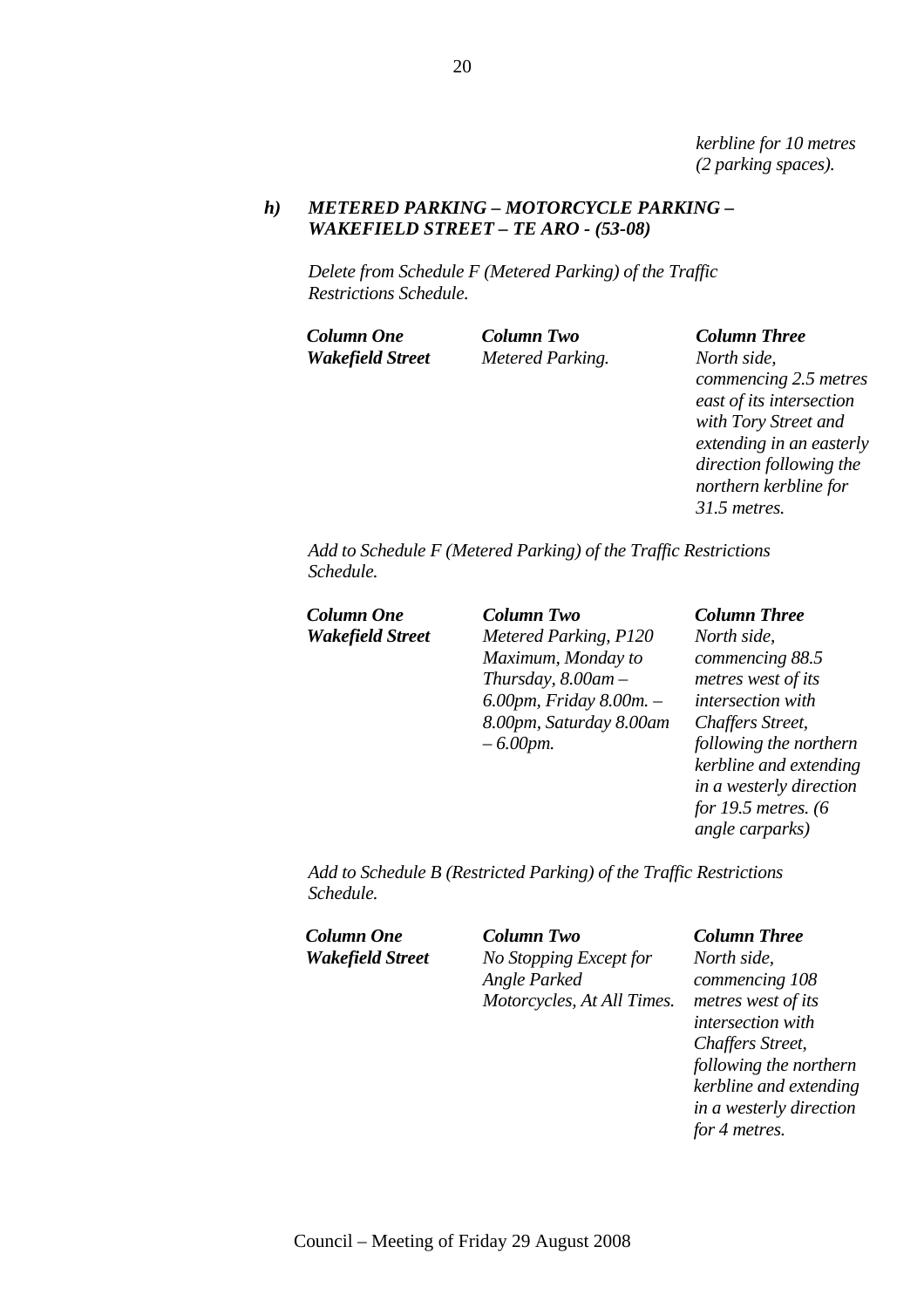*kerbline for 10 metres (2 parking spaces).*

***h) METERED PARKING – MOTORCYCLE PARKING – WAKEFIELD STREET – TE ARO - (53-08)***

*Delete from Schedule F (Metered Parking) of the Traffic Restrictions Schedule.*

| ***Column One*** | ***Column Two*** | ***Column Three*** |
|---|---|---|
| ***Wakefield Street*** | *Metered Parking.* | *North side, commencing 2.5 metres east of its intersection with Tory Street and extending in an easterly direction following the northern kerbline for 31.5 metres.* |

*Add to Schedule F (Metered Parking) of the Traffic Restrictions Schedule.*

| ***Column One*** | ***Column Two*** | ***Column Three*** |
|---|---|---|
| ***Wakefield Street*** | *Metered Parking, P120 Maximum, Monday to Thursday, 8.00am – 6.00pm, Friday 8.00m. – 8.00pm, Saturday 8.00am – 6.00pm.* | *North side, commencing 88.5 metres west of its intersection with Chaffers Street, following the northern kerbline and extending in a westerly direction for 19.5 metres. (6 angle carparks)* |

*Add to Schedule B (Restricted Parking) of the Traffic Restrictions Schedule.*

| ***Column One*** | ***Column Two*** | ***Column Three*** |
|---|---|---|
| ***Wakefield Street*** | *No Stopping Except for Angle Parked Motorcycles, At All Times.* | *North side, commencing 108 metres west of its intersection with Chaffers Street, following the northern kerbline and extending in a westerly direction for 4 metres.* |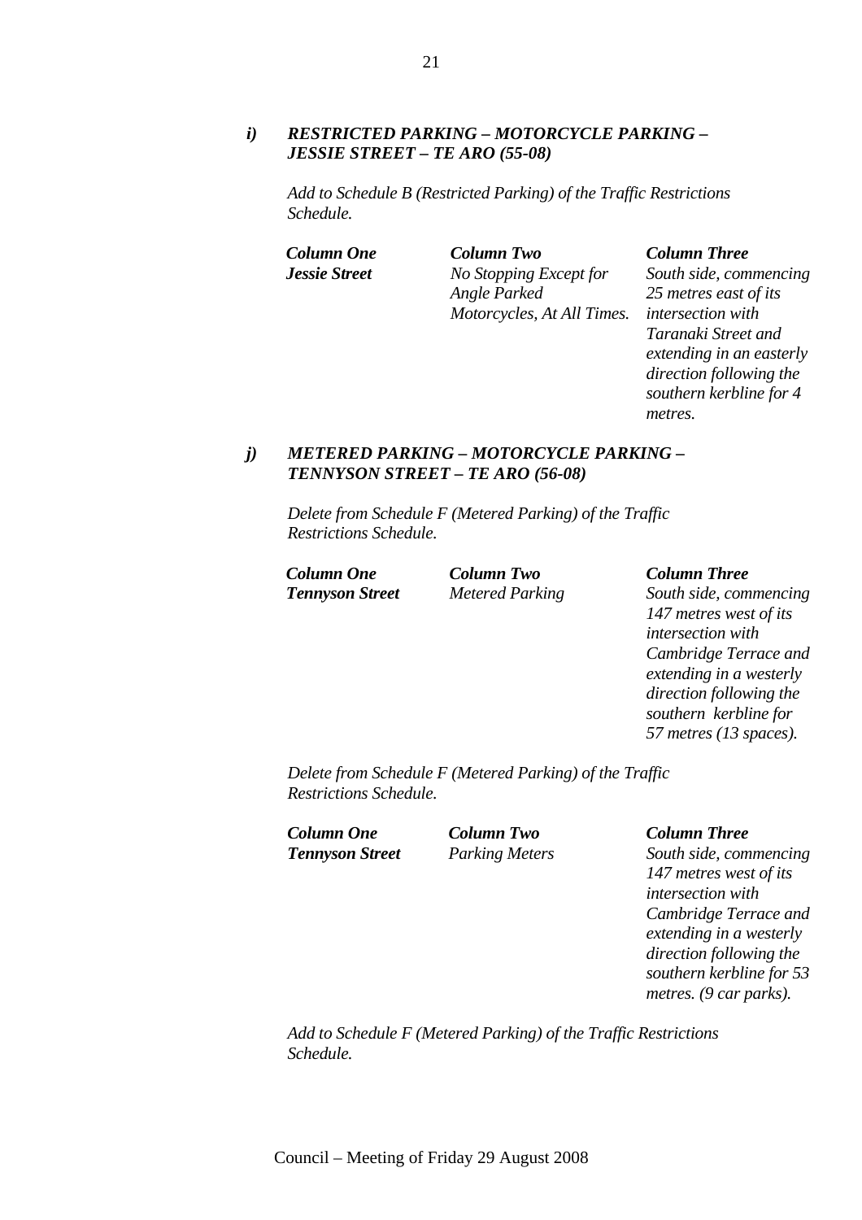### *i) RESTRICTED PARKING – MOTORCYCLE PARKING – JESSIE STREET – TE ARO (55-08)*

*Add to Schedule B (Restricted Parking) of the Traffic Restrictions Schedule.*

| *Column One* | *Column Two* | *Column Three* |
|---|---|---|
| ***Jessie Street*** | *No Stopping Except for Angle Parked Motorcycles, At All Times.* | *South side, commencing 25 metres east of its intersection with Taranaki Street and extending in an easterly direction following the southern kerbline for 4 metres.* |

### *j) METERED PARKING – MOTORCYCLE PARKING – TENNYSON STREET – TE ARO (56-08)*

*Delete from Schedule F (Metered Parking) of the Traffic Restrictions Schedule.*

| *Column One* | *Column Two* | *Column Three* |
|---|---|---|
| ***Tennyson Street*** | *Metered Parking* | *South side, commencing 147 metres west of its intersection with Cambridge Terrace and extending in a westerly direction following the southern kerbline for 57 metres (13 spaces).* |

*Delete from Schedule F (Metered Parking) of the Traffic Restrictions Schedule.*

| *Column One* | *Column Two* | *Column Three* |
|---|---|---|
| ***Tennyson Street*** | *Parking Meters* | *South side, commencing 147 metres west of its intersection with Cambridge Terrace and extending in a westerly direction following the southern kerbline for 53 metres. (9 car parks).* |

*Add to Schedule F (Metered Parking) of the Traffic Restrictions Schedule.*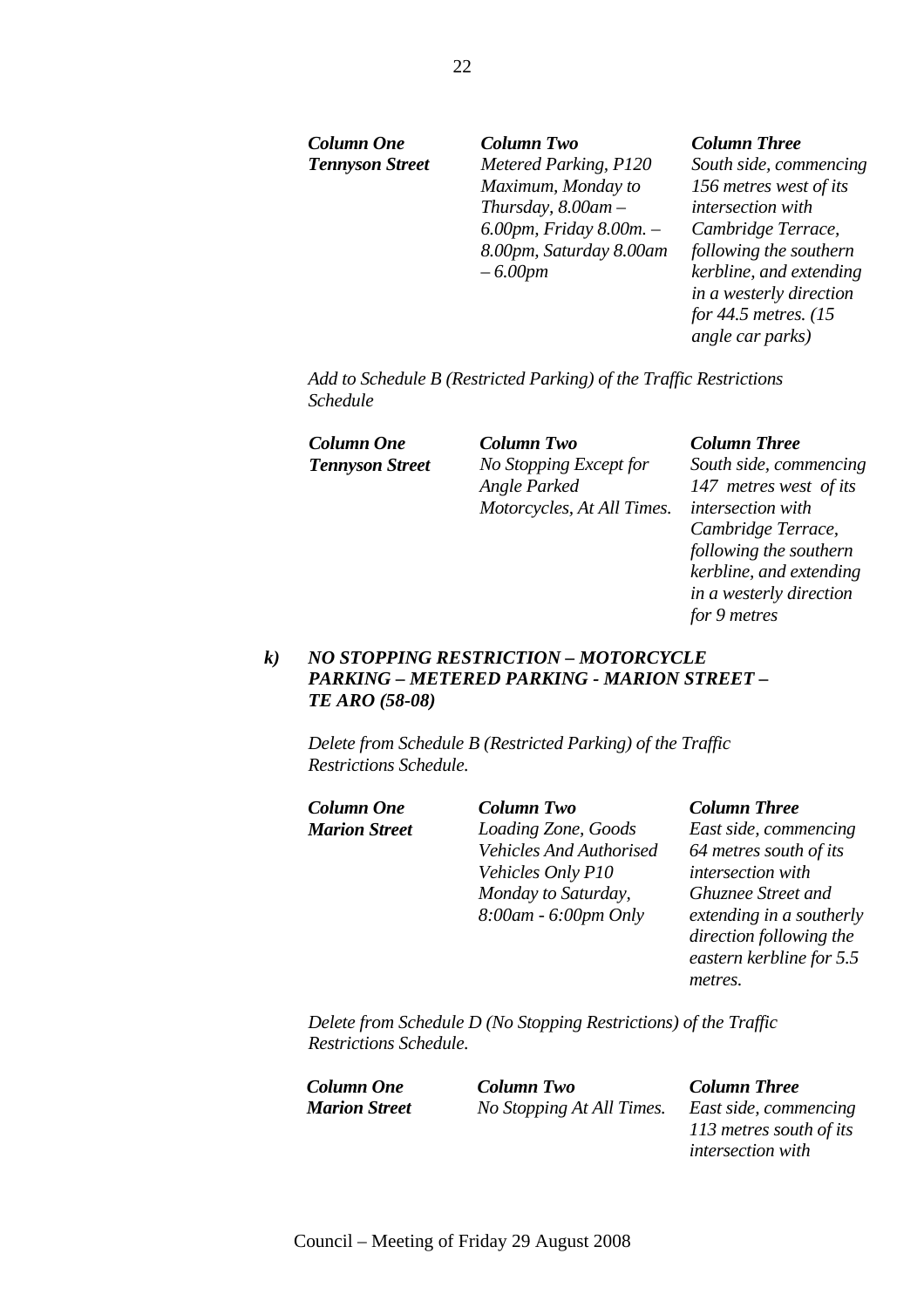| *Column One* | *Column Two* | *Column Three* |
|---|---|---|
| ***Tennyson Street*** | *Metered Parking, P120 Maximum, Monday to Thursday, 8.00am – 6.00pm, Friday 8.00m. – 8.00pm, Saturday 8.00am – 6.00pm* | *South side, commencing 156 metres west of its intersection with Cambridge Terrace, following the southern kerbline, and extending in a westerly direction for 44.5 metres. (15 angle car parks)* |

*Add to Schedule B (Restricted Parking) of the Traffic Restrictions Schedule*

| *Column One* | *Column Two* | *Column Three* |
|---|---|---|
| ***Tennyson Street*** | *No Stopping Except for Angle Parked Motorcycles, At All Times.* | *South side, commencing 147 metres west of its intersection with Cambridge Terrace, following the southern kerbline, and extending in a westerly direction for 9 metres* |

### *k) NO STOPPING RESTRICTION – MOTORCYCLE PARKING – METERED PARKING - MARION STREET – TE ARO (58-08)*

*Delete from Schedule B (Restricted Parking) of the Traffic Restrictions Schedule.*

| *Column One* | *Column Two* | *Column Three* |
|---|---|---|
| ***Marion Street*** | *Loading Zone, Goods Vehicles And Authorised Vehicles Only P10 Monday to Saturday, 8:00am - 6:00pm Only* | *East side, commencing 64 metres south of its intersection with Ghuznee Street and extending in a southerly direction following the eastern kerbline for 5.5 metres.* |

*Delete from Schedule D (No Stopping Restrictions) of the Traffic Restrictions Schedule.*

| *Column One* | *Column Two* | *Column Three* |
|---|---|---|
| ***Marion Street*** | *No Stopping At All Times.* | *East side, commencing 113 metres south of its intersection with* |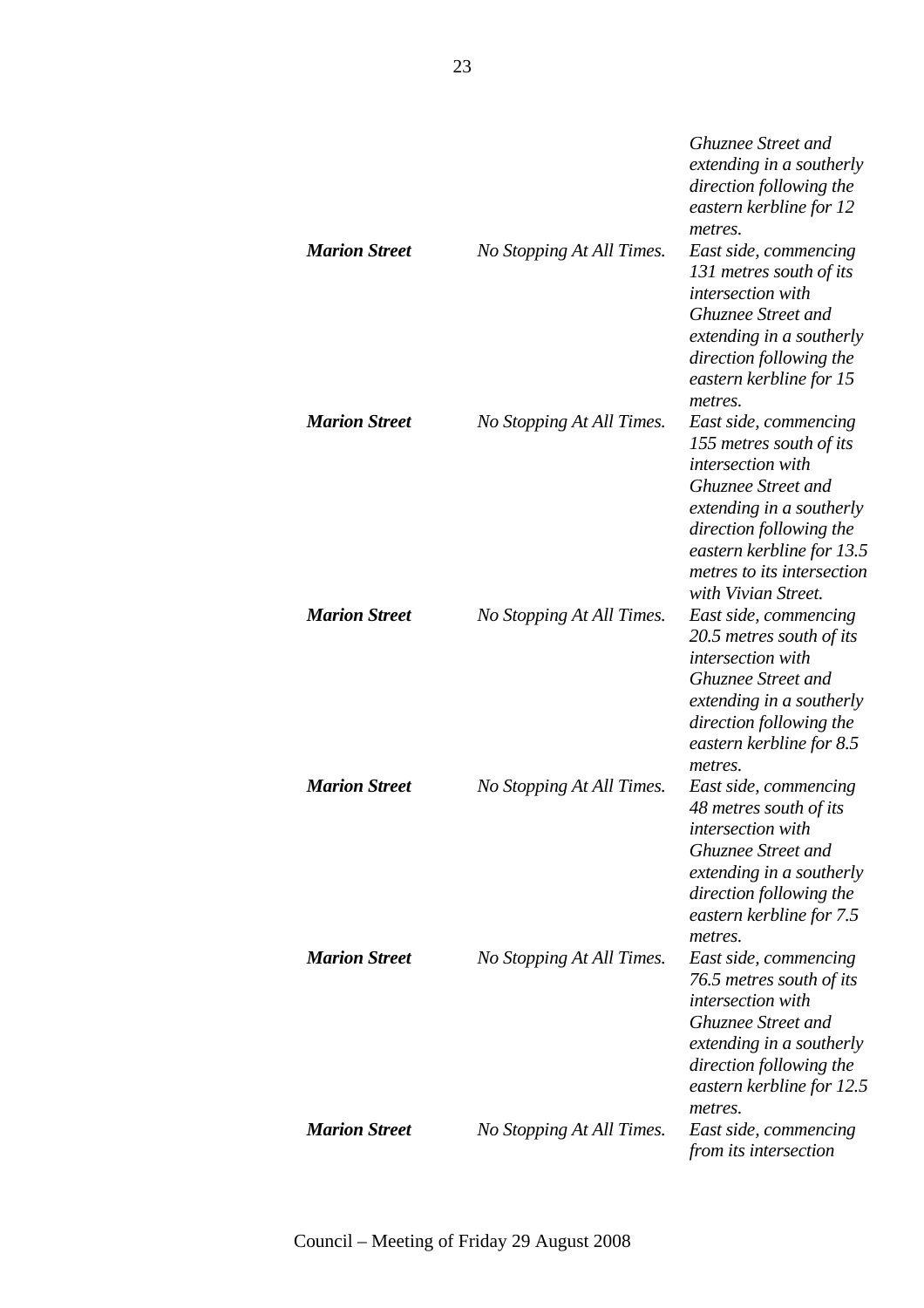| | | |
|---|---|---|
| | | *Ghuznee Street and extending in a southerly direction following the eastern kerbline for 12 metres.* |
| ***Marion Street*** | *No Stopping At All Times.* | *East side, commencing 131 metres south of its intersection with Ghuznee Street and extending in a southerly direction following the eastern kerbline for 15 metres.* |
| ***Marion Street*** | *No Stopping At All Times.* | *East side, commencing 155 metres south of its intersection with Ghuznee Street and extending in a southerly direction following the eastern kerbline for 13.5 metres to its intersection with Vivian Street.* |
| ***Marion Street*** | *No Stopping At All Times.* | *East side, commencing 20.5 metres south of its intersection with Ghuznee Street and extending in a southerly direction following the eastern kerbline for 8.5 metres.* |
| ***Marion Street*** | *No Stopping At All Times.* | *East side, commencing 48 metres south of its intersection with Ghuznee Street and extending in a southerly direction following the eastern kerbline for 7.5 metres.* |
| ***Marion Street*** | *No Stopping At All Times.* | *East side, commencing 76.5 metres south of its intersection with Ghuznee Street and extending in a southerly direction following the eastern kerbline for 12.5 metres.* |
| ***Marion Street*** | *No Stopping At All Times.* | *East side, commencing from its intersection* |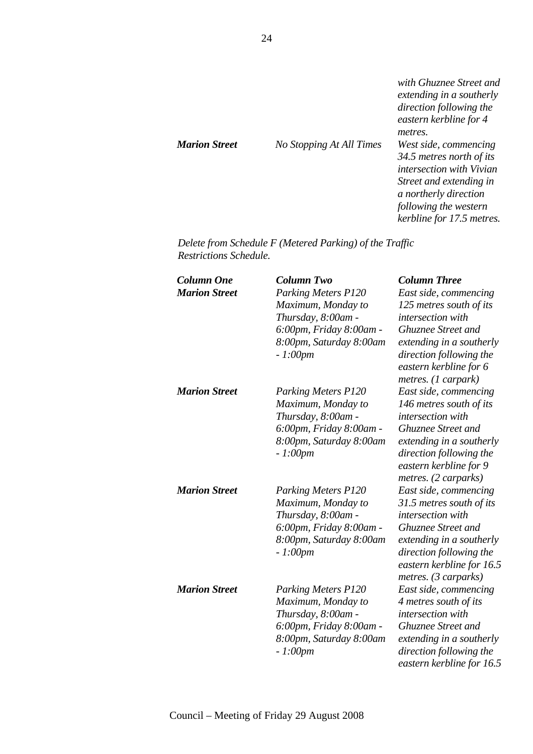| | | *with Ghuznee Street and extending in a southerly direction following the eastern kerbline for 4 metres.* |
|---|---|---|
| ***Marion Street*** | *No Stopping At All Times* | *West side, commencing 34.5 metres north of its intersection with Vivian Street and extending in a northerly direction following the western kerbline for 17.5 metres.* |

*Delete from Schedule F (Metered Parking) of the Traffic Restrictions Schedule.*

| ***Column One*** | ***Column Two*** | ***Column Three*** |
|---|---|---|
| ***Marion Street*** | *Parking Meters P120 Maximum, Monday to Thursday, 8:00am - 6:00pm, Friday 8:00am - 8:00pm, Saturday 8:00am - 1:00pm* | *East side, commencing 125 metres south of its intersection with Ghuznee Street and extending in a southerly direction following the eastern kerbline for 6 metres. (1 carpark)* |
| ***Marion Street*** | *Parking Meters P120 Maximum, Monday to Thursday, 8:00am - 6:00pm, Friday 8:00am - 8:00pm, Saturday 8:00am - 1:00pm* | *East side, commencing 146 metres south of its intersection with Ghuznee Street and extending in a southerly direction following the eastern kerbline for 9 metres. (2 carparks)* |
| ***Marion Street*** | *Parking Meters P120 Maximum, Monday to Thursday, 8:00am - 6:00pm, Friday 8:00am - 8:00pm, Saturday 8:00am - 1:00pm* | *East side, commencing 31.5 metres south of its intersection with Ghuznee Street and extending in a southerly direction following the eastern kerbline for 16.5 metres. (3 carparks)* |
| ***Marion Street*** | *Parking Meters P120 Maximum, Monday to Thursday, 8:00am - 6:00pm, Friday 8:00am - 8:00pm, Saturday 8:00am - 1:00pm* | *East side, commencing 4 metres south of its intersection with Ghuznee Street and extending in a southerly direction following the eastern kerbline for 16.5* |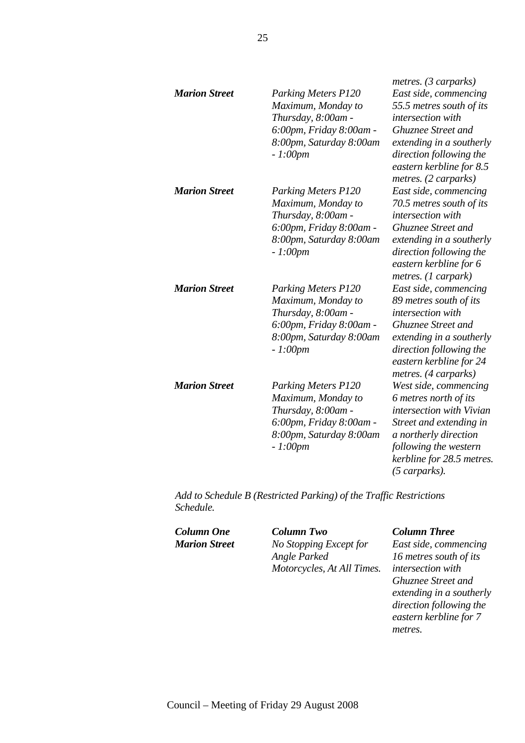| | | |
|---|---|---|
| | | *metres. (3 carparks)* |
| ***Marion Street*** | *Parking Meters P120 Maximum, Monday to Thursday, 8:00am - 6:00pm, Friday 8:00am - 8:00pm, Saturday 8:00am - 1:00pm* | *East side, commencing 55.5 metres south of its intersection with Ghuznee Street and extending in a southerly direction following the eastern kerbline for 8.5 metres. (2 carparks)* |
| ***Marion Street*** | *Parking Meters P120 Maximum, Monday to Thursday, 8:00am - 6:00pm, Friday 8:00am - 8:00pm, Saturday 8:00am - 1:00pm* | *East side, commencing 70.5 metres south of its intersection with Ghuznee Street and extending in a southerly direction following the eastern kerbline for 6 metres. (1 carpark)* |
| ***Marion Street*** | *Parking Meters P120 Maximum, Monday to Thursday, 8:00am - 6:00pm, Friday 8:00am - 8:00pm, Saturday 8:00am - 1:00pm* | *East side, commencing 89 metres south of its intersection with Ghuznee Street and extending in a southerly direction following the eastern kerbline for 24 metres. (4 carparks)* |
| ***Marion Street*** | *Parking Meters P120 Maximum, Monday to Thursday, 8:00am - 6:00pm, Friday 8:00am - 8:00pm, Saturday 8:00am - 1:00pm* | *West side, commencing 6 metres north of its intersection with Vivian Street and extending in a northerly direction following the western kerbline for 28.5 metres. (5 carparks).* |

*Add to Schedule B (Restricted Parking) of the Traffic Restrictions Schedule.*

| ***Column One*** | ***Column Two*** | ***Column Three*** |
|---|---|---|
| ***Marion Street*** | *No Stopping Except for Angle Parked Motorcycles, At All Times.* | *East side, commencing 16 metres south of its intersection with Ghuznee Street and extending in a southerly direction following the eastern kerbline for 7 metres.* |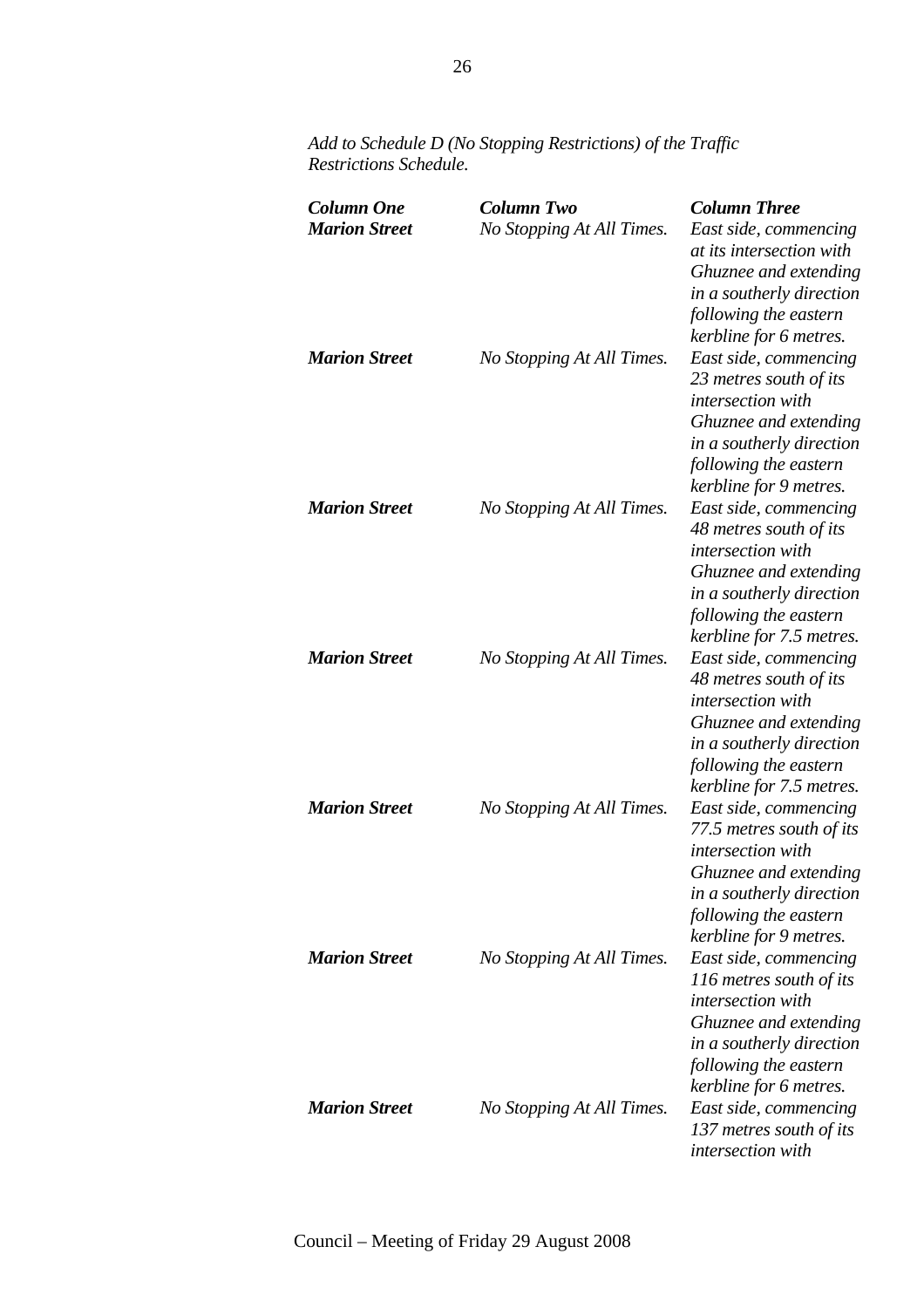*Add to Schedule D (No Stopping Restrictions) of the Traffic Restrictions Schedule.*

| ***Column One*** | ***Column Two*** | ***Column Three*** |
|---|---|---|
| ***Marion Street*** | *No Stopping At All Times.* | *East side, commencing at its intersection with Ghuznee and extending in a southerly direction following the eastern kerbline for 6 metres.* |
| ***Marion Street*** | *No Stopping At All Times.* | *East side, commencing 23 metres south of its intersection with Ghuznee and extending in a southerly direction following the eastern kerbline for 9 metres.* |
| ***Marion Street*** | *No Stopping At All Times.* | *East side, commencing 48 metres south of its intersection with Ghuznee and extending in a southerly direction following the eastern kerbline for 7.5 metres.* |
| ***Marion Street*** | *No Stopping At All Times.* | *East side, commencing 48 metres south of its intersection with Ghuznee and extending in a southerly direction following the eastern kerbline for 7.5 metres.* |
| ***Marion Street*** | *No Stopping At All Times.* | *East side, commencing 77.5 metres south of its intersection with Ghuznee and extending in a southerly direction following the eastern kerbline for 9 metres.* |
| ***Marion Street*** | *No Stopping At All Times.* | *East side, commencing 116 metres south of its intersection with Ghuznee and extending in a southerly direction following the eastern kerbline for 6 metres.* |
| ***Marion Street*** | *No Stopping At All Times.* | *East side, commencing 137 metres south of its intersection with* |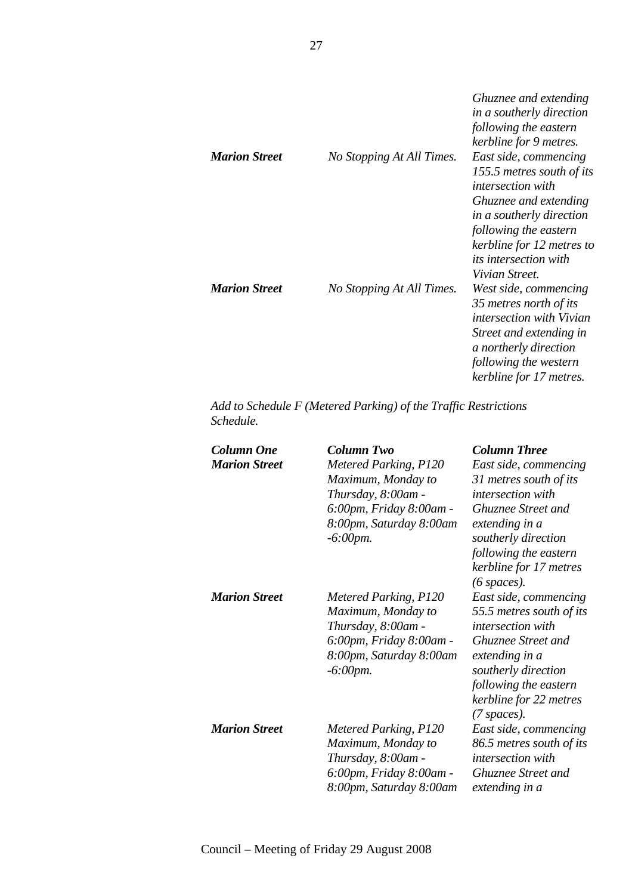| | | |
|---|---|---|
| | | *Ghuznee and extending in a southerly direction following the eastern kerbline for 9 metres.* |
| ***Marion Street*** | *No Stopping At All Times.* | *East side, commencing 155.5 metres south of its intersection with Ghuznee and extending in a southerly direction following the eastern kerbline for 12 metres to its intersection with Vivian Street.* |
| ***Marion Street*** | *No Stopping At All Times.* | *West side, commencing 35 metres north of its intersection with Vivian Street and extending in a northerly direction following the western kerbline for 17 metres.* |

*Add to Schedule F (Metered Parking) of the Traffic Restrictions Schedule.*

| ***Column One*** | ***Column Two*** | ***Column Three*** |
|---|---|---|
| ***Marion Street*** | *Metered Parking, P120 Maximum, Monday to Thursday, 8:00am - 6:00pm, Friday 8:00am - 8:00pm, Saturday 8:00am -6:00pm.* | *East side, commencing 31 metres south of its intersection with Ghuznee Street and extending in a southerly direction following the eastern kerbline for 17 metres (6 spaces).* |
| ***Marion Street*** | *Metered Parking, P120 Maximum, Monday to Thursday, 8:00am - 6:00pm, Friday 8:00am - 8:00pm, Saturday 8:00am -6:00pm.* | *East side, commencing 55.5 metres south of its intersection with Ghuznee Street and extending in a southerly direction following the eastern kerbline for 22 metres (7 spaces).* |
| ***Marion Street*** | *Metered Parking, P120 Maximum, Monday to Thursday, 8:00am - 6:00pm, Friday 8:00am - 8:00pm, Saturday 8:00am* | *East side, commencing 86.5 metres south of its intersection with Ghuznee Street and extending in a* |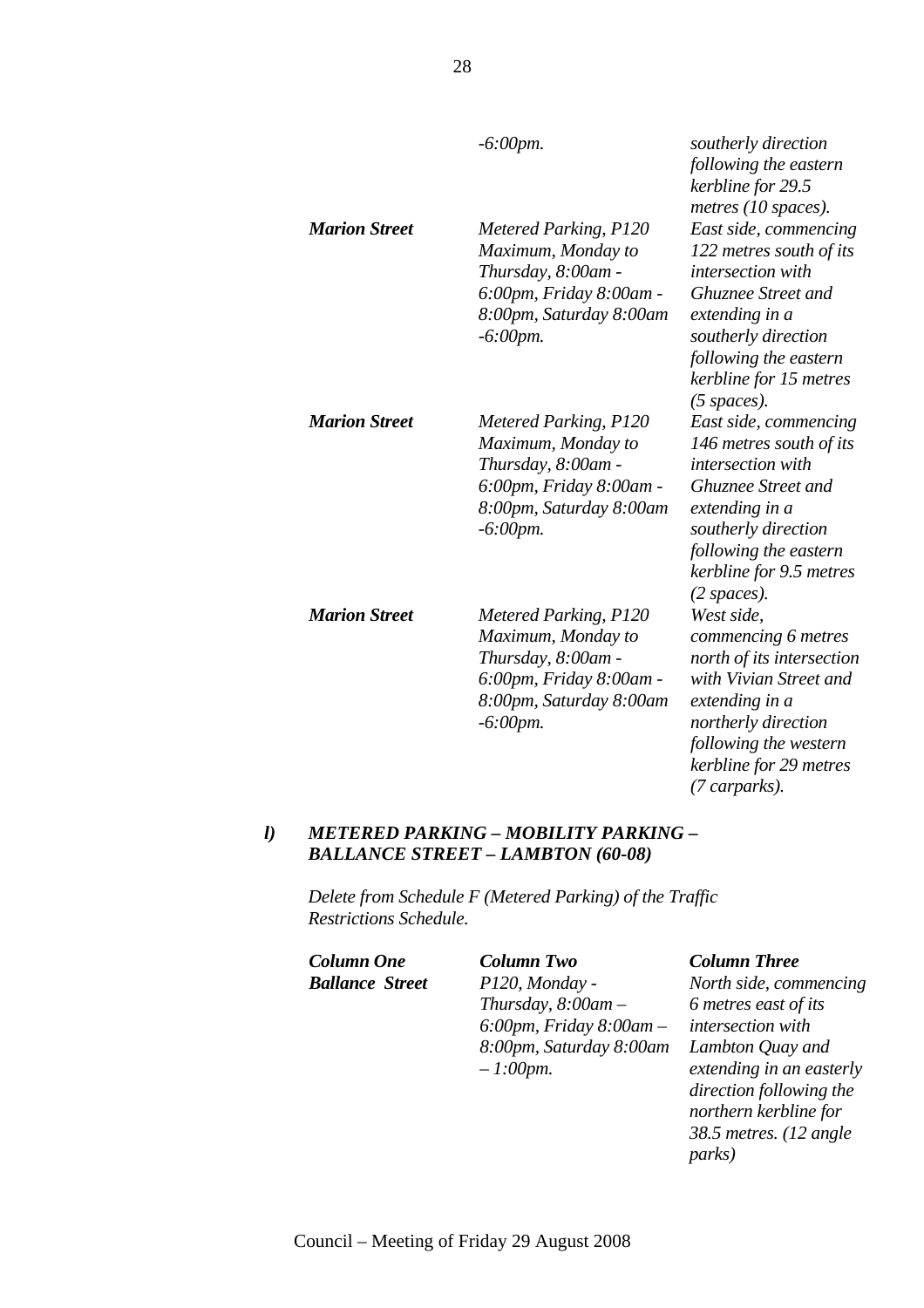| | | |
|---|---|---|
| | *-6:00pm.* | *southerly direction following the eastern kerbline for 29.5 metres (10 spaces).* |
| ***Marion Street*** | *Metered Parking, P120 Maximum, Monday to Thursday, 8:00am - 6:00pm, Friday 8:00am - 8:00pm, Saturday 8:00am -6:00pm.* | *East side, commencing 122 metres south of its intersection with Ghuznee Street and extending in a southerly direction following the eastern kerbline for 15 metres (5 spaces).* |
| ***Marion Street*** | *Metered Parking, P120 Maximum, Monday to Thursday, 8:00am - 6:00pm, Friday 8:00am - 8:00pm, Saturday 8:00am -6:00pm.* | *East side, commencing 146 metres south of its intersection with Ghuznee Street and extending in a southerly direction following the eastern kerbline for 9.5 metres (2 spaces).* |
| ***Marion Street*** | *Metered Parking, P120 Maximum, Monday to Thursday, 8:00am - 6:00pm, Friday 8:00am - 8:00pm, Saturday 8:00am -6:00pm.* | *West side, commencing 6 metres north of its intersection with Vivian Street and extending in a northerly direction following the western kerbline for 29 metres (7 carparks).* |

***l) METERED PARKING – MOBILITY PARKING – BALLANCE STREET – LAMBTON (60-08)***

*Delete from Schedule F (Metered Parking) of the Traffic Restrictions Schedule.*

| ***Column One*** | ***Column Two*** | ***Column Three*** |
|---|---|---|
| ***Ballance Street*** | *P120, Monday - Thursday, 8:00am – 6:00pm, Friday 8:00am – 8:00pm, Saturday 8:00am – 1:00pm.* | *North side, commencing 6 metres east of its intersection with Lambton Quay and extending in an easterly direction following the northern kerbline for 38.5 metres. (12 angle parks)* |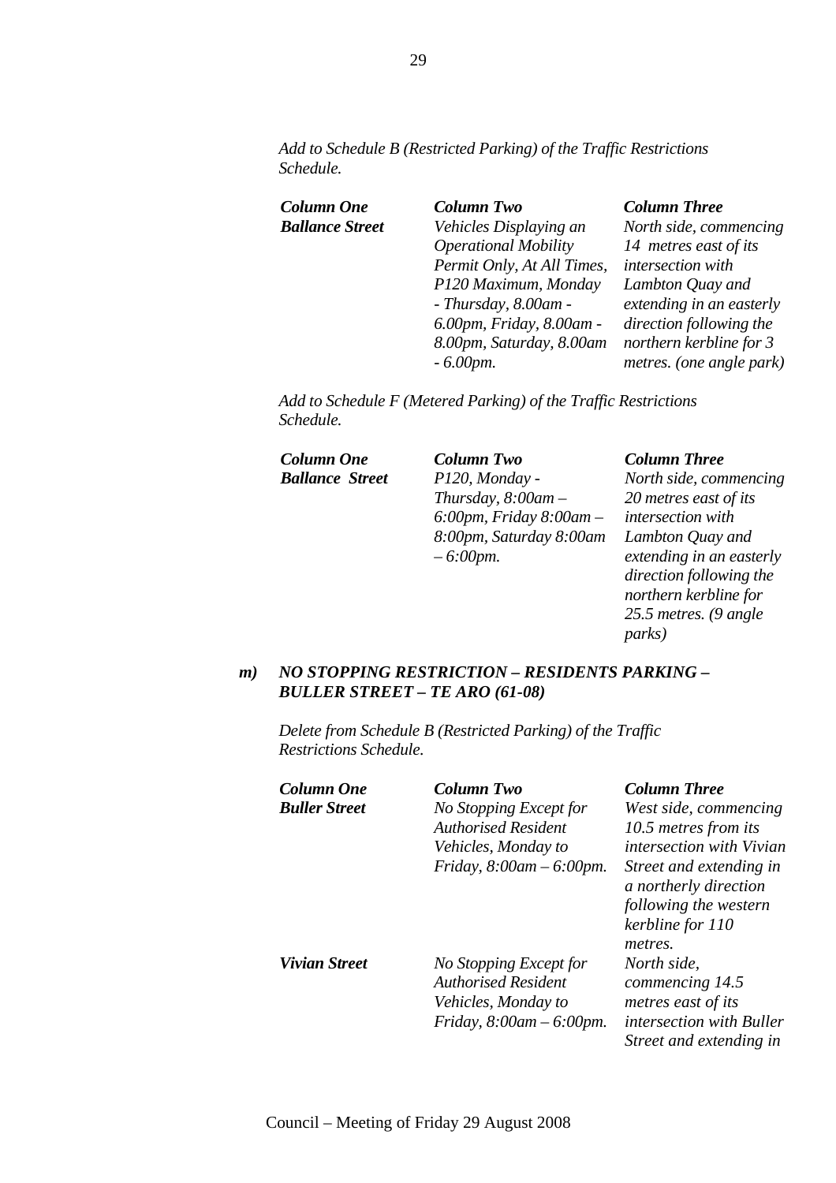*Add to Schedule B (Restricted Parking) of the Traffic Restrictions Schedule.*

| *Column One* | *Column Two* | *Column Three* |
|---|---|---|
| ***Ballance Street*** | *Vehicles Displaying an Operational Mobility Permit Only, At All Times, P120 Maximum, Monday - Thursday, 8.00am - 6.00pm, Friday, 8.00am - 8.00pm, Saturday, 8.00am - 6.00pm.* | *North side, commencing 14 metres east of its intersection with Lambton Quay and extending in an easterly direction following the northern kerbline for 3 metres. (one angle park)* |

*Add to Schedule F (Metered Parking) of the Traffic Restrictions Schedule.*

| *Column One* | *Column Two* | *Column Three* |
|---|---|---|
| ***Ballance Street*** | *P120, Monday - Thursday, 8:00am – 6:00pm, Friday 8:00am – 8:00pm, Saturday 8:00am – 6:00pm.* | *North side, commencing 20 metres east of its intersection with Lambton Quay and extending in an easterly direction following the northern kerbline for 25.5 metres. (9 angle parks)* |

***m) NO STOPPING RESTRICTION – RESIDENTS PARKING – BULLER STREET – TE ARO (61-08)***

*Delete from Schedule B (Restricted Parking) of the Traffic Restrictions Schedule.*

| *Column One* | *Column Two* | *Column Three* |
|---|---|---|
| ***Buller Street*** | *No Stopping Except for Authorised Resident Vehicles, Monday to Friday, 8:00am – 6:00pm.* | *West side, commencing 10.5 metres from its intersection with Vivian Street and extending in a northerly direction following the western kerbline for 110 metres.* |
| ***Vivian Street*** | *No Stopping Except for Authorised Resident Vehicles, Monday to Friday, 8:00am – 6:00pm.* | *North side, commencing 14.5 metres east of its intersection with Buller Street and extending in* |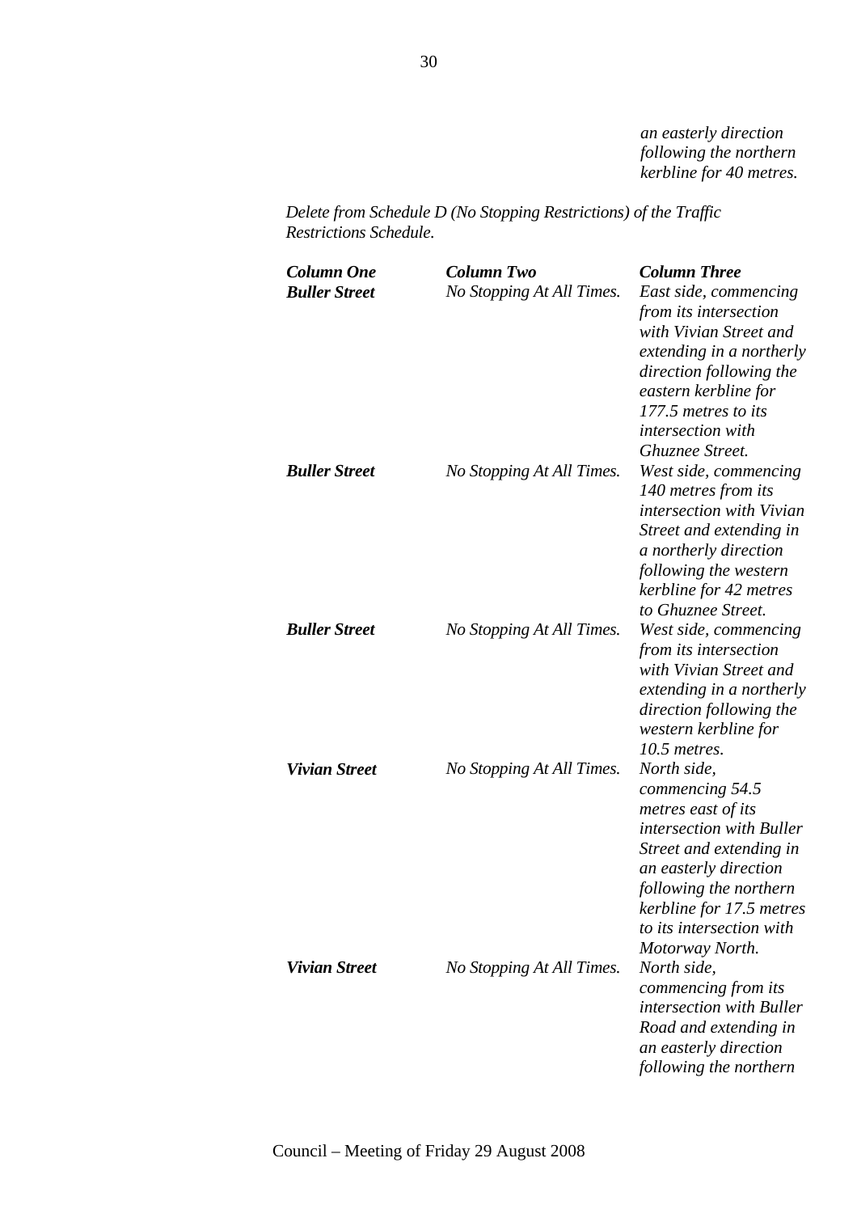*an easterly direction following the northern kerbline for 40 metres.*

*Delete from Schedule D (No Stopping Restrictions) of the Traffic Restrictions Schedule.*

| ***Column One*** | ***Column Two*** | ***Column Three*** |
|---|---|---|
| ***Buller Street*** | *No Stopping At All Times.* | *East side, commencing from its intersection with Vivian Street and extending in a northerly direction following the eastern kerbline for 177.5 metres to its intersection with Ghuznee Street.* |
| ***Buller Street*** | *No Stopping At All Times.* | *West side, commencing 140 metres from its intersection with Vivian Street and extending in a northerly direction following the western kerbline for 42 metres to Ghuznee Street.* |
| ***Buller Street*** | *No Stopping At All Times.* | *West side, commencing from its intersection with Vivian Street and extending in a northerly direction following the western kerbline for 10.5 metres.* |
| ***Vivian Street*** | *No Stopping At All Times.* | *North side, commencing 54.5 metres east of its intersection with Buller Street and extending in an easterly direction following the northern kerbline for 17.5 metres to its intersection with Motorway North.* |
| ***Vivian Street*** | *No Stopping At All Times.* | *North side, commencing from its intersection with Buller Road and extending in an easterly direction following the northern* |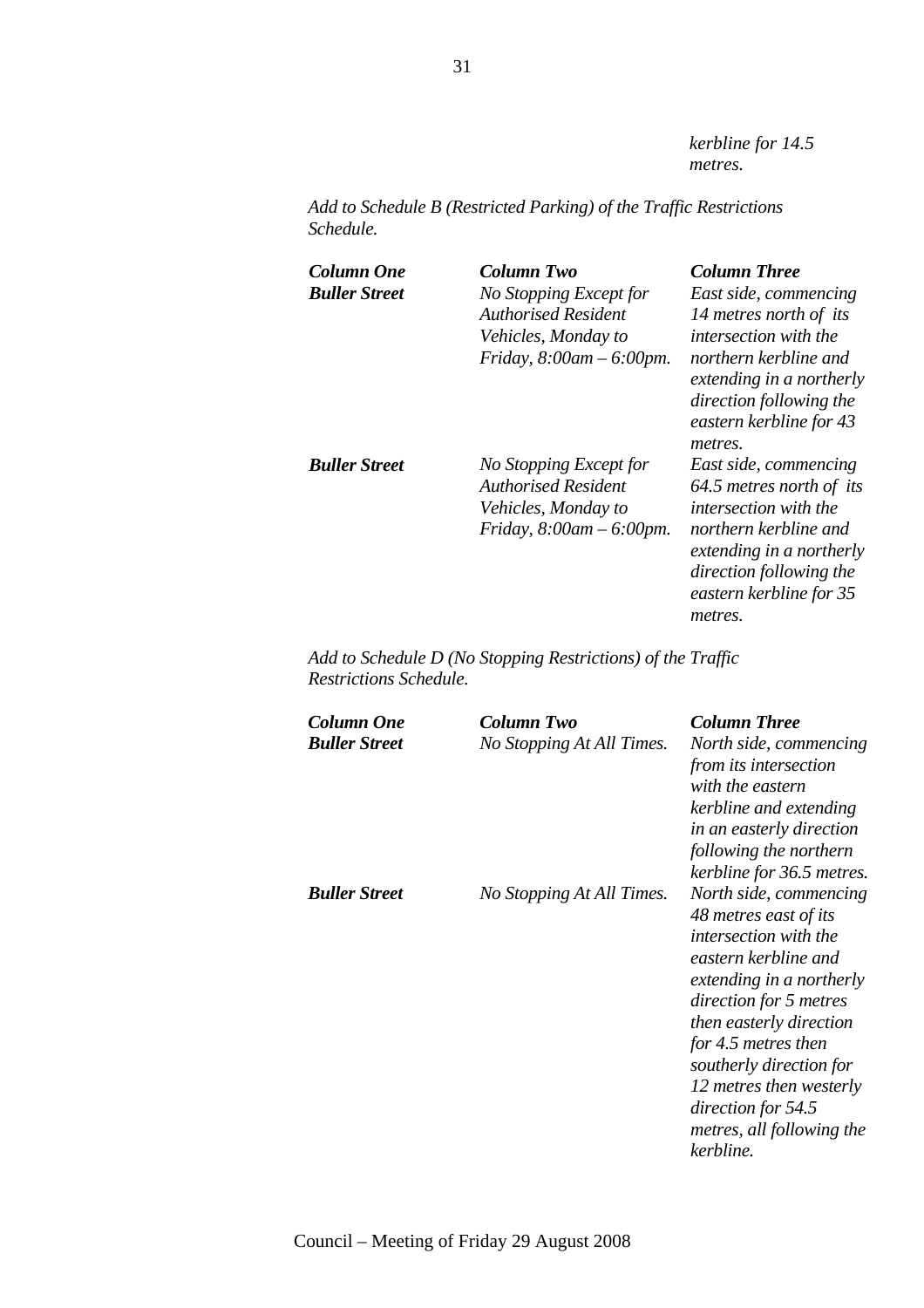*kerbline for 14.5 metres.*

*Add to Schedule B (Restricted Parking) of the Traffic Restrictions Schedule.*

| ***Column One*** | ***Column Two*** | ***Column Three*** |
| --- | --- | --- |
| ***Buller Street*** | *No Stopping Except for Authorised Resident Vehicles, Monday to Friday, 8:00am – 6:00pm.* | *East side, commencing 14 metres north of its intersection with the northern kerbline and extending in a northerly direction following the eastern kerbline for 43 metres.* |
| ***Buller Street*** | *No Stopping Except for Authorised Resident Vehicles, Monday to Friday, 8:00am – 6:00pm.* | *East side, commencing 64.5 metres north of its intersection with the northern kerbline and extending in a northerly direction following the eastern kerbline for 35 metres.* |

*Add to Schedule D (No Stopping Restrictions) of the Traffic Restrictions Schedule.*

| ***Column One*** | ***Column Two*** | ***Column Three*** |
| --- | --- | --- |
| ***Buller Street*** | *No Stopping At All Times.* | *North side, commencing from its intersection with the eastern kerbline and extending in an easterly direction following the northern kerbline for 36.5 metres.* |
| ***Buller Street*** | *No Stopping At All Times.* | *North side, commencing 48 metres east of its intersection with the eastern kerbline and extending in a northerly direction for 5 metres then easterly direction for 4.5 metres then southerly direction for 12 metres then westerly direction for 54.5 metres, all following the kerbline.* |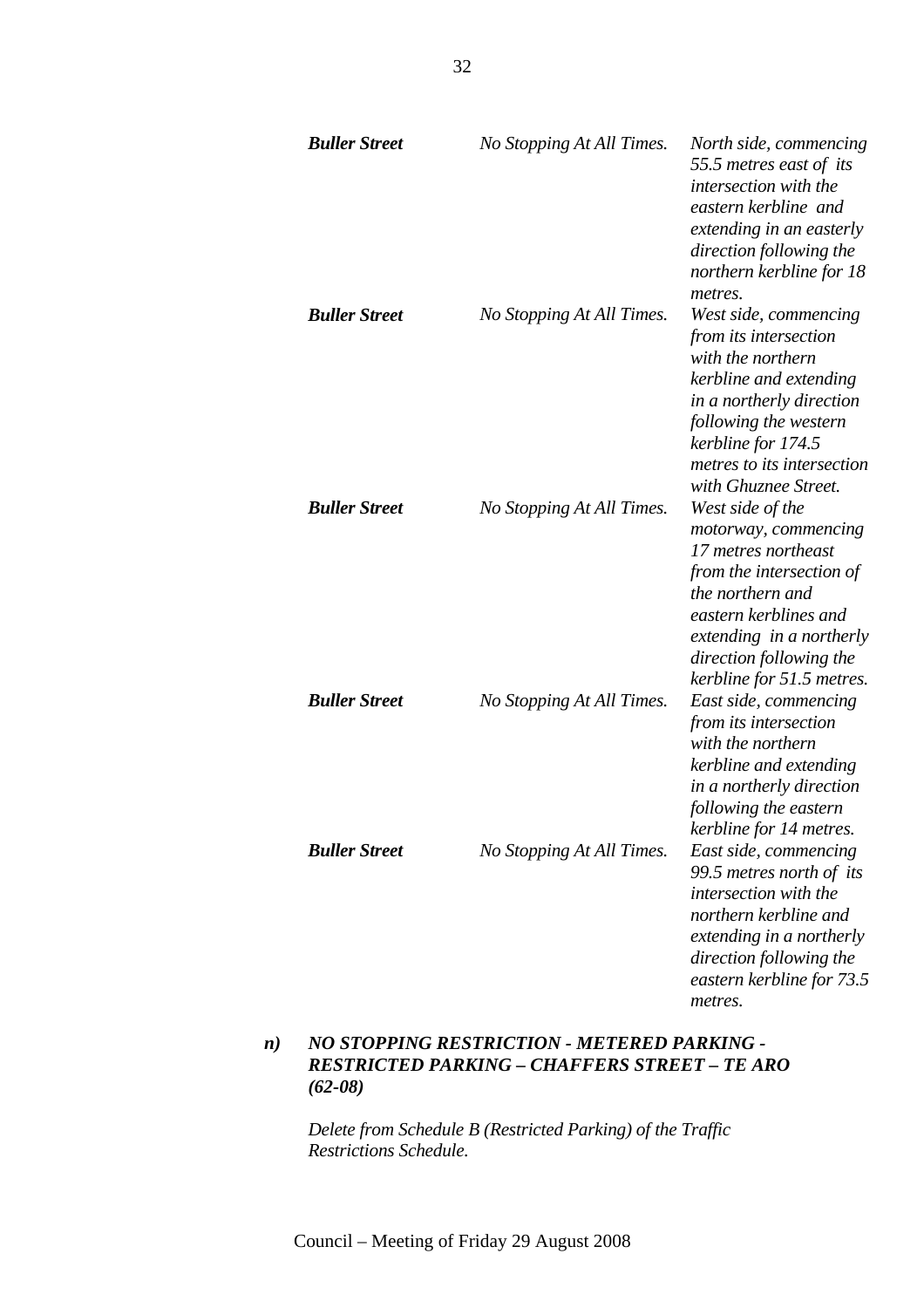| | | |
|---|---|---|
| ***Buller Street*** | *No Stopping At All Times.* | *North side, commencing 55.5 metres east of its intersection with the eastern kerbline and extending in an easterly direction following the northern kerbline for 18 metres.* |
| ***Buller Street*** | *No Stopping At All Times.* | *West side, commencing from its intersection with the northern kerbline and extending in a northerly direction following the western kerbline for 174.5 metres to its intersection with Ghuznee Street.* |
| ***Buller Street*** | *No Stopping At All Times.* | *West side of the motorway, commencing 17 metres northeast from the intersection of the northern and eastern kerblines and extending in a northerly direction following the kerbline for 51.5 metres.* |
| ***Buller Street*** | *No Stopping At All Times.* | *East side, commencing from its intersection with the northern kerbline and extending in a northerly direction following the eastern kerbline for 14 metres.* |
| ***Buller Street*** | *No Stopping At All Times.* | *East side, commencing 99.5 metres north of its intersection with the northern kerbline and extending in a northerly direction following the eastern kerbline for 73.5 metres.* |

***n) NO STOPPING RESTRICTION - METERED PARKING - RESTRICTED PARKING – CHAFFERS STREET – TE ARO (62-08)***

*Delete from Schedule B (Restricted Parking) of the Traffic Restrictions Schedule.*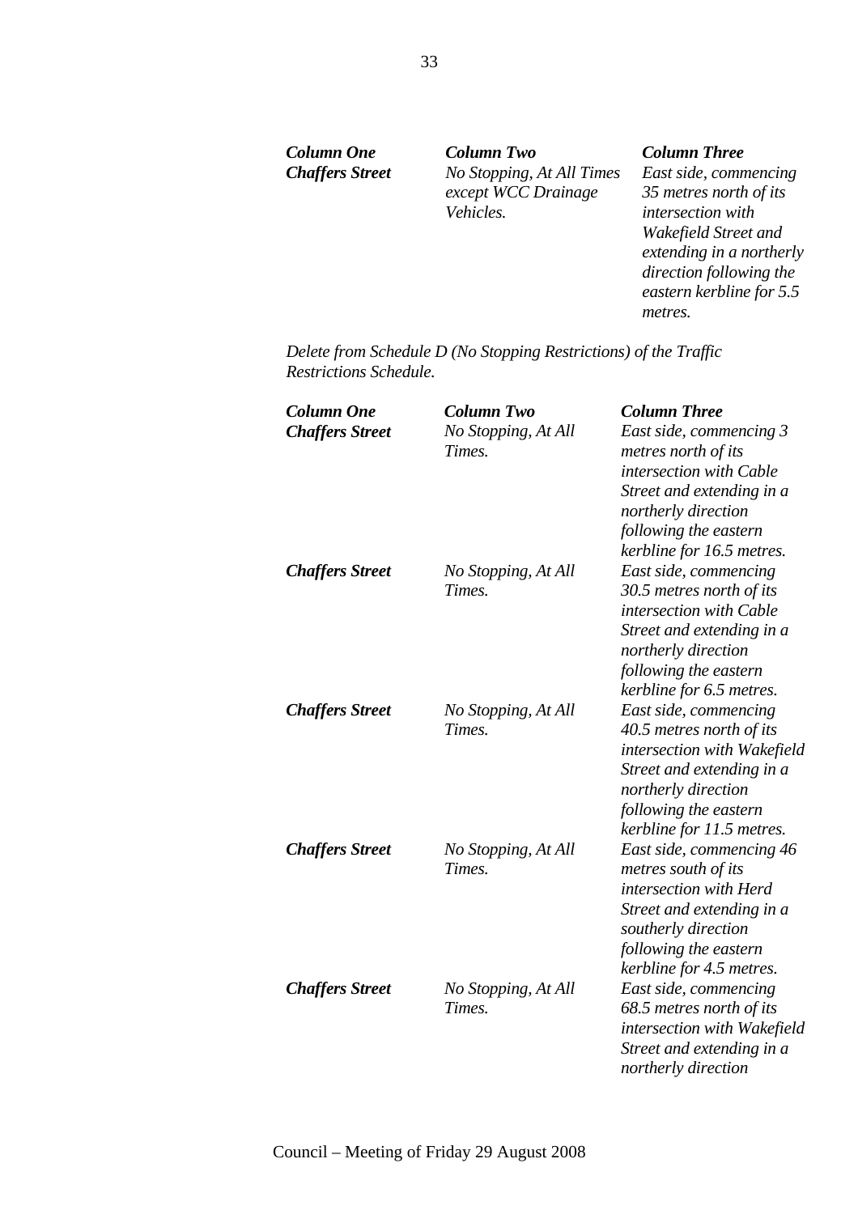| *Column One* | *Column Two* | *Column Three* |
| --- | --- | --- |
| ***Chaffers Street*** | *No Stopping, At All Times except WCC Drainage Vehicles.* | *East side, commencing 35 metres north of its intersection with Wakefield Street and extending in a northerly direction following the eastern kerbline for 5.5 metres.* |

*Delete from Schedule D (No Stopping Restrictions) of the Traffic Restrictions Schedule.*

| *Column One* | *Column Two* | *Column Three* |
| --- | --- | --- |
| ***Chaffers Street*** | *No Stopping, At All Times.* | *East side, commencing 3 metres north of its intersection with Cable Street and extending in a northerly direction following the eastern kerbline for 16.5 metres.* |
| ***Chaffers Street*** | *No Stopping, At All Times.* | *East side, commencing 30.5 metres north of its intersection with Cable Street and extending in a northerly direction following the eastern kerbline for 6.5 metres.* |
| ***Chaffers Street*** | *No Stopping, At All Times.* | *East side, commencing 40.5 metres north of its intersection with Wakefield Street and extending in a northerly direction following the eastern kerbline for 11.5 metres.* |
| ***Chaffers Street*** | *No Stopping, At All Times.* | *East side, commencing 46 metres south of its intersection with Herd Street and extending in a southerly direction following the eastern kerbline for 4.5 metres.* |
| ***Chaffers Street*** | *No Stopping, At All Times.* | *East side, commencing 68.5 metres north of its intersection with Wakefield Street and extending in a northerly direction* |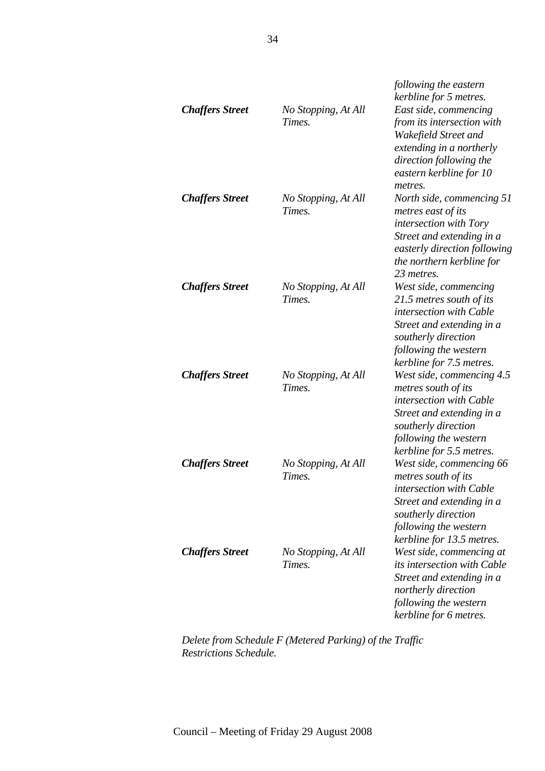| | | *following the eastern kerbline for 5 metres.* |
|---|---|---|
| ***Chaffers Street*** | *No Stopping, At All Times.* | *East side, commencing from its intersection with Wakefield Street and extending in a northerly direction following the eastern kerbline for 10 metres.* |
| ***Chaffers Street*** | *No Stopping, At All Times.* | *North side, commencing 51 metres east of its intersection with Tory Street and extending in a easterly direction following the northern kerbline for 23 metres.* |
| ***Chaffers Street*** | *No Stopping, At All Times.* | *West side, commencing 21.5 metres south of its intersection with Cable Street and extending in a southerly direction following the western kerbline for 7.5 metres.* |
| ***Chaffers Street*** | *No Stopping, At All Times.* | *West side, commencing 4.5 metres south of its intersection with Cable Street and extending in a southerly direction following the western kerbline for 5.5 metres.* |
| ***Chaffers Street*** | *No Stopping, At All Times.* | *West side, commencing 66 metres south of its intersection with Cable Street and extending in a southerly direction following the western kerbline for 13.5 metres.* |
| ***Chaffers Street*** | *No Stopping, At All Times.* | *West side, commencing at its intersection with Cable Street and extending in a northerly direction following the western kerbline for 6 metres.* |

*Delete from Schedule F (Metered Parking) of the Traffic Restrictions Schedule.*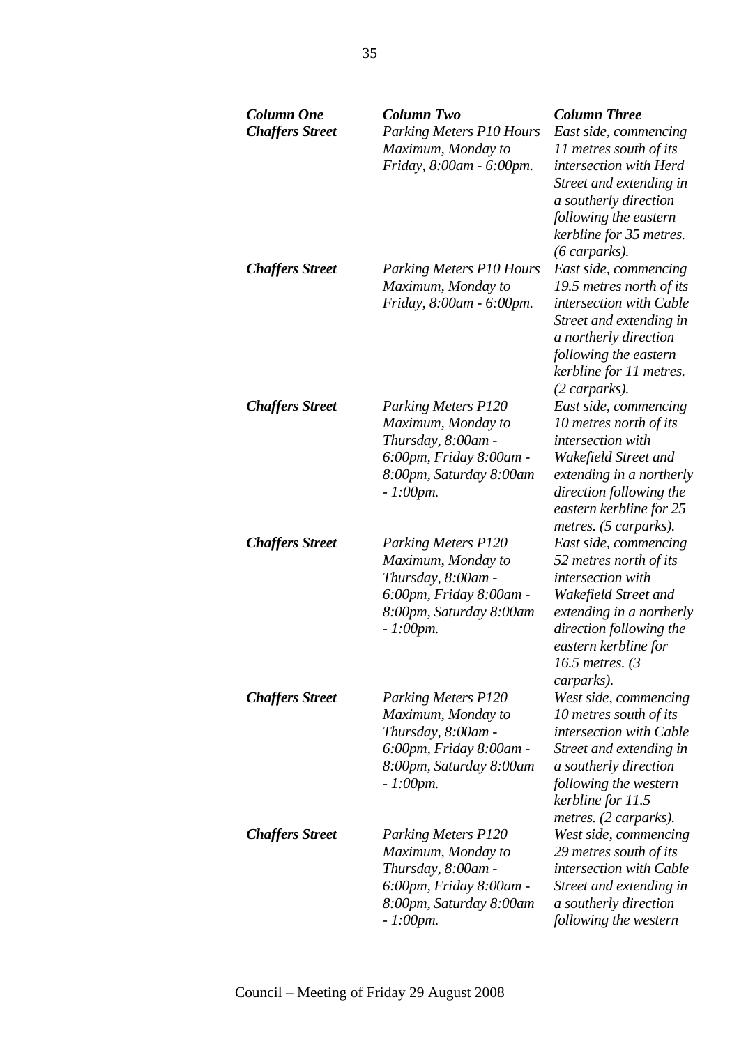| *Column One* | *Column Two* | *Column Three* |
|---|---|---|
| ***Chaffers Street*** | *Parking Meters P10 Hours Maximum, Monday to Friday, 8:00am - 6:00pm.* | *East side, commencing 11 metres south of its intersection with Herd Street and extending in a southerly direction following the eastern kerbline for 35 metres. (6 carparks).* |
| ***Chaffers Street*** | *Parking Meters P10 Hours Maximum, Monday to Friday, 8:00am - 6:00pm.* | *East side, commencing 19.5 metres north of its intersection with Cable Street and extending in a northerly direction following the eastern kerbline for 11 metres. (2 carparks).* |
| ***Chaffers Street*** | *Parking Meters P120 Maximum, Monday to Thursday, 8:00am - 6:00pm, Friday 8:00am - 8:00pm, Saturday 8:00am - 1:00pm.* | *East side, commencing 10 metres north of its intersection with Wakefield Street and extending in a northerly direction following the eastern kerbline for 25 metres. (5 carparks).* |
| ***Chaffers Street*** | *Parking Meters P120 Maximum, Monday to Thursday, 8:00am - 6:00pm, Friday 8:00am - 8:00pm, Saturday 8:00am - 1:00pm.* | *East side, commencing 52 metres north of its intersection with Wakefield Street and extending in a northerly direction following the eastern kerbline for 16.5 metres. (3 carparks).* |
| ***Chaffers Street*** | *Parking Meters P120 Maximum, Monday to Thursday, 8:00am - 6:00pm, Friday 8:00am - 8:00pm, Saturday 8:00am - 1:00pm.* | *West side, commencing 10 metres south of its intersection with Cable Street and extending in a southerly direction following the western kerbline for 11.5 metres. (2 carparks).* |
| ***Chaffers Street*** | *Parking Meters P120 Maximum, Monday to Thursday, 8:00am - 6:00pm, Friday 8:00am - 8:00pm, Saturday 8:00am - 1:00pm.* | *West side, commencing 29 metres south of its intersection with Cable Street and extending in a southerly direction following the western* |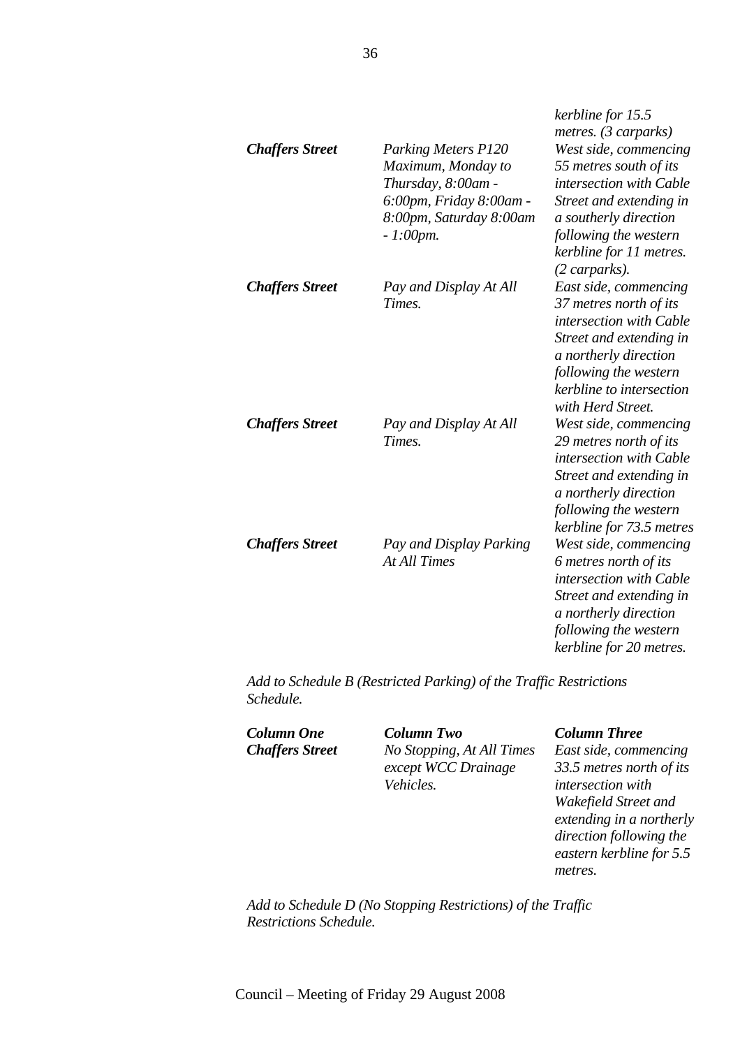| | | |
|---|---|---|
| | | *kerbline for 15.5 metres. (3 carparks)* |
| ***Chaffers Street*** | *Parking Meters P120 Maximum, Monday to Thursday, 8:00am - 6:00pm, Friday 8:00am - 8:00pm, Saturday 8:00am - 1:00pm.* | *West side, commencing 55 metres south of its intersection with Cable Street and extending in a southerly direction following the western kerbline for 11 metres. (2 carparks).* |
| ***Chaffers Street*** | *Pay and Display At All Times.* | *East side, commencing 37 metres north of its intersection with Cable Street and extending in a northerly direction following the western kerbline to intersection with Herd Street.* |
| ***Chaffers Street*** | *Pay and Display At All Times.* | *West side, commencing 29 metres north of its intersection with Cable Street and extending in a northerly direction following the western kerbline for 73.5 metres* |
| ***Chaffers Street*** | *Pay and Display Parking At All Times* | *West side, commencing 6 metres north of its intersection with Cable Street and extending in a northerly direction following the western kerbline for 20 metres.* |

*Add to Schedule B (Restricted Parking) of the Traffic Restrictions Schedule.*

| ***Column One*** | ***Column Two*** | ***Column Three*** |
|---|---|---|
| ***Chaffers Street*** | *No Stopping, At All Times except WCC Drainage Vehicles.* | *East side, commencing 33.5 metres north of its intersection with Wakefield Street and extending in a northerly direction following the eastern kerbline for 5.5 metres.* |

*Add to Schedule D (No Stopping Restrictions) of the Traffic Restrictions Schedule.*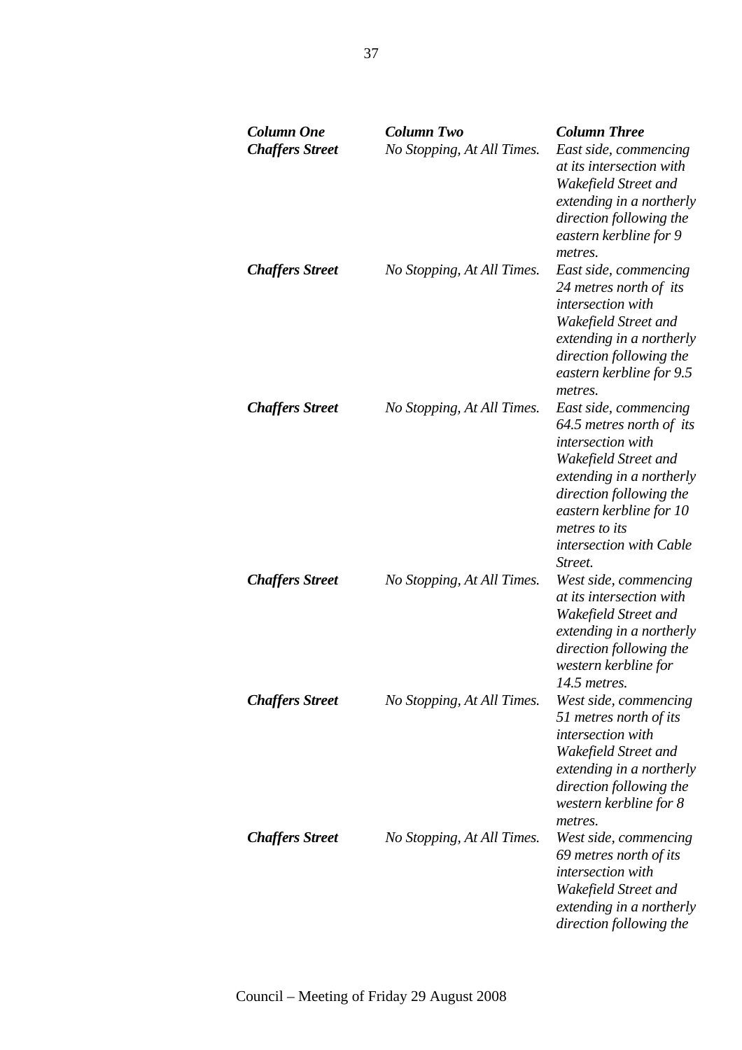| *Column One* | *Column Two* | *Column Three* |
|---|---|---|
| ***Chaffers Street*** | *No Stopping, At All Times.* | *East side, commencing at its intersection with Wakefield Street and extending in a northerly direction following the eastern kerbline for 9 metres.* |
| ***Chaffers Street*** | *No Stopping, At All Times.* | *East side, commencing 24 metres north of its intersection with Wakefield Street and extending in a northerly direction following the eastern kerbline for 9.5 metres.* |
| ***Chaffers Street*** | *No Stopping, At All Times.* | *East side, commencing 64.5 metres north of its intersection with Wakefield Street and extending in a northerly direction following the eastern kerbline for 10 metres to its intersection with Cable Street.* |
| ***Chaffers Street*** | *No Stopping, At All Times.* | *West side, commencing at its intersection with Wakefield Street and extending in a northerly direction following the western kerbline for 14.5 metres.* |
| ***Chaffers Street*** | *No Stopping, At All Times.* | *West side, commencing 51 metres north of its intersection with Wakefield Street and extending in a northerly direction following the western kerbline for 8 metres.* |
| ***Chaffers Street*** | *No Stopping, At All Times.* | *West side, commencing 69 metres north of its intersection with Wakefield Street and extending in a northerly direction following the* |

Council – Meeting of Friday 29 August 2008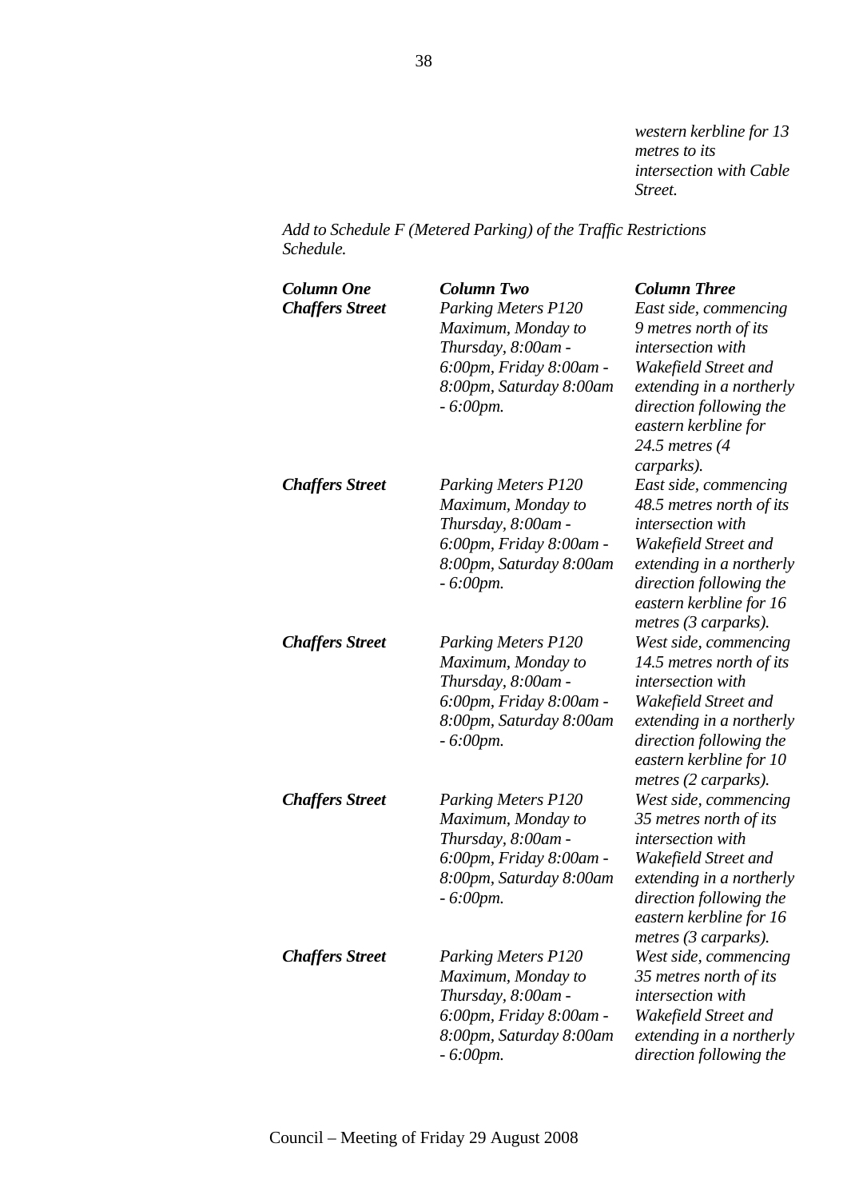*western kerbline for 13 metres to its intersection with Cable Street.*

*Add to Schedule F (Metered Parking) of the Traffic Restrictions Schedule.*

| ***Column One*** | ***Column Two*** | ***Column Three*** |
|---|---|---|
| ***Chaffers Street*** | *Parking Meters P120 Maximum, Monday to Thursday, 8:00am - 6:00pm, Friday 8:00am - 8:00pm, Saturday 8:00am - 6:00pm.* | *East side, commencing 9 metres north of its intersection with Wakefield Street and extending in a northerly direction following the eastern kerbline for 24.5 metres (4 carparks).* |
| ***Chaffers Street*** | *Parking Meters P120 Maximum, Monday to Thursday, 8:00am - 6:00pm, Friday 8:00am - 8:00pm, Saturday 8:00am - 6:00pm.* | *East side, commencing 48.5 metres north of its intersection with Wakefield Street and extending in a northerly direction following the eastern kerbline for 16 metres (3 carparks).* |
| ***Chaffers Street*** | *Parking Meters P120 Maximum, Monday to Thursday, 8:00am - 6:00pm, Friday 8:00am - 8:00pm, Saturday 8:00am - 6:00pm.* | *West side, commencing 14.5 metres north of its intersection with Wakefield Street and extending in a northerly direction following the eastern kerbline for 10 metres (2 carparks).* |
| ***Chaffers Street*** | *Parking Meters P120 Maximum, Monday to Thursday, 8:00am - 6:00pm, Friday 8:00am - 8:00pm, Saturday 8:00am - 6:00pm.* | *West side, commencing 35 metres north of its intersection with Wakefield Street and extending in a northerly direction following the eastern kerbline for 16 metres (3 carparks).* |
| ***Chaffers Street*** | *Parking Meters P120 Maximum, Monday to Thursday, 8:00am - 6:00pm, Friday 8:00am - 8:00pm, Saturday 8:00am - 6:00pm.* | *West side, commencing 35 metres north of its intersection with Wakefield Street and extending in a northerly direction following the* |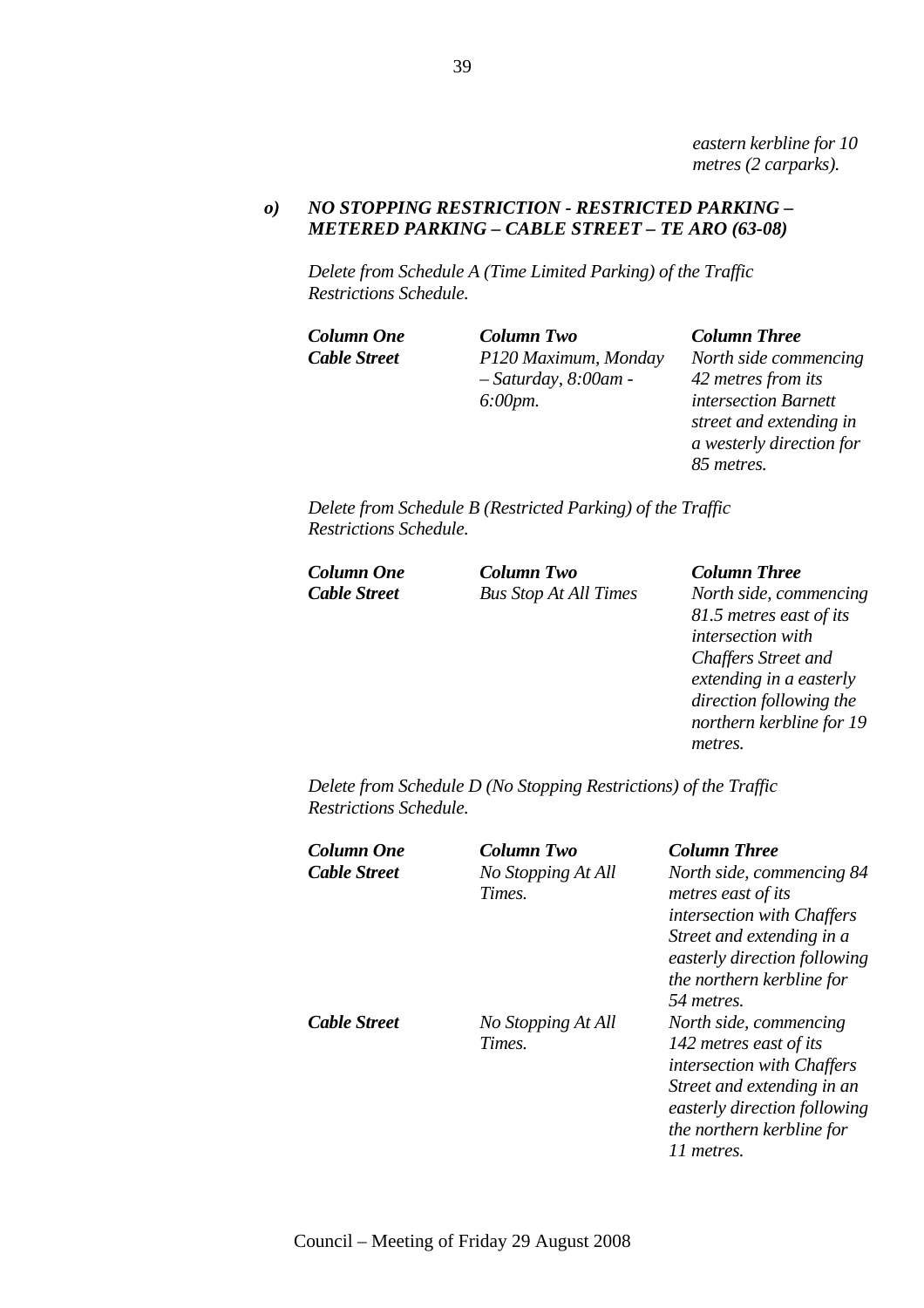*eastern kerbline for 10 metres (2 carparks).*

***o) NO STOPPING RESTRICTION - RESTRICTED PARKING – METERED PARKING – CABLE STREET – TE ARO (63-08)***

*Delete from Schedule A (Time Limited Parking) of the Traffic Restrictions Schedule.*

| ***Column One*** | ***Column Two*** | ***Column Three*** |
|---|---|---|
| ***Cable Street*** | *P120 Maximum, Monday – Saturday, 8:00am - 6:00pm.* | *North side commencing 42 metres from its intersection Barnett street and extending in a westerly direction for 85 metres.* |

*Delete from Schedule B (Restricted Parking) of the Traffic Restrictions Schedule.*

| ***Column One*** | ***Column Two*** | ***Column Three*** |
|---|---|---|
| ***Cable Street*** | *Bus Stop At All Times* | *North side, commencing 81.5 metres east of its intersection with Chaffers Street and extending in a easterly direction following the northern kerbline for 19 metres.* |

*Delete from Schedule D (No Stopping Restrictions) of the Traffic Restrictions Schedule.*

| ***Column One*** | ***Column Two*** | ***Column Three*** |
|---|---|---|
| ***Cable Street*** | *No Stopping At All Times.* | *North side, commencing 84 metres east of its intersection with Chaffers Street and extending in a easterly direction following the northern kerbline for 54 metres.* |
| ***Cable Street*** | *No Stopping At All Times.* | *North side, commencing 142 metres east of its intersection with Chaffers Street and extending in an easterly direction following the northern kerbline for 11 metres.* |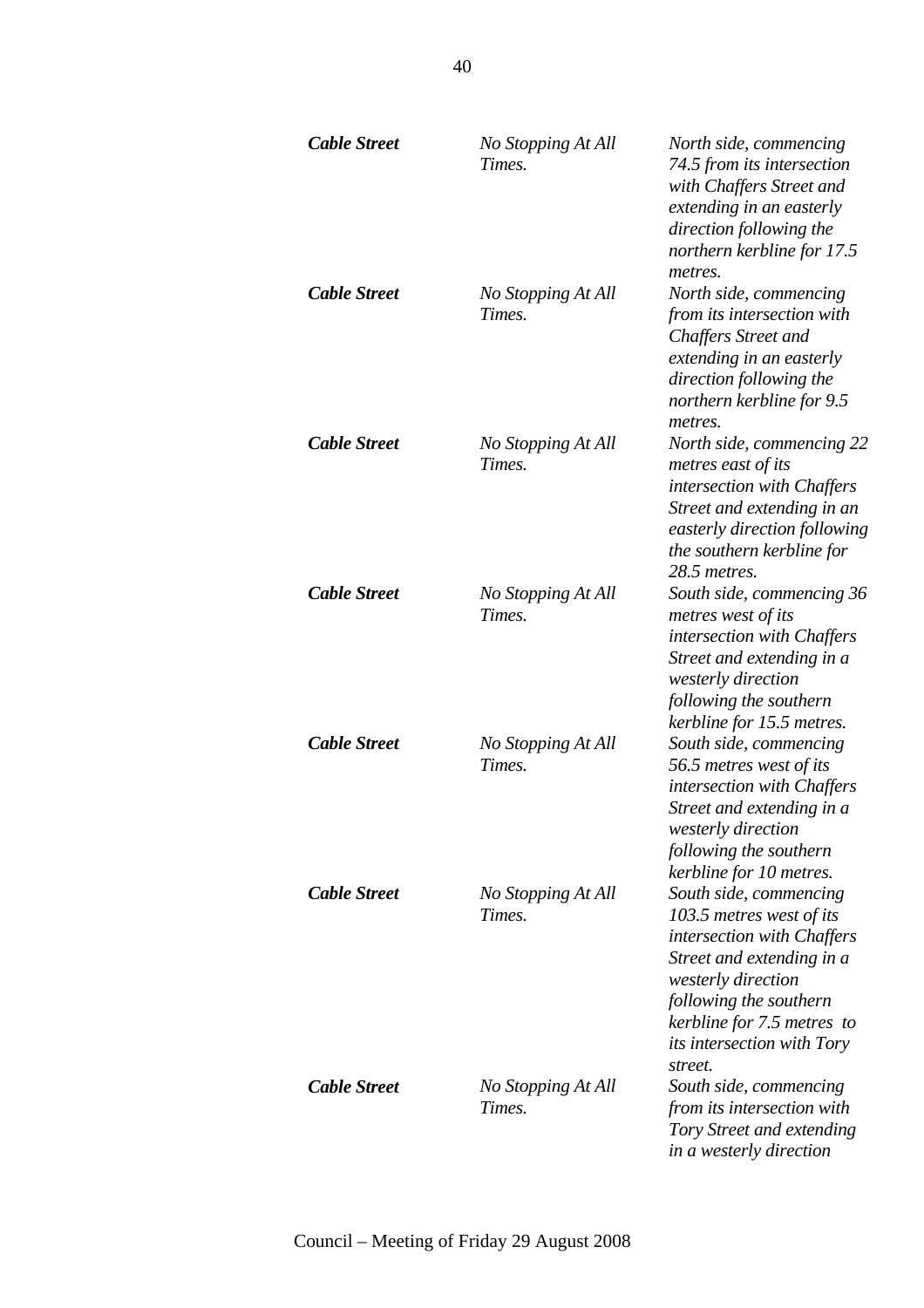| | | |
|---|---|---|
| ***Cable Street*** | *No Stopping At All Times.* | *North side, commencing 74.5 from its intersection with Chaffers Street and extending in an easterly direction following the northern kerbline for 17.5 metres.* |
| ***Cable Street*** | *No Stopping At All Times.* | *North side, commencing from its intersection with Chaffers Street and extending in an easterly direction following the northern kerbline for 9.5 metres.* |
| ***Cable Street*** | *No Stopping At All Times.* | *North side, commencing 22 metres east of its intersection with Chaffers Street and extending in an easterly direction following the southern kerbline for 28.5 metres.* |
| ***Cable Street*** | *No Stopping At All Times.* | *South side, commencing 36 metres west of its intersection with Chaffers Street and extending in a westerly direction following the southern kerbline for 15.5 metres.* |
| ***Cable Street*** | *No Stopping At All Times.* | *South side, commencing 56.5 metres west of its intersection with Chaffers Street and extending in a westerly direction following the southern kerbline for 10 metres.* |
| ***Cable Street*** | *No Stopping At All Times.* | *South side, commencing 103.5 metres west of its intersection with Chaffers Street and extending in a westerly direction following the southern kerbline for 7.5 metres to its intersection with Tory street.* |
| ***Cable Street*** | *No Stopping At All Times.* | *South side, commencing from its intersection with Tory Street and extending in a westerly direction* |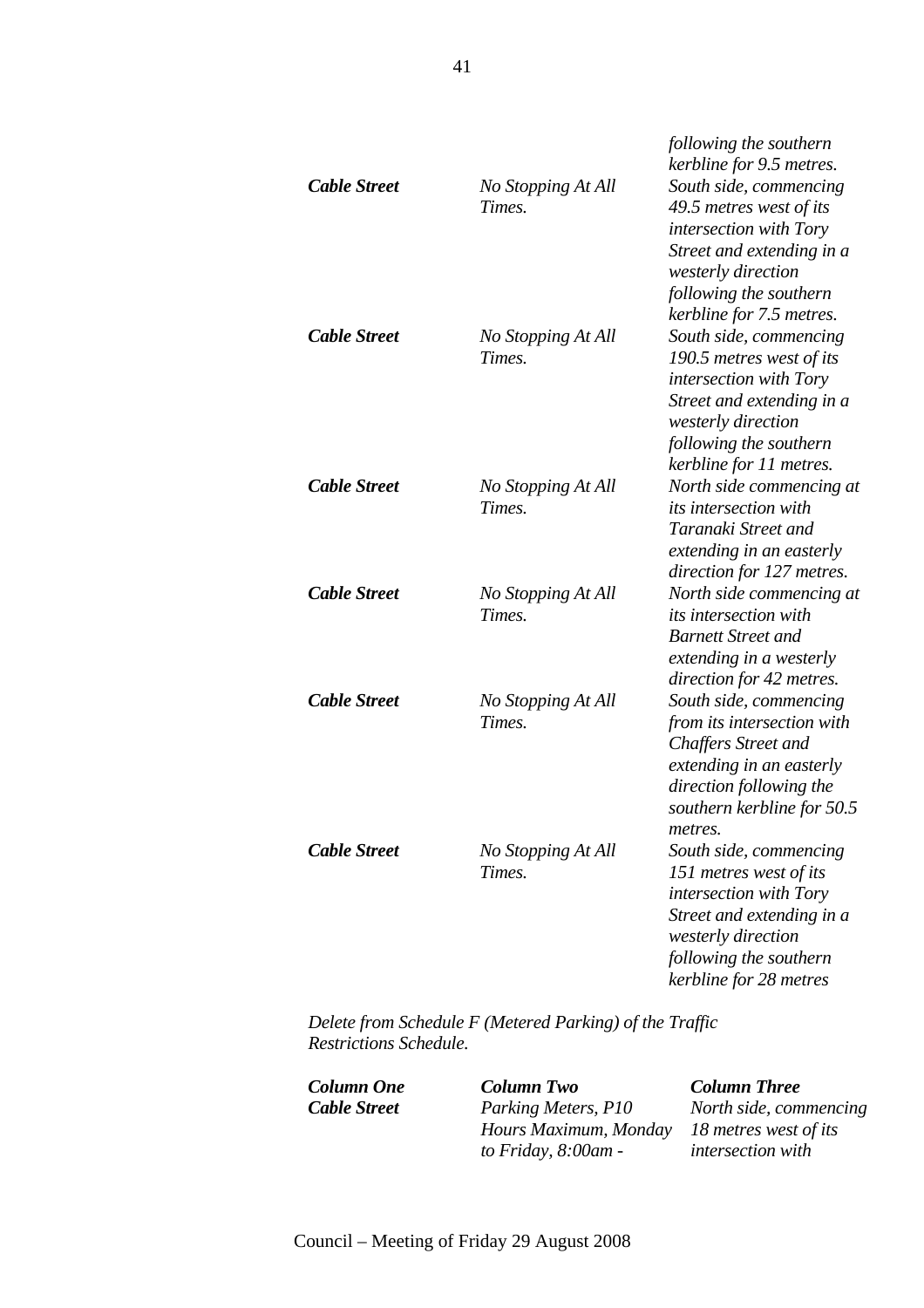| | | *following the southern kerbline for 9.5 metres.* |
|---|---|---|
| ***Cable Street*** | *No Stopping At All Times.* | *South side, commencing 49.5 metres west of its intersection with Tory Street and extending in a westerly direction following the southern kerbline for 7.5 metres.* |
| ***Cable Street*** | *No Stopping At All Times.* | *South side, commencing 190.5 metres west of its intersection with Tory Street and extending in a westerly direction following the southern kerbline for 11 metres.* |
| ***Cable Street*** | *No Stopping At All Times.* | *North side commencing at its intersection with Taranaki Street and extending in an easterly direction for 127 metres.* |
| ***Cable Street*** | *No Stopping At All Times.* | *North side commencing at its intersection with Barnett Street and extending in a westerly direction for 42 metres.* |
| ***Cable Street*** | *No Stopping At All Times.* | *South side, commencing from its intersection with Chaffers Street and extending in an easterly direction following the southern kerbline for 50.5 metres.* |
| ***Cable Street*** | *No Stopping At All Times.* | *South side, commencing 151 metres west of its intersection with Tory Street and extending in a westerly direction following the southern kerbline for 28 metres* |

*Delete from Schedule F (Metered Parking) of the Traffic Restrictions Schedule.*

| ***Column One*** | ***Column Two*** | ***Column Three*** |
|---|---|---|
| ***Cable Street*** | *Parking Meters, P10 Hours Maximum, Monday to Friday, 8:00am -* | *North side, commencing 18 metres west of its intersection with* |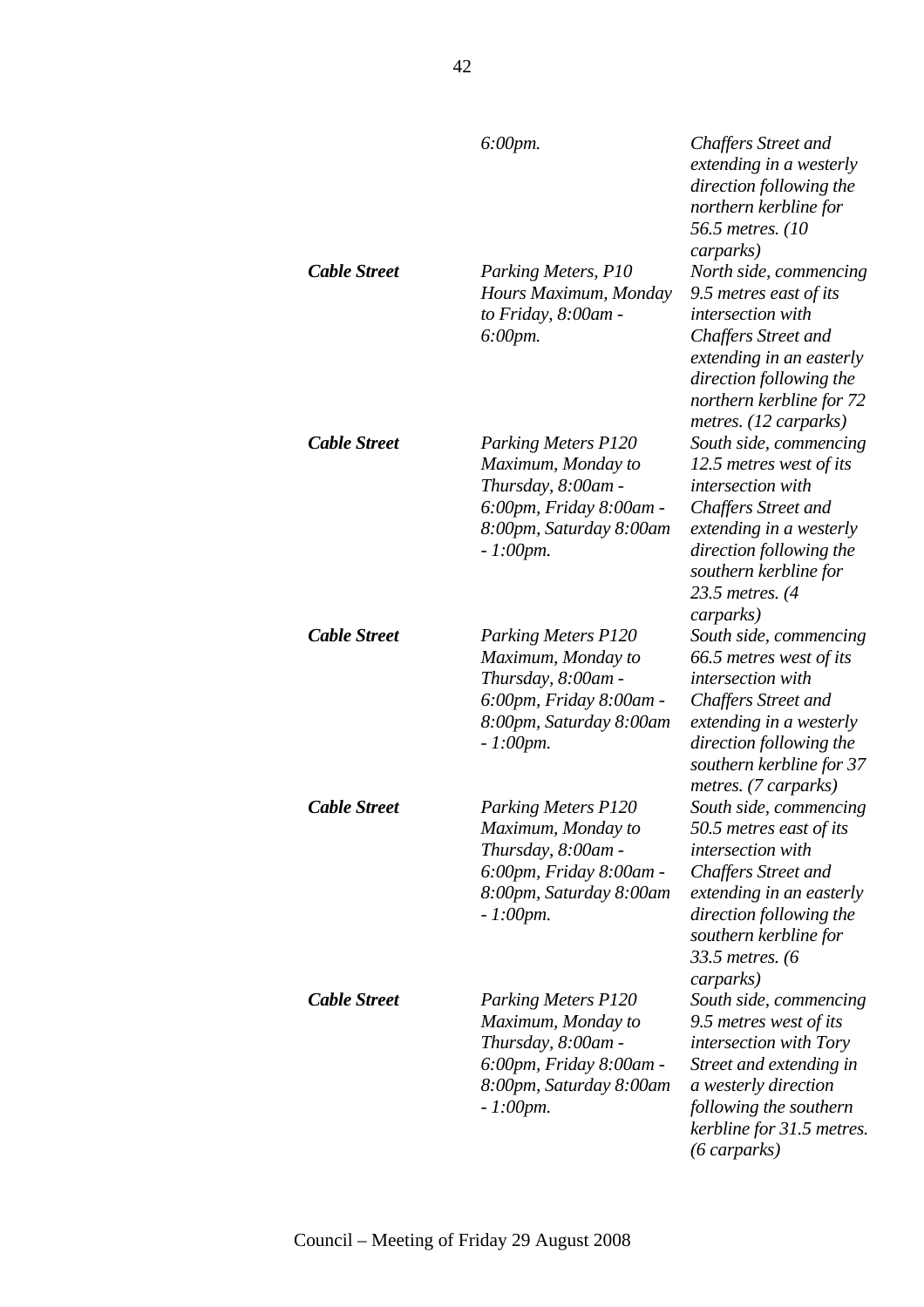| | | |
|---|---|---|
| | *6:00pm.* | *Chaffers Street and extending in a westerly direction following the northern kerbline for 56.5 metres. (10 carparks)* |
| ***Cable Street*** | *Parking Meters, P10 Hours Maximum, Monday to Friday, 8:00am - 6:00pm.* | *North side, commencing 9.5 metres east of its intersection with Chaffers Street and extending in an easterly direction following the northern kerbline for 72 metres. (12 carparks)* |
| ***Cable Street*** | *Parking Meters P120 Maximum, Monday to Thursday, 8:00am - 6:00pm, Friday 8:00am - 8:00pm, Saturday 8:00am - 1:00pm.* | *South side, commencing 12.5 metres west of its intersection with Chaffers Street and extending in a westerly direction following the southern kerbline for 23.5 metres. (4 carparks)* |
| ***Cable Street*** | *Parking Meters P120 Maximum, Monday to Thursday, 8:00am - 6:00pm, Friday 8:00am - 8:00pm, Saturday 8:00am - 1:00pm.* | *South side, commencing 66.5 metres west of its intersection with Chaffers Street and extending in a westerly direction following the southern kerbline for 37 metres. (7 carparks)* |
| ***Cable Street*** | *Parking Meters P120 Maximum, Monday to Thursday, 8:00am - 6:00pm, Friday 8:00am - 8:00pm, Saturday 8:00am - 1:00pm.* | *South side, commencing 50.5 metres east of its intersection with Chaffers Street and extending in an easterly direction following the southern kerbline for 33.5 metres. (6 carparks)* |
| ***Cable Street*** | *Parking Meters P120 Maximum, Monday to Thursday, 8:00am - 6:00pm, Friday 8:00am - 8:00pm, Saturday 8:00am - 1:00pm.* | *South side, commencing 9.5 metres west of its intersection with Tory Street and extending in a westerly direction following the southern kerbline for 31.5 metres. (6 carparks)* |

Council – Meeting of Friday 29 August 2008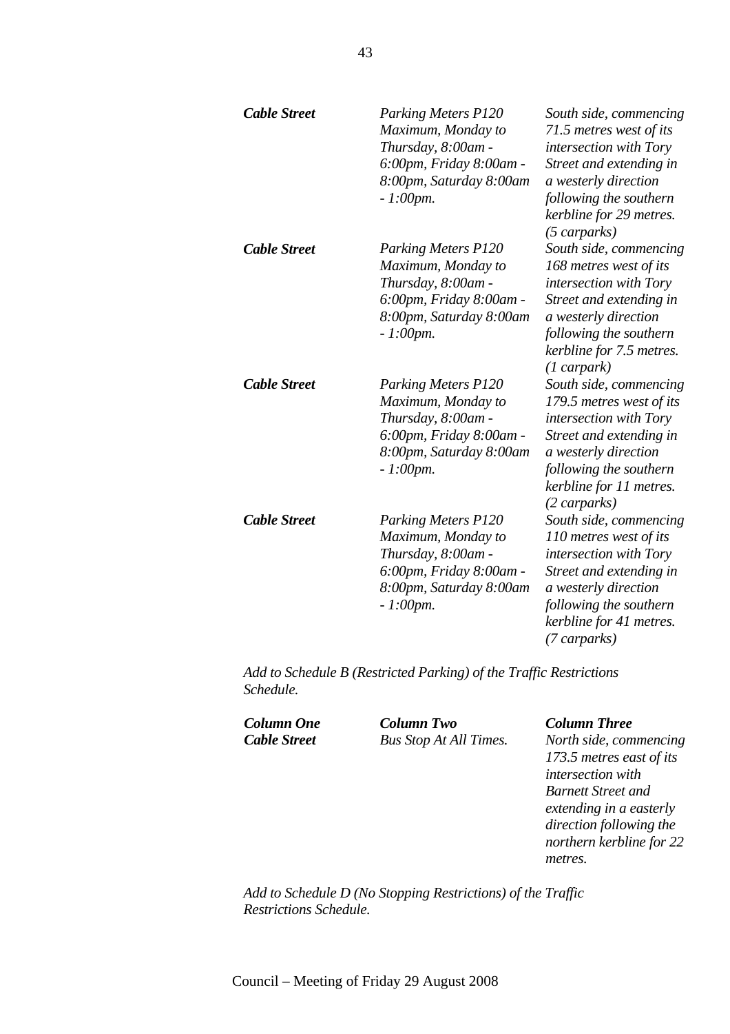| | | |
|---|---|---|
| ***Cable Street*** | *Parking Meters P120 Maximum, Monday to Thursday, 8:00am - 6:00pm, Friday 8:00am - 8:00pm, Saturday 8:00am - 1:00pm.* | *South side, commencing 71.5 metres west of its intersection with Tory Street and extending in a westerly direction following the southern kerbline for 29 metres. (5 carparks)* |
| ***Cable Street*** | *Parking Meters P120 Maximum, Monday to Thursday, 8:00am - 6:00pm, Friday 8:00am - 8:00pm, Saturday 8:00am - 1:00pm.* | *South side, commencing 168 metres west of its intersection with Tory Street and extending in a westerly direction following the southern kerbline for 7.5 metres. (1 carpark)* |
| ***Cable Street*** | *Parking Meters P120 Maximum, Monday to Thursday, 8:00am - 6:00pm, Friday 8:00am - 8:00pm, Saturday 8:00am - 1:00pm.* | *South side, commencing 179.5 metres west of its intersection with Tory Street and extending in a westerly direction following the southern kerbline for 11 metres. (2 carparks)* |
| ***Cable Street*** | *Parking Meters P120 Maximum, Monday to Thursday, 8:00am - 6:00pm, Friday 8:00am - 8:00pm, Saturday 8:00am - 1:00pm.* | *South side, commencing 110 metres west of its intersection with Tory Street and extending in a westerly direction following the southern kerbline for 41 metres. (7 carparks)* |

*Add to Schedule B (Restricted Parking) of the Traffic Restrictions Schedule.*

| ***Column One*** | ***Column Two*** | ***Column Three*** |
|---|---|---|
| ***Cable Street*** | *Bus Stop At All Times.* | *North side, commencing 173.5 metres east of its intersection with Barnett Street and extending in a easterly direction following the northern kerbline for 22 metres.* |

*Add to Schedule D (No Stopping Restrictions) of the Traffic Restrictions Schedule.*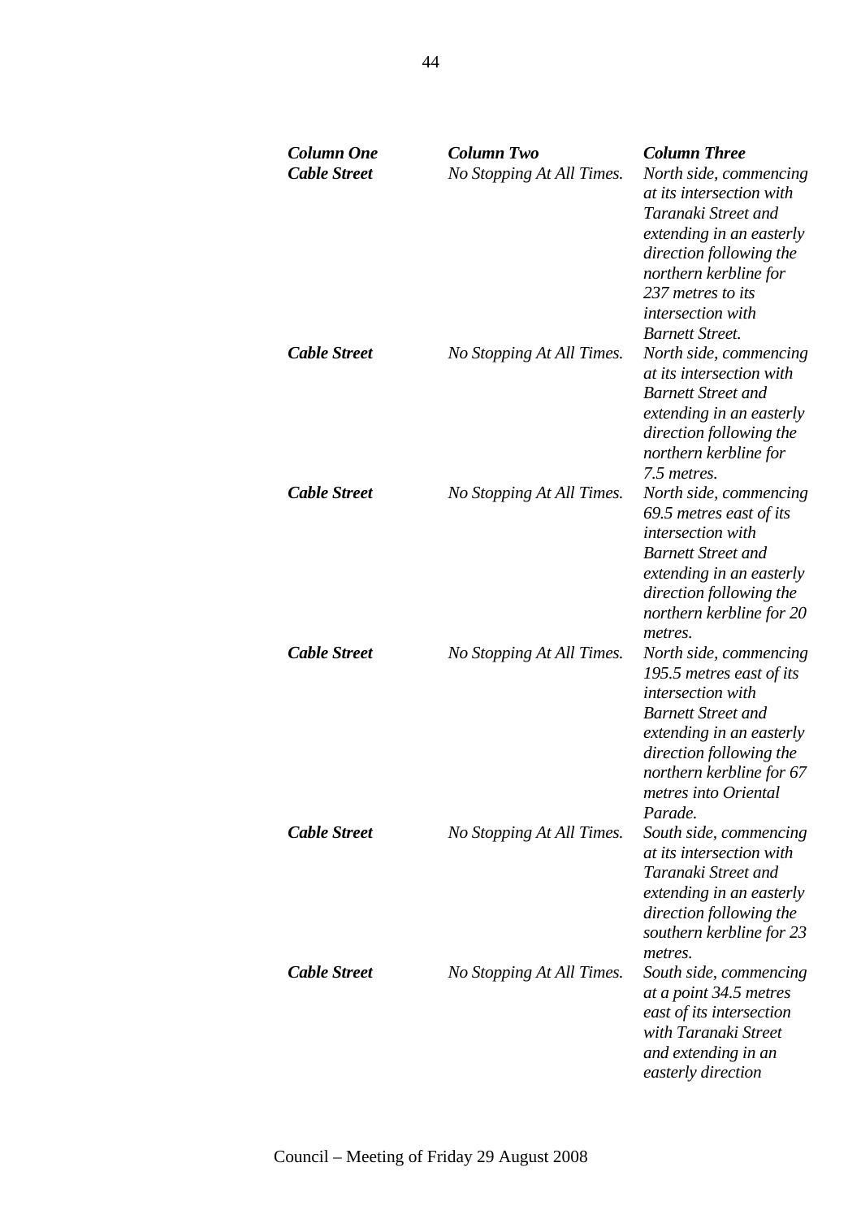| *Column One* | *Column Two* | *Column Three* |
|---|---|---|
| ***Cable Street*** | *No Stopping At All Times.* | *North side, commencing at its intersection with Taranaki Street and extending in an easterly direction following the northern kerbline for 237 metres to its intersection with Barnett Street.* |
| ***Cable Street*** | *No Stopping At All Times.* | *North side, commencing at its intersection with Barnett Street and extending in an easterly direction following the northern kerbline for 7.5 metres.* |
| ***Cable Street*** | *No Stopping At All Times.* | *North side, commencing 69.5 metres east of its intersection with Barnett Street and extending in an easterly direction following the northern kerbline for 20 metres.* |
| ***Cable Street*** | *No Stopping At All Times.* | *North side, commencing 195.5 metres east of its intersection with Barnett Street and extending in an easterly direction following the northern kerbline for 67 metres into Oriental Parade.* |
| ***Cable Street*** | *No Stopping At All Times.* | *South side, commencing at its intersection with Taranaki Street and extending in an easterly direction following the southern kerbline for 23 metres.* |
| ***Cable Street*** | *No Stopping At All Times.* | *South side, commencing at a point 34.5 metres east of its intersection with Taranaki Street and extending in an easterly direction* |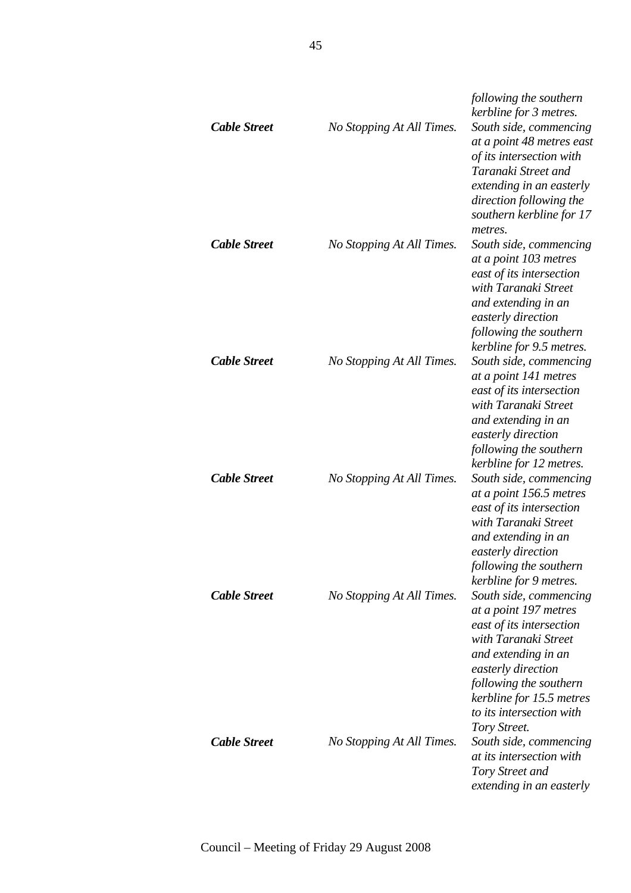| | | |
|---|---|---|
| | | *following the southern kerbline for 3 metres.* |
| ***Cable Street*** | *No Stopping At All Times.* | *South side, commencing at a point 48 metres east of its intersection with Taranaki Street and extending in an easterly direction following the southern kerbline for 17 metres.* |
| ***Cable Street*** | *No Stopping At All Times.* | *South side, commencing at a point 103 metres east of its intersection with Taranaki Street and extending in an easterly direction following the southern kerbline for 9.5 metres.* |
| ***Cable Street*** | *No Stopping At All Times.* | *South side, commencing at a point 141 metres east of its intersection with Taranaki Street and extending in an easterly direction following the southern kerbline for 12 metres.* |
| ***Cable Street*** | *No Stopping At All Times.* | *South side, commencing at a point 156.5 metres east of its intersection with Taranaki Street and extending in an easterly direction following the southern kerbline for 9 metres.* |
| ***Cable Street*** | *No Stopping At All Times.* | *South side, commencing at a point 197 metres east of its intersection with Taranaki Street and extending in an easterly direction following the southern kerbline for 15.5 metres to its intersection with Tory Street.* |
| ***Cable Street*** | *No Stopping At All Times.* | *South side, commencing at its intersection with Tory Street and extending in an easterly* |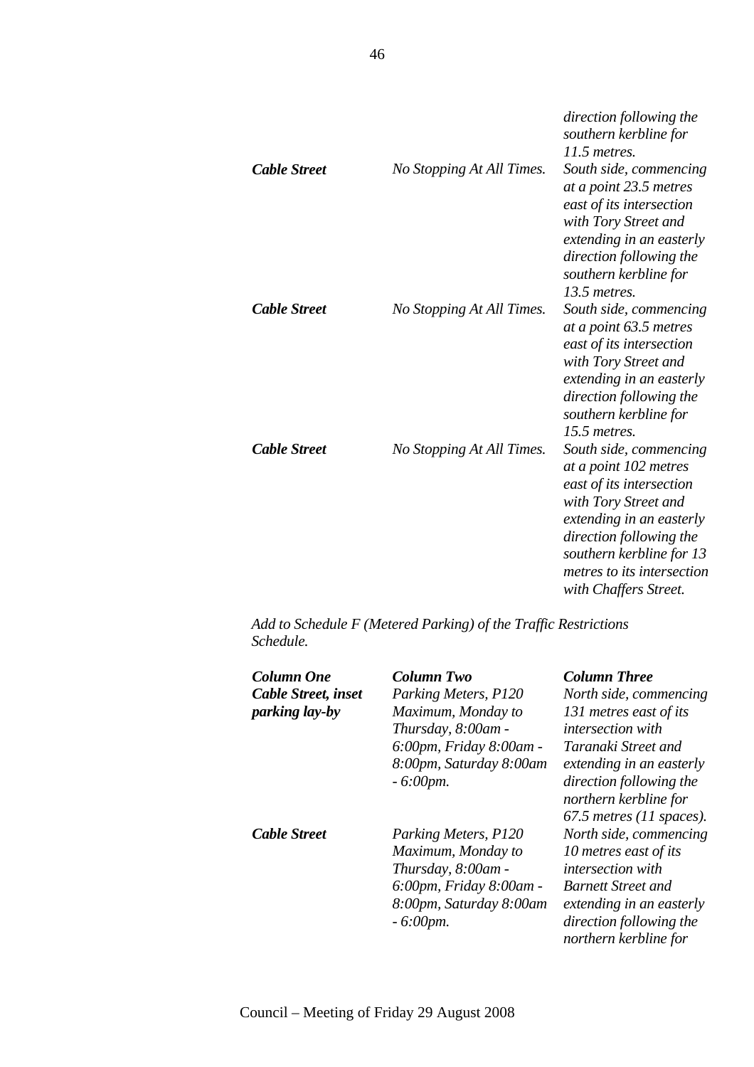| | | |
|---|---|---|
| | | *direction following the southern kerbline for 11.5 metres.* |
| ***Cable Street*** | *No Stopping At All Times.* | *South side, commencing at a point 23.5 metres east of its intersection with Tory Street and extending in an easterly direction following the southern kerbline for 13.5 metres.* |
| ***Cable Street*** | *No Stopping At All Times.* | *South side, commencing at a point 63.5 metres east of its intersection with Tory Street and extending in an easterly direction following the southern kerbline for 15.5 metres.* |
| ***Cable Street*** | *No Stopping At All Times.* | *South side, commencing at a point 102 metres east of its intersection with Tory Street and extending in an easterly direction following the southern kerbline for 13 metres to its intersection with Chaffers Street.* |

*Add to Schedule F (Metered Parking) of the Traffic Restrictions Schedule.*

| ***Column One*** | ***Column Two*** | ***Column Three*** |
|---|---|---|
| ***Cable Street, inset parking lay-by*** | *Parking Meters, P120 Maximum, Monday to Thursday, 8:00am - 6:00pm, Friday 8:00am - 8:00pm, Saturday 8:00am - 6:00pm.* | *North side, commencing 131 metres east of its intersection with Taranaki Street and extending in an easterly direction following the northern kerbline for 67.5 metres (11 spaces).* |
| ***Cable Street*** | *Parking Meters, P120 Maximum, Monday to Thursday, 8:00am - 6:00pm, Friday 8:00am - 8:00pm, Saturday 8:00am - 6:00pm.* | *North side, commencing 10 metres east of its intersection with Barnett Street and extending in an easterly direction following the northern kerbline for* |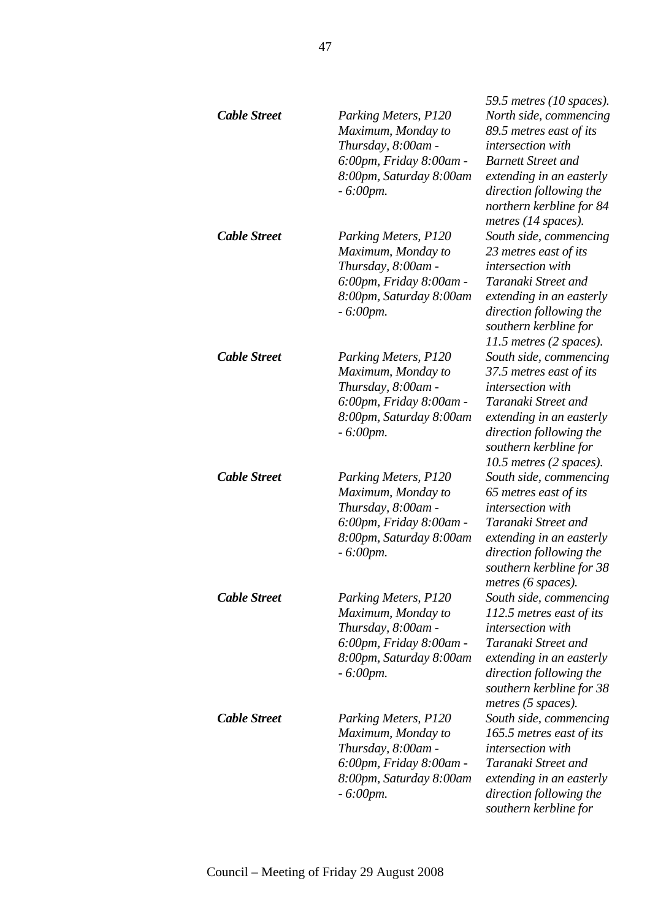| | | *59.5 metres (10 spaces).* |
|---|---|---|
| ***Cable Street*** | *Parking Meters, P120 Maximum, Monday to Thursday, 8:00am - 6:00pm, Friday 8:00am - 8:00pm, Saturday 8:00am - 6:00pm.* | *North side, commencing 89.5 metres east of its intersection with Barnett Street and extending in an easterly direction following the northern kerbline for 84 metres (14 spaces).* |
| ***Cable Street*** | *Parking Meters, P120 Maximum, Monday to Thursday, 8:00am - 6:00pm, Friday 8:00am - 8:00pm, Saturday 8:00am - 6:00pm.* | *South side, commencing 23 metres east of its intersection with Taranaki Street and extending in an easterly direction following the southern kerbline for 11.5 metres (2 spaces).* |
| ***Cable Street*** | *Parking Meters, P120 Maximum, Monday to Thursday, 8:00am - 6:00pm, Friday 8:00am - 8:00pm, Saturday 8:00am - 6:00pm.* | *South side, commencing 37.5 metres east of its intersection with Taranaki Street and extending in an easterly direction following the southern kerbline for 10.5 metres (2 spaces).* |
| ***Cable Street*** | *Parking Meters, P120 Maximum, Monday to Thursday, 8:00am - 6:00pm, Friday 8:00am - 8:00pm, Saturday 8:00am - 6:00pm.* | *South side, commencing 65 metres east of its intersection with Taranaki Street and extending in an easterly direction following the southern kerbline for 38 metres (6 spaces).* |
| ***Cable Street*** | *Parking Meters, P120 Maximum, Monday to Thursday, 8:00am - 6:00pm, Friday 8:00am - 8:00pm, Saturday 8:00am - 6:00pm.* | *South side, commencing 112.5 metres east of its intersection with Taranaki Street and extending in an easterly direction following the southern kerbline for 38 metres (5 spaces).* |
| ***Cable Street*** | *Parking Meters, P120 Maximum, Monday to Thursday, 8:00am - 6:00pm, Friday 8:00am - 8:00pm, Saturday 8:00am - 6:00pm.* | *South side, commencing 165.5 metres east of its intersection with Taranaki Street and extending in an easterly direction following the southern kerbline for* |

Council – Meeting of Friday 29 August 2008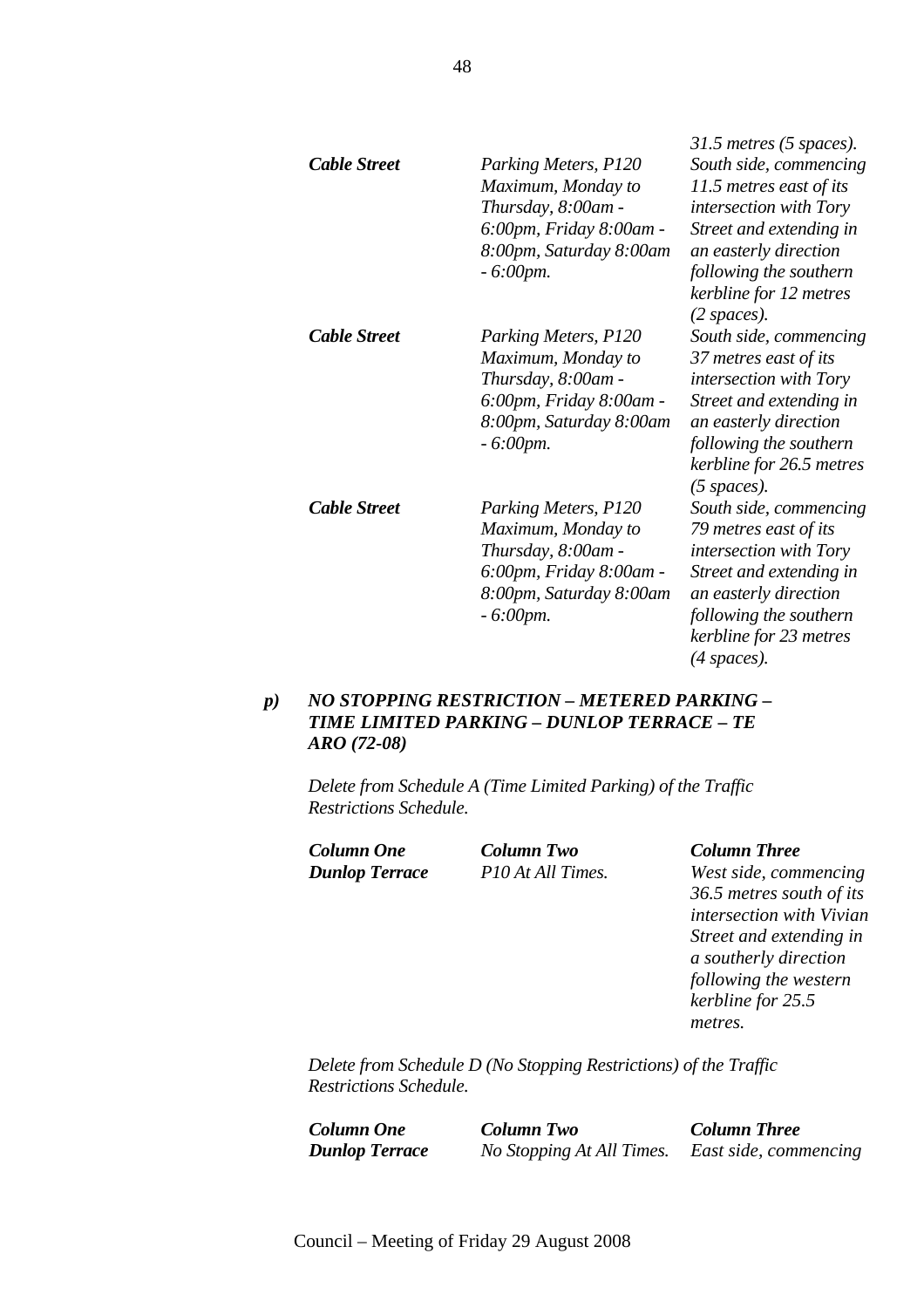| | | |
|---|---|---|
| | | *31.5 metres (5 spaces).* |
| ***Cable Street*** | *Parking Meters, P120 Maximum, Monday to Thursday, 8:00am - 6:00pm, Friday 8:00am - 8:00pm, Saturday 8:00am - 6:00pm.* | *South side, commencing 11.5 metres east of its intersection with Tory Street and extending in an easterly direction following the southern kerbline for 12 metres (2 spaces).* |
| ***Cable Street*** | *Parking Meters, P120 Maximum, Monday to Thursday, 8:00am - 6:00pm, Friday 8:00am - 8:00pm, Saturday 8:00am - 6:00pm.* | *South side, commencing 37 metres east of its intersection with Tory Street and extending in an easterly direction following the southern kerbline for 26.5 metres (5 spaces).* |
| ***Cable Street*** | *Parking Meters, P120 Maximum, Monday to Thursday, 8:00am - 6:00pm, Friday 8:00am - 8:00pm, Saturday 8:00am - 6:00pm.* | *South side, commencing 79 metres east of its intersection with Tory Street and extending in an easterly direction following the southern kerbline for 23 metres (4 spaces).* |

***p) NO STOPPING RESTRICTION – METERED PARKING – TIME LIMITED PARKING – DUNLOP TERRACE – TE ARO (72-08)***

*Delete from Schedule A (Time Limited Parking) of the Traffic Restrictions Schedule.*

| ***Column One*** | ***Column Two*** | ***Column Three*** |
|---|---|---|
| ***Dunlop Terrace*** | *P10 At All Times.* | *West side, commencing 36.5 metres south of its intersection with Vivian Street and extending in a southerly direction following the western kerbline for 25.5 metres.* |

*Delete from Schedule D (No Stopping Restrictions) of the Traffic Restrictions Schedule.*

| ***Column One*** | ***Column Two*** | ***Column Three*** |
|---|---|---|
| ***Dunlop Terrace*** | *No Stopping At All Times.* | *East side, commencing* |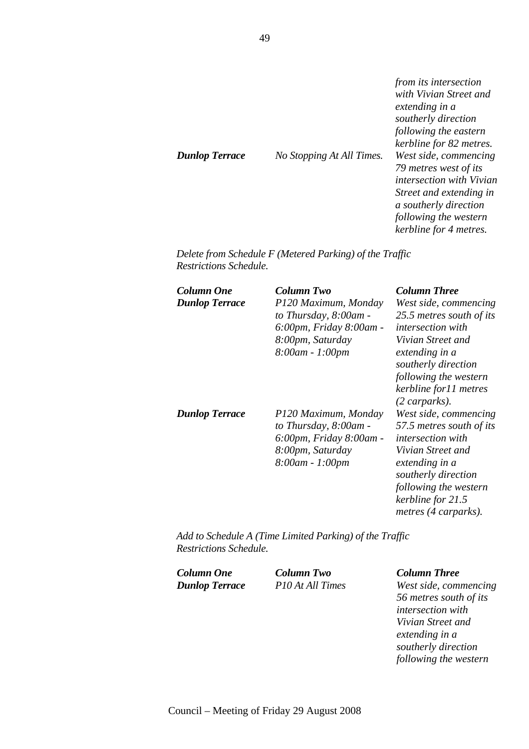| | | |
|---|---|---|
| | | *from its intersection with Vivian Street and extending in a southerly direction following the eastern kerbline for 82 metres.* |
| ***Dunlop Terrace*** | *No Stopping At All Times.* | *West side, commencing 79 metres west of its intersection with Vivian Street and extending in a southerly direction following the western kerbline for 4 metres.* |

*Delete from Schedule F (Metered Parking) of the Traffic Restrictions Schedule.*

| ***Column One*** | ***Column Two*** | ***Column Three*** |
|---|---|---|
| ***Dunlop Terrace*** | *P120 Maximum, Monday to Thursday, 8:00am - 6:00pm, Friday 8:00am - 8:00pm, Saturday 8:00am - 1:00pm* | *West side, commencing 25.5 metres south of its intersection with Vivian Street and extending in a southerly direction following the western kerbline for11 metres (2 carparks).* |
| ***Dunlop Terrace*** | *P120 Maximum, Monday to Thursday, 8:00am - 6:00pm, Friday 8:00am - 8:00pm, Saturday 8:00am - 1:00pm* | *West side, commencing 57.5 metres south of its intersection with Vivian Street and extending in a southerly direction following the western kerbline for 21.5 metres (4 carparks).* |

*Add to Schedule A (Time Limited Parking) of the Traffic Restrictions Schedule.*

| ***Column One*** | ***Column Two*** | ***Column Three*** |
|---|---|---|
| ***Dunlop Terrace*** | *P10 At All Times* | *West side, commencing 56 metres south of its intersection with Vivian Street and extending in a southerly direction following the western* |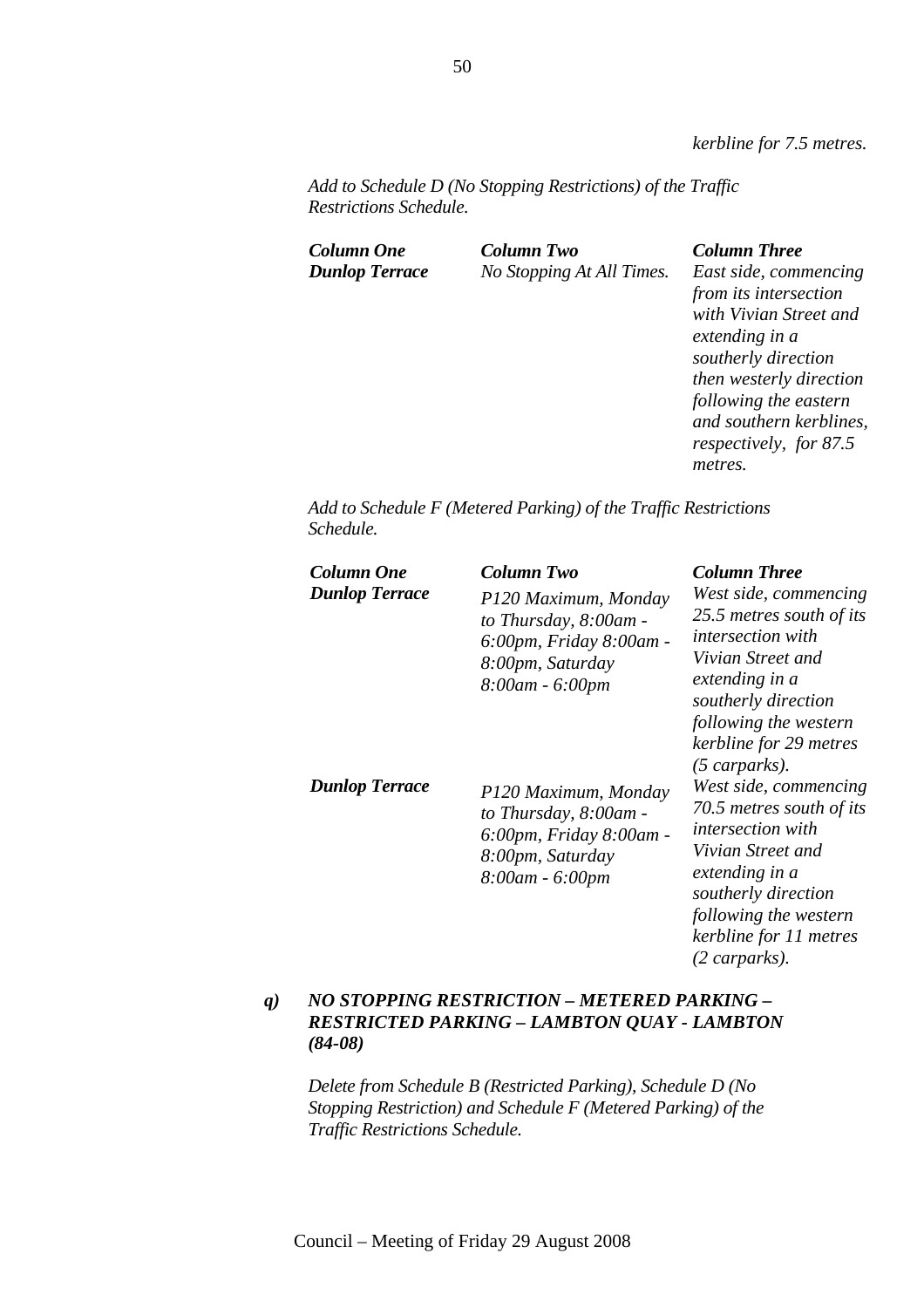*kerbline for 7.5 metres.*

*Add to Schedule D (No Stopping Restrictions) of the Traffic Restrictions Schedule.*

| ***Column One*** | ***Column Two*** | ***Column Three*** |
|---|---|---|
| ***Dunlop Terrace*** | *No Stopping At All Times.* | *East side, commencing from its intersection with Vivian Street and extending in a southerly direction then westerly direction following the eastern and southern kerblines, respectively, for 87.5 metres.* |

*Add to Schedule F (Metered Parking) of the Traffic Restrictions Schedule.*

| ***Column One*** | ***Column Two*** | ***Column Three*** |
|---|---|---|
| ***Dunlop Terrace*** | *P120 Maximum, Monday to Thursday, 8:00am - 6:00pm, Friday 8:00am - 8:00pm, Saturday 8:00am - 6:00pm* | *West side, commencing 25.5 metres south of its intersection with Vivian Street and extending in a southerly direction following the western kerbline for 29 metres (5 carparks).* |
| ***Dunlop Terrace*** | *P120 Maximum, Monday to Thursday, 8:00am - 6:00pm, Friday 8:00am - 8:00pm, Saturday 8:00am - 6:00pm* | *West side, commencing 70.5 metres south of its intersection with Vivian Street and extending in a southerly direction following the western kerbline for 11 metres (2 carparks).* |

***q) NO STOPPING RESTRICTION – METERED PARKING – RESTRICTED PARKING – LAMBTON QUAY - LAMBTON (84-08)***

*Delete from Schedule B (Restricted Parking), Schedule D (No Stopping Restriction) and Schedule F (Metered Parking) of the Traffic Restrictions Schedule.*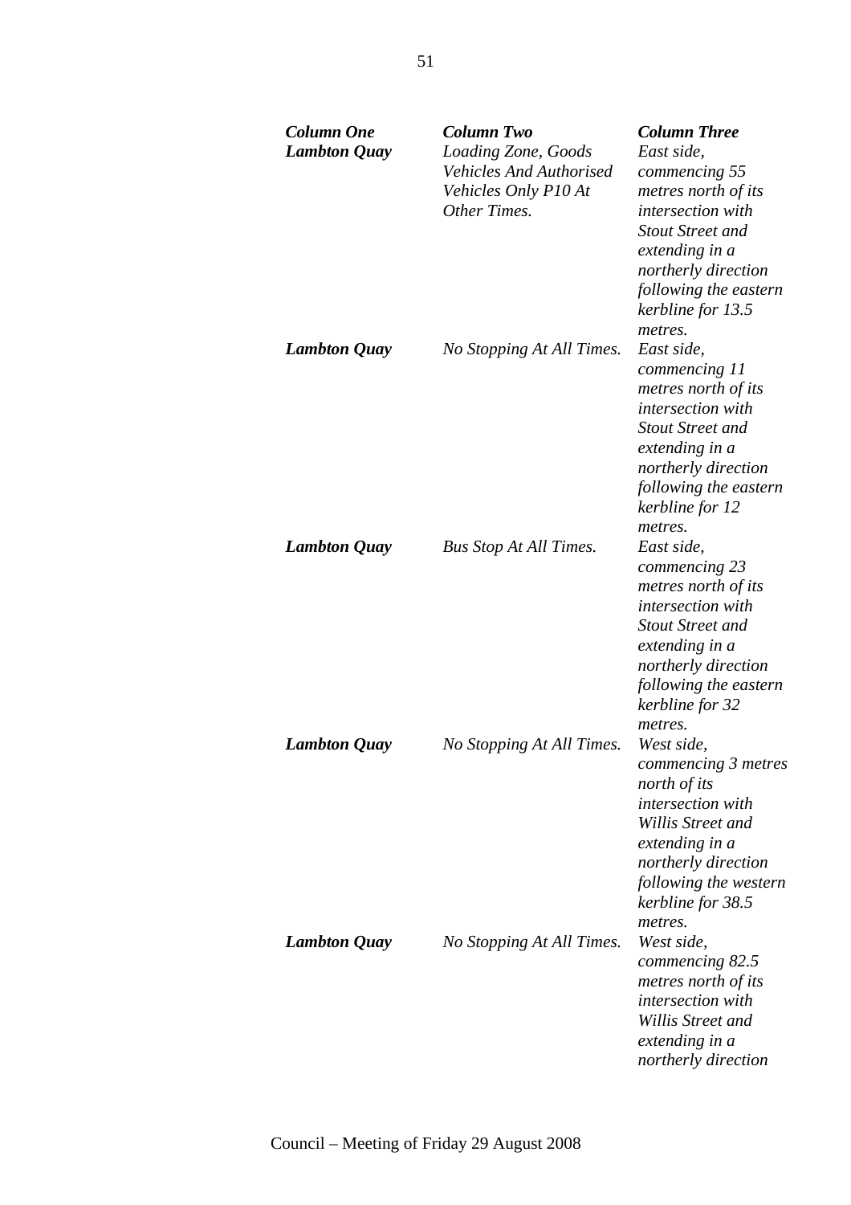| *Column One* | *Column Two* | *Column Three* |
|---|---|---|
| ***Lambton Quay*** | *Loading Zone, Goods Vehicles And Authorised Vehicles Only P10 At Other Times.* | *East side, commencing 55 metres north of its intersection with Stout Street and extending in a northerly direction following the eastern kerbline for 13.5 metres.* |
| ***Lambton Quay*** | *No Stopping At All Times.* | *East side, commencing 11 metres north of its intersection with Stout Street and extending in a northerly direction following the eastern kerbline for 12 metres.* |
| ***Lambton Quay*** | *Bus Stop At All Times.* | *East side, commencing 23 metres north of its intersection with Stout Street and extending in a northerly direction following the eastern kerbline for 32 metres.* |
| ***Lambton Quay*** | *No Stopping At All Times.* | *West side, commencing 3 metres north of its intersection with Willis Street and extending in a northerly direction following the western kerbline for 38.5 metres.* |
| ***Lambton Quay*** | *No Stopping At All Times.* | *West side, commencing 82.5 metres north of its intersection with Willis Street and extending in a northerly direction* |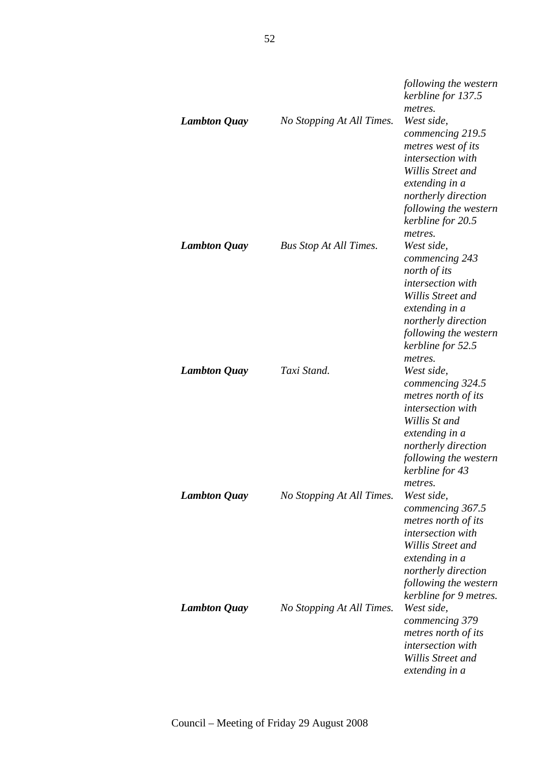| | | *following the western kerbline for 137.5 metres.* |
|---|---|---|
| ***Lambton Quay*** | *No Stopping At All Times.* | *West side, commencing 219.5 metres west of its intersection with Willis Street and extending in a northerly direction following the western kerbline for 20.5 metres.* |
| ***Lambton Quay*** | *Bus Stop At All Times.* | *West side, commencing 243 north of its intersection with Willis Street and extending in a northerly direction following the western kerbline for 52.5 metres.* |
| ***Lambton Quay*** | *Taxi Stand.* | *West side, commencing 324.5 metres north of its intersection with Willis St and extending in a northerly direction following the western kerbline for 43 metres.* |
| ***Lambton Quay*** | *No Stopping At All Times.* | *West side, commencing 367.5 metres north of its intersection with Willis Street and extending in a northerly direction following the western kerbline for 9 metres.* |
| ***Lambton Quay*** | *No Stopping At All Times.* | *West side, commencing 379 metres north of its intersection with Willis Street and extending in a* |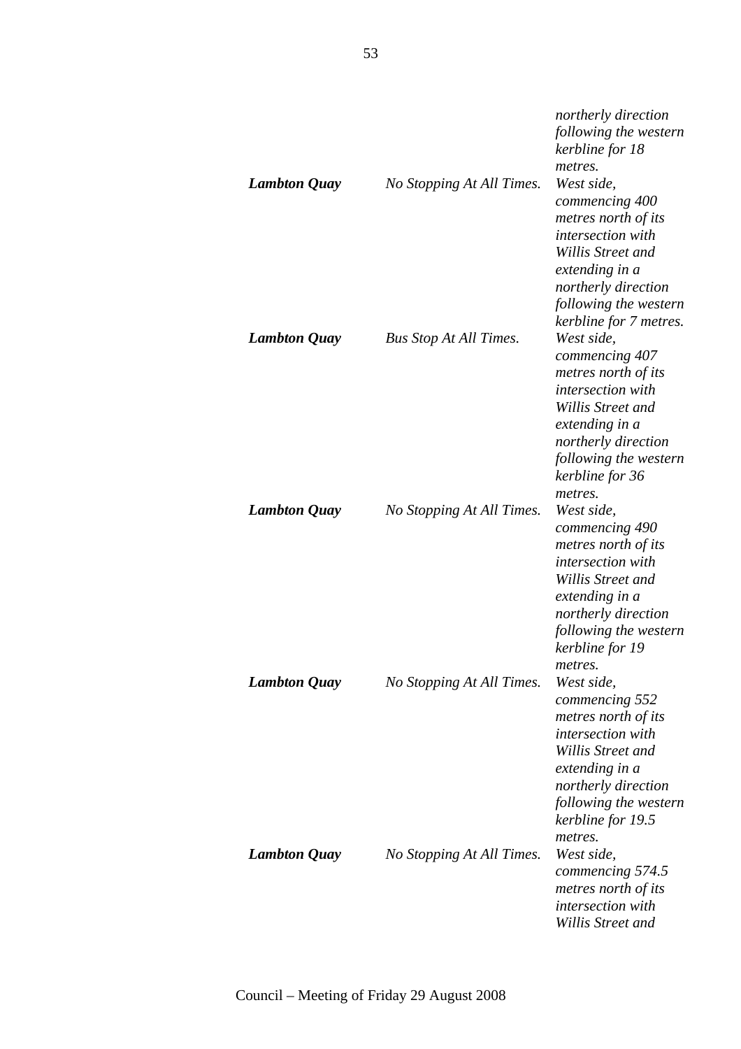| | | |
|---|---|---|
| | | *northerly direction following the western kerbline for 18 metres.* |
| ***Lambton Quay*** | *No Stopping At All Times.* | *West side, commencing 400 metres north of its intersection with Willis Street and extending in a northerly direction following the western kerbline for 7 metres.* |
| ***Lambton Quay*** | *Bus Stop At All Times.* | *West side, commencing 407 metres north of its intersection with Willis Street and extending in a northerly direction following the western kerbline for 36 metres.* |
| ***Lambton Quay*** | *No Stopping At All Times.* | *West side, commencing 490 metres north of its intersection with Willis Street and extending in a northerly direction following the western kerbline for 19 metres.* |
| ***Lambton Quay*** | *No Stopping At All Times.* | *West side, commencing 552 metres north of its intersection with Willis Street and extending in a northerly direction following the western kerbline for 19.5 metres.* |
| ***Lambton Quay*** | *No Stopping At All Times.* | *West side, commencing 574.5 metres north of its intersection with Willis Street and* |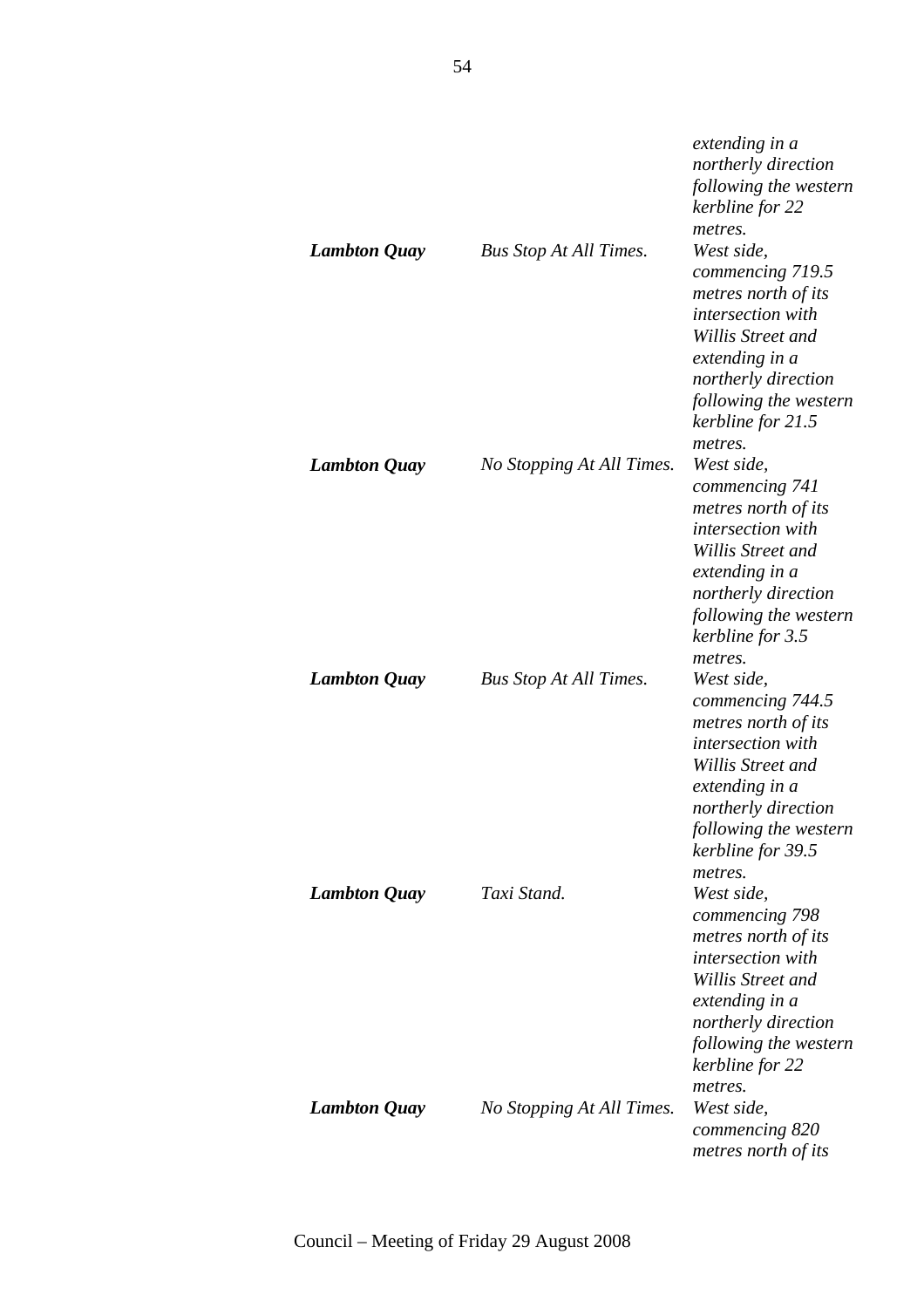| | | |
|---|---|---|
| | | *extending in a northerly direction following the western kerbline for 22 metres.* |
| ***Lambton Quay*** | *Bus Stop At All Times.* | *West side, commencing 719.5 metres north of its intersection with Willis Street and extending in a northerly direction following the western kerbline for 21.5 metres.* |
| ***Lambton Quay*** | *No Stopping At All Times.* | *West side, commencing 741 metres north of its intersection with Willis Street and extending in a northerly direction following the western kerbline for 3.5 metres.* |
| ***Lambton Quay*** | *Bus Stop At All Times.* | *West side, commencing 744.5 metres north of its intersection with Willis Street and extending in a northerly direction following the western kerbline for 39.5 metres.* |
| ***Lambton Quay*** | *Taxi Stand.* | *West side, commencing 798 metres north of its intersection with Willis Street and extending in a northerly direction following the western kerbline for 22 metres.* |
| ***Lambton Quay*** | *No Stopping At All Times.* | *West side, commencing 820 metres north of its* |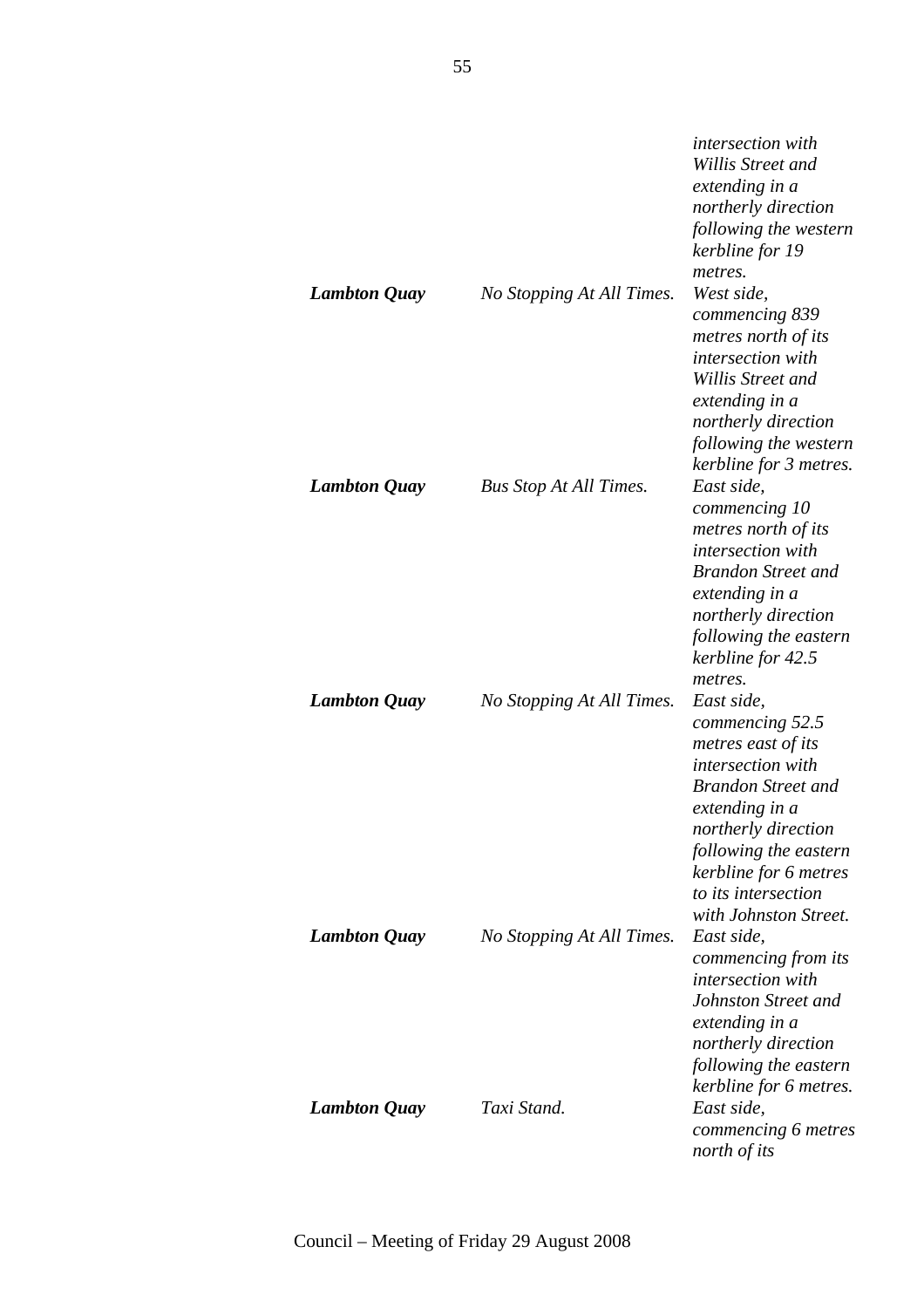| | | *intersection with Willis Street and extending in a northerly direction following the western kerbline for 19 metres.* |
|---|---|---|
| ***Lambton Quay*** | *No Stopping At All Times.* | *West side, commencing 839 metres north of its intersection with Willis Street and extending in a northerly direction following the western kerbline for 3 metres.* |
| ***Lambton Quay*** | *Bus Stop At All Times.* | *East side, commencing 10 metres north of its intersection with Brandon Street and extending in a northerly direction following the eastern kerbline for 42.5 metres.* |
| ***Lambton Quay*** | *No Stopping At All Times.* | *East side, commencing 52.5 metres east of its intersection with Brandon Street and extending in a northerly direction following the eastern kerbline for 6 metres to its intersection with Johnston Street.* |
| ***Lambton Quay*** | *No Stopping At All Times.* | *East side, commencing from its intersection with Johnston Street and extending in a northerly direction following the eastern kerbline for 6 metres.* |
| ***Lambton Quay*** | *Taxi Stand.* | *East side, commencing 6 metres north of its* |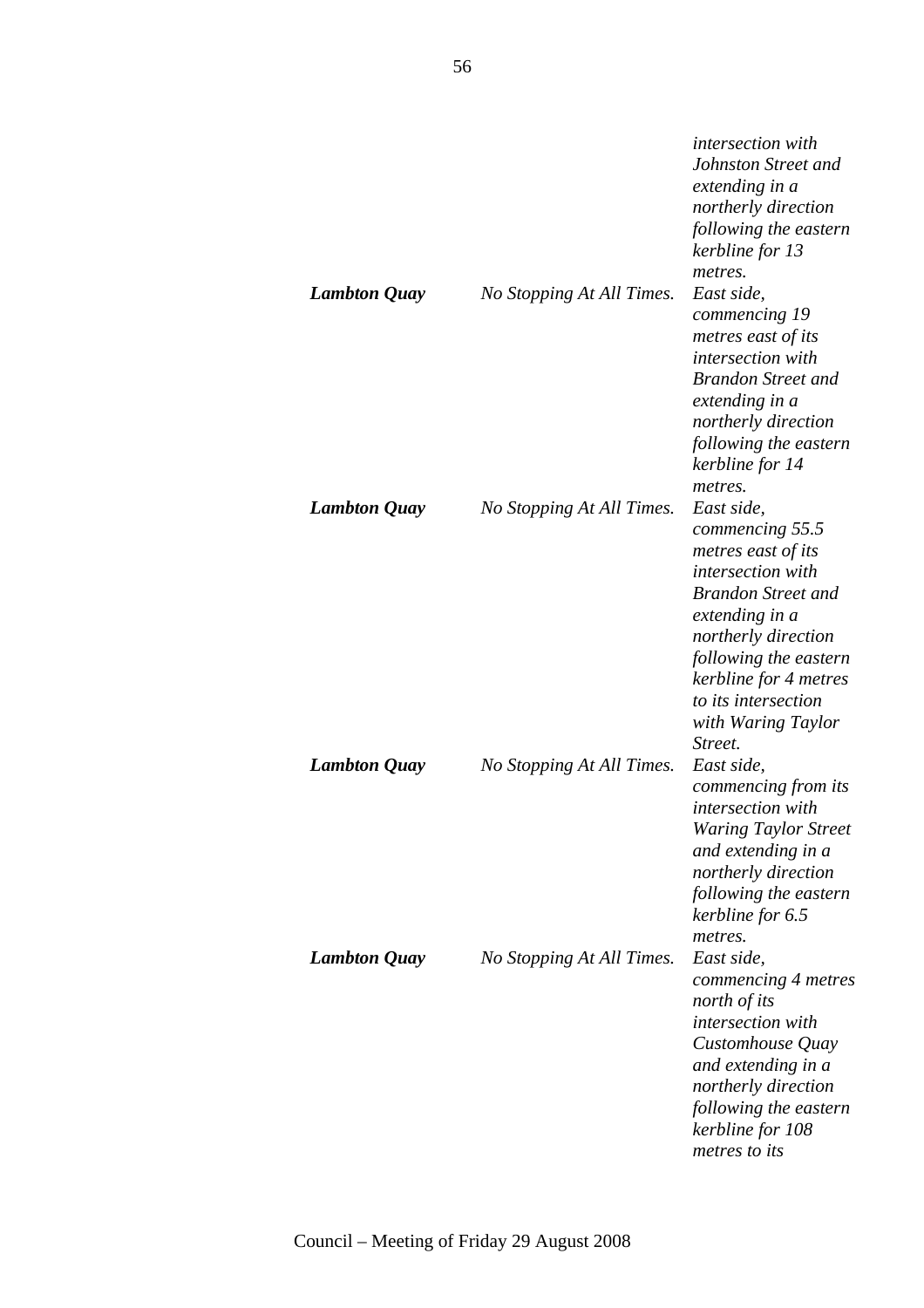| | | |
|---|---|---|
| | | *intersection with Johnston Street and extending in a northerly direction following the eastern kerbline for 13 metres.* |
| ***Lambton Quay*** | *No Stopping At All Times.* | *East side, commencing 19 metres east of its intersection with Brandon Street and extending in a northerly direction following the eastern kerbline for 14 metres.* |
| ***Lambton Quay*** | *No Stopping At All Times.* | *East side, commencing 55.5 metres east of its intersection with Brandon Street and extending in a northerly direction following the eastern kerbline for 4 metres to its intersection with Waring Taylor Street.* |
| ***Lambton Quay*** | *No Stopping At All Times.* | *East side, commencing from its intersection with Waring Taylor Street and extending in a northerly direction following the eastern kerbline for 6.5 metres.* |
| ***Lambton Quay*** | *No Stopping At All Times.* | *East side, commencing 4 metres north of its intersection with Customhouse Quay and extending in a northerly direction following the eastern kerbline for 108 metres to its* |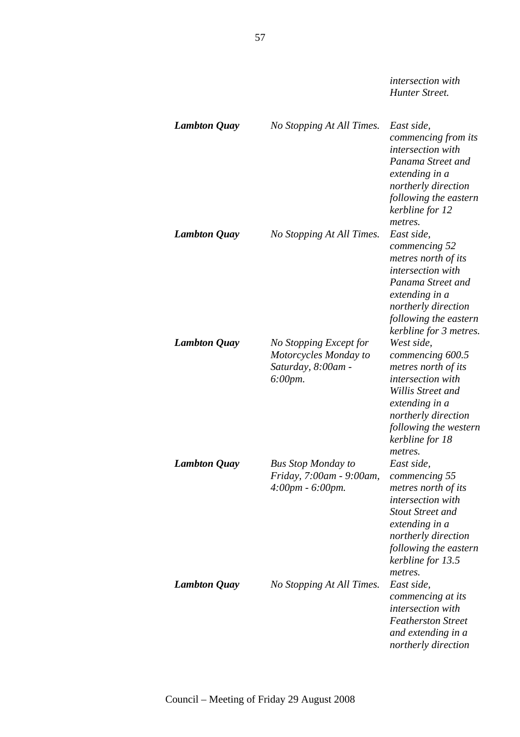| | | |
|---|---|---|
| | | *intersection with Hunter Street.* |
| ***Lambton Quay*** | *No Stopping At All Times.* | *East side, commencing from its intersection with Panama Street and extending in a northerly direction following the eastern kerbline for 12 metres.* |
| ***Lambton Quay*** | *No Stopping At All Times.* | *East side, commencing 52 metres north of its intersection with Panama Street and extending in a northerly direction following the eastern kerbline for 3 metres.* |
| ***Lambton Quay*** | *No Stopping Except for Motorcycles Monday to Saturday, 8:00am - 6:00pm.* | *West side, commencing 600.5 metres north of its intersection with Willis Street and extending in a northerly direction following the western kerbline for 18 metres.* |
| ***Lambton Quay*** | *Bus Stop Monday to Friday, 7:00am - 9:00am, 4:00pm - 6:00pm.* | *East side, commencing 55 metres north of its intersection with Stout Street and extending in a northerly direction following the eastern kerbline for 13.5 metres.* |
| ***Lambton Quay*** | *No Stopping At All Times.* | *East side, commencing at its intersection with Featherston Street and extending in a northerly direction* |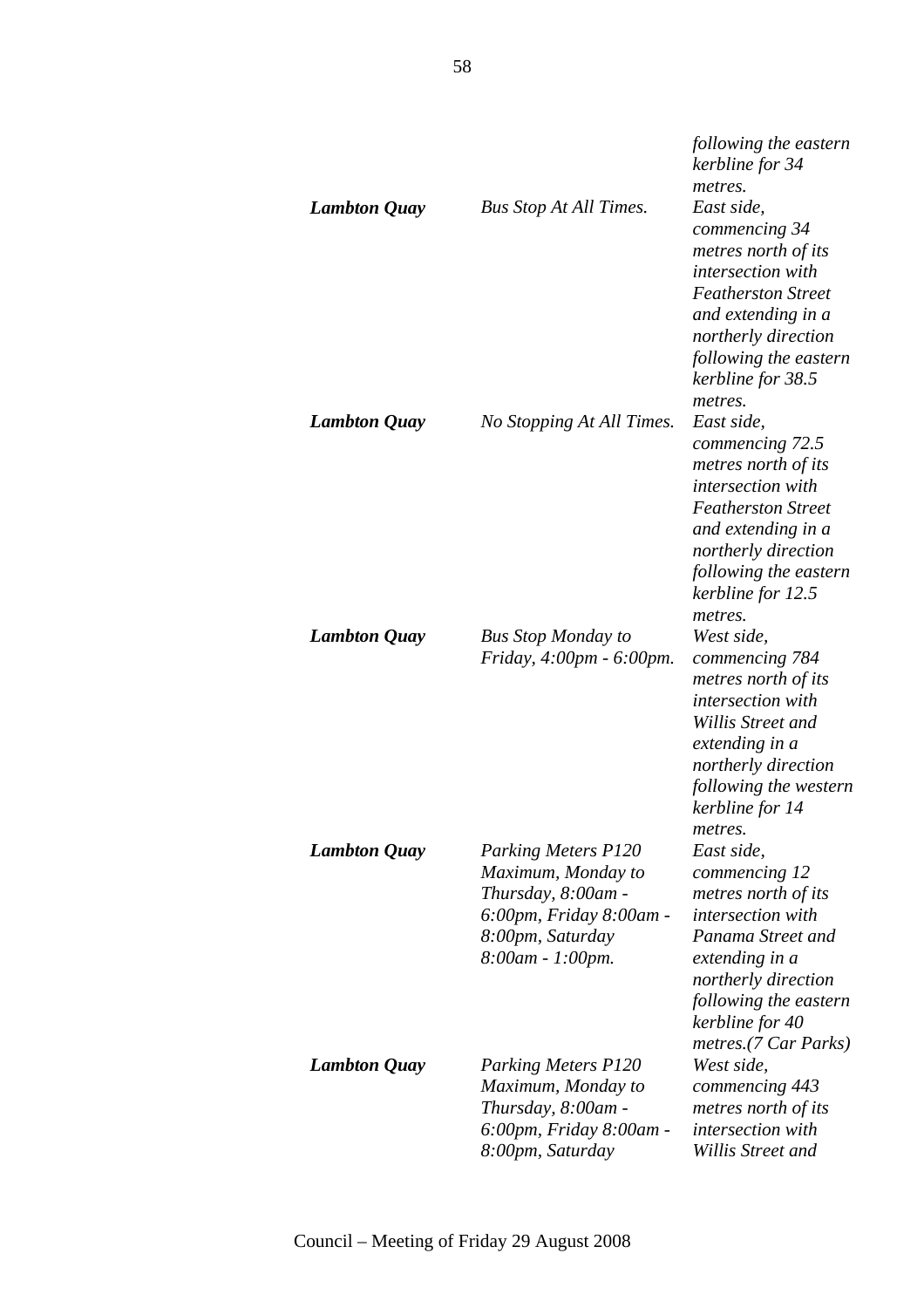| | | |
|---|---|---|
| | | *following the eastern kerbline for 34 metres.* |
| ***Lambton Quay*** | *Bus Stop At All Times.* | *East side, commencing 34 metres north of its intersection with Featherston Street and extending in a northerly direction following the eastern kerbline for 38.5 metres.* |
| ***Lambton Quay*** | *No Stopping At All Times.* | *East side, commencing 72.5 metres north of its intersection with Featherston Street and extending in a northerly direction following the eastern kerbline for 12.5 metres.* |
| ***Lambton Quay*** | *Bus Stop Monday to Friday, 4:00pm - 6:00pm.* | *West side, commencing 784 metres north of its intersection with Willis Street and extending in a northerly direction following the western kerbline for 14 metres.* |
| ***Lambton Quay*** | *Parking Meters P120 Maximum, Monday to Thursday, 8:00am - 6:00pm, Friday 8:00am - 8:00pm, Saturday 8:00am - 1:00pm.* | *East side, commencing 12 metres north of its intersection with Panama Street and extending in a northerly direction following the eastern kerbline for 40 metres.(7 Car Parks)* |
| ***Lambton Quay*** | *Parking Meters P120 Maximum, Monday to Thursday, 8:00am - 6:00pm, Friday 8:00am - 8:00pm, Saturday* | *West side, commencing 443 metres north of its intersection with Willis Street and* |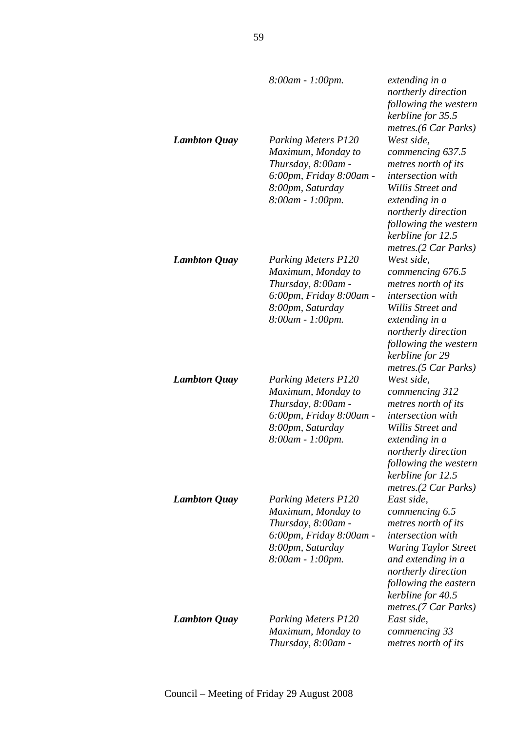| | | |
|---|---|---|
| | *8:00am - 1:00pm.* | *extending in a northerly direction following the western kerbline for 35.5 metres.(6 Car Parks)* |
| ***Lambton Quay*** | *Parking Meters P120 Maximum, Monday to Thursday, 8:00am - 6:00pm, Friday 8:00am - 8:00pm, Saturday 8:00am - 1:00pm.* | *West side, commencing 637.5 metres north of its intersection with Willis Street and extending in a northerly direction following the western kerbline for 12.5 metres.(2 Car Parks)* |
| ***Lambton Quay*** | *Parking Meters P120 Maximum, Monday to Thursday, 8:00am - 6:00pm, Friday 8:00am - 8:00pm, Saturday 8:00am - 1:00pm.* | *West side, commencing 676.5 metres north of its intersection with Willis Street and extending in a northerly direction following the western kerbline for 29 metres.(5 Car Parks)* |
| ***Lambton Quay*** | *Parking Meters P120 Maximum, Monday to Thursday, 8:00am - 6:00pm, Friday 8:00am - 8:00pm, Saturday 8:00am - 1:00pm.* | *West side, commencing 312 metres north of its intersection with Willis Street and extending in a northerly direction following the western kerbline for 12.5 metres.(2 Car Parks)* |
| ***Lambton Quay*** | *Parking Meters P120 Maximum, Monday to Thursday, 8:00am - 6:00pm, Friday 8:00am - 8:00pm, Saturday 8:00am - 1:00pm.* | *East side, commencing 6.5 metres north of its intersection with Waring Taylor Street and extending in a northerly direction following the eastern kerbline for 40.5 metres.(7 Car Parks)* |
| ***Lambton Quay*** | *Parking Meters P120 Maximum, Monday to Thursday, 8:00am -* | *East side, commencing 33 metres north of its* |

Council – Meeting of Friday 29 August 2008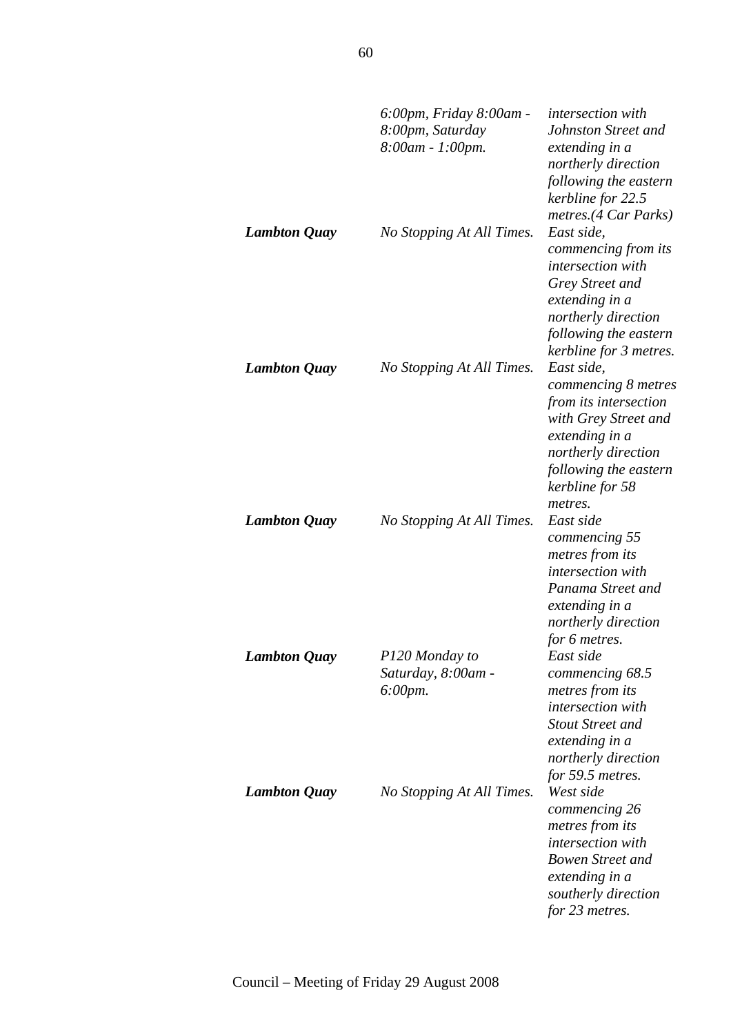| | | |
|---|---|---|
| | *6:00pm, Friday 8:00am - 8:00pm, Saturday 8:00am - 1:00pm.* | *intersection with Johnston Street and extending in a northerly direction following the eastern kerbline for 22.5 metres.(4 Car Parks)* |
| ***Lambton Quay*** | *No Stopping At All Times.* | *East side, commencing from its intersection with Grey Street and extending in a northerly direction following the eastern kerbline for 3 metres.* |
| ***Lambton Quay*** | *No Stopping At All Times.* | *East side, commencing 8 metres from its intersection with Grey Street and extending in a northerly direction following the eastern kerbline for 58 metres.* |
| ***Lambton Quay*** | *No Stopping At All Times.* | *East side commencing 55 metres from its intersection with Panama Street and extending in a northerly direction for 6 metres.* |
| ***Lambton Quay*** | *P120 Monday to Saturday, 8:00am - 6:00pm.* | *East side commencing 68.5 metres from its intersection with Stout Street and extending in a northerly direction for 59.5 metres.* |
| ***Lambton Quay*** | *No Stopping At All Times.* | *West side commencing 26 metres from its intersection with Bowen Street and extending in a southerly direction for 23 metres.* |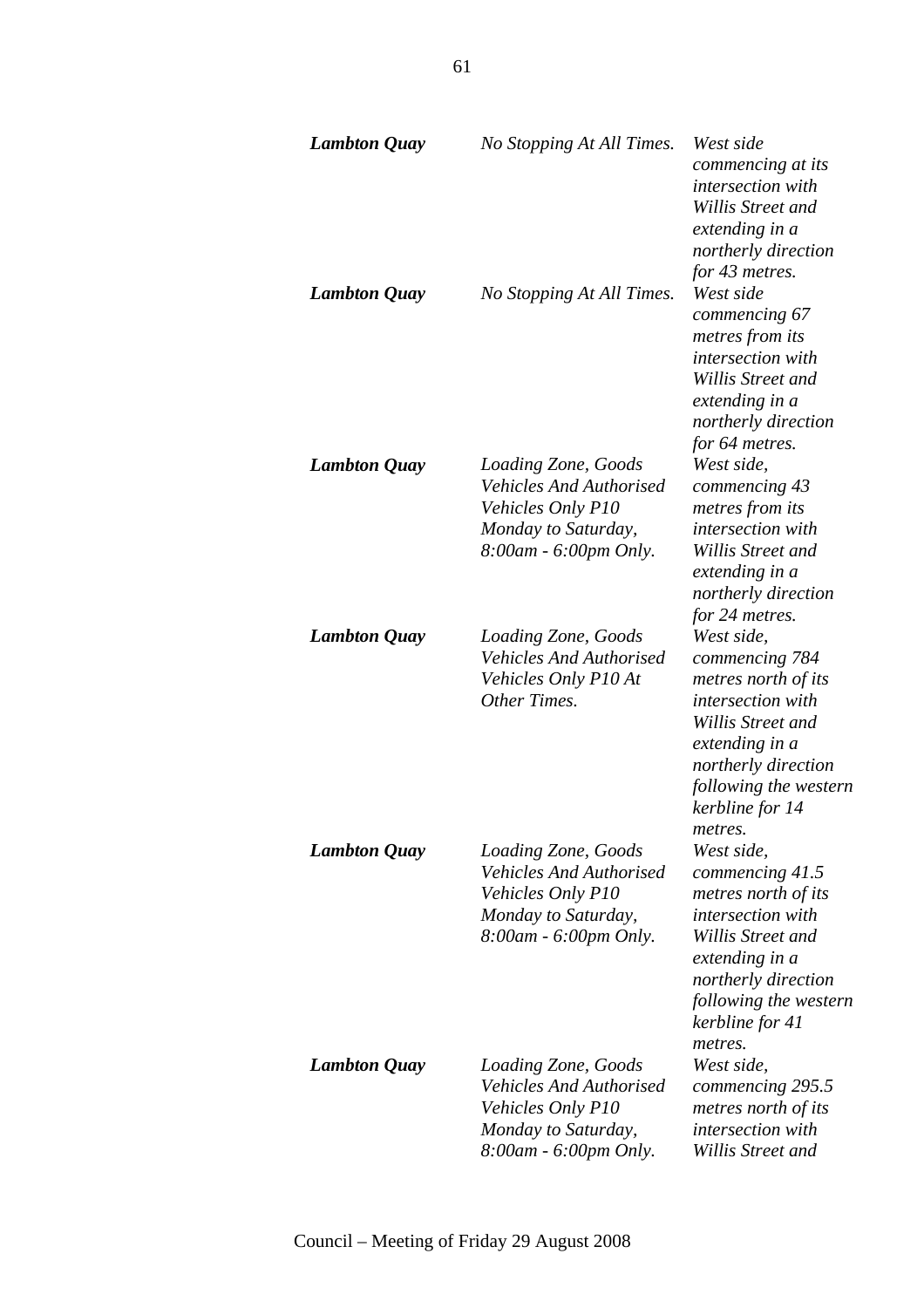| | | |
|---|---|---|
| ***Lambton Quay*** | *No Stopping At All Times.* | *West side commencing at its intersection with Willis Street and extending in a northerly direction for 43 metres.* |
| ***Lambton Quay*** | *No Stopping At All Times.* | *West side commencing 67 metres from its intersection with Willis Street and extending in a northerly direction for 64 metres.* |
| ***Lambton Quay*** | *Loading Zone, Goods Vehicles And Authorised Vehicles Only P10 Monday to Saturday, 8:00am - 6:00pm Only.* | *West side, commencing 43 metres from its intersection with Willis Street and extending in a northerly direction for 24 metres.* |
| ***Lambton Quay*** | *Loading Zone, Goods Vehicles And Authorised Vehicles Only P10 At Other Times.* | *West side, commencing 784 metres north of its intersection with Willis Street and extending in a northerly direction following the western kerbline for 14 metres.* |
| ***Lambton Quay*** | *Loading Zone, Goods Vehicles And Authorised Vehicles Only P10 Monday to Saturday, 8:00am - 6:00pm Only.* | *West side, commencing 41.5 metres north of its intersection with Willis Street and extending in a northerly direction following the western kerbline for 41 metres.* |
| ***Lambton Quay*** | *Loading Zone, Goods Vehicles And Authorised Vehicles Only P10 Monday to Saturday, 8:00am - 6:00pm Only.* | *West side, commencing 295.5 metres north of its intersection with Willis Street and* |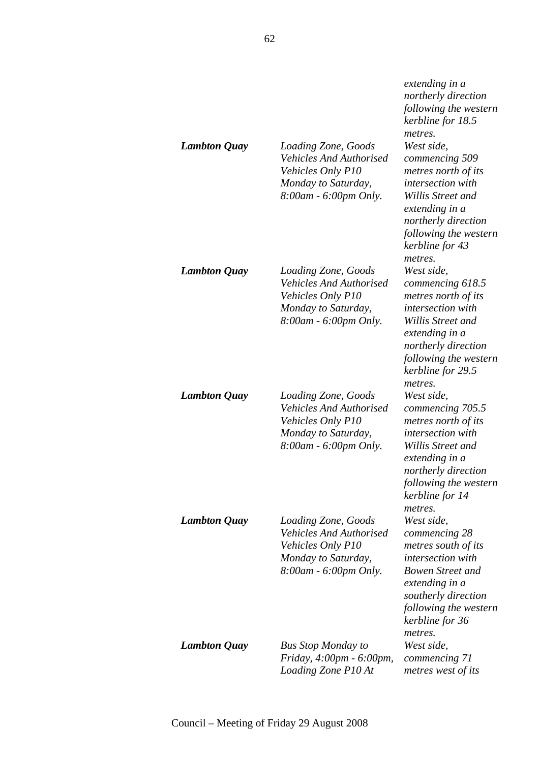| | | |
|---|---|---|
| | | *extending in a northerly direction following the western kerbline for 18.5 metres.* |
| ***Lambton Quay*** | *Loading Zone, Goods Vehicles And Authorised Vehicles Only P10 Monday to Saturday, 8:00am - 6:00pm Only.* | *West side, commencing 509 metres north of its intersection with Willis Street and extending in a northerly direction following the western kerbline for 43 metres.* |
| ***Lambton Quay*** | *Loading Zone, Goods Vehicles And Authorised Vehicles Only P10 Monday to Saturday, 8:00am - 6:00pm Only.* | *West side, commencing 618.5 metres north of its intersection with Willis Street and extending in a northerly direction following the western kerbline for 29.5 metres.* |
| ***Lambton Quay*** | *Loading Zone, Goods Vehicles And Authorised Vehicles Only P10 Monday to Saturday, 8:00am - 6:00pm Only.* | *West side, commencing 705.5 metres north of its intersection with Willis Street and extending in a northerly direction following the western kerbline for 14 metres.* |
| ***Lambton Quay*** | *Loading Zone, Goods Vehicles And Authorised Vehicles Only P10 Monday to Saturday, 8:00am - 6:00pm Only.* | *West side, commencing 28 metres south of its intersection with Bowen Street and extending in a southerly direction following the western kerbline for 36 metres.* |
| ***Lambton Quay*** | *Bus Stop Monday to Friday, 4:00pm - 6:00pm, Loading Zone P10 At* | *West side, commencing 71 metres west of its* |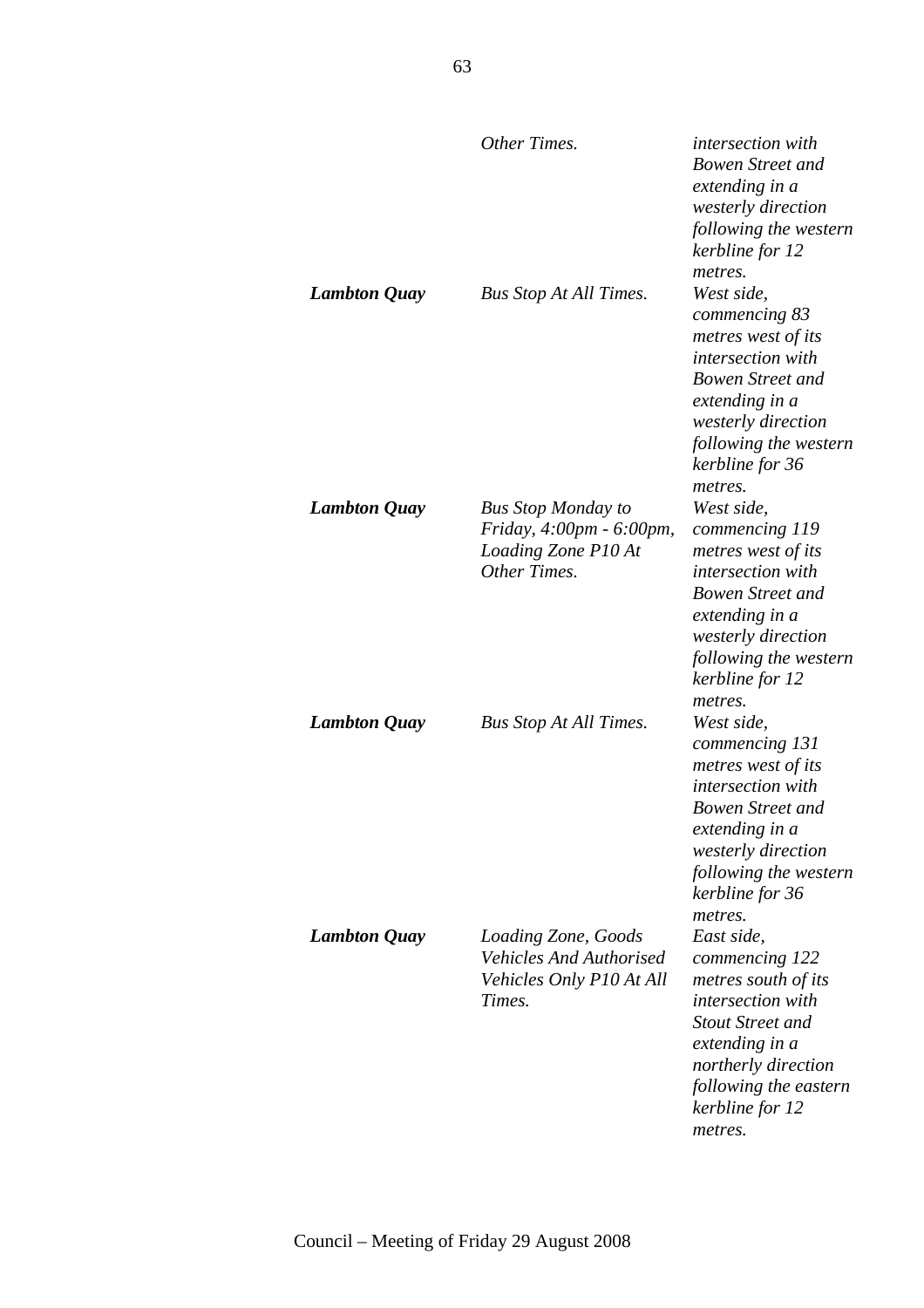| | | |
|---|---|---|
| | *Other Times.* | *intersection with Bowen Street and extending in a westerly direction following the western kerbline for 12 metres.* |
| ***Lambton Quay*** | *Bus Stop At All Times.* | *West side, commencing 83 metres west of its intersection with Bowen Street and extending in a westerly direction following the western kerbline for 36 metres.* |
| ***Lambton Quay*** | *Bus Stop Monday to Friday, 4:00pm - 6:00pm, Loading Zone P10 At Other Times.* | *West side, commencing 119 metres west of its intersection with Bowen Street and extending in a westerly direction following the western kerbline for 12 metres.* |
| ***Lambton Quay*** | *Bus Stop At All Times.* | *West side, commencing 131 metres west of its intersection with Bowen Street and extending in a westerly direction following the western kerbline for 36 metres.* |
| ***Lambton Quay*** | *Loading Zone, Goods Vehicles And Authorised Vehicles Only P10 At All Times.* | *East side, commencing 122 metres south of its intersection with Stout Street and extending in a northerly direction following the eastern kerbline for 12 metres.* |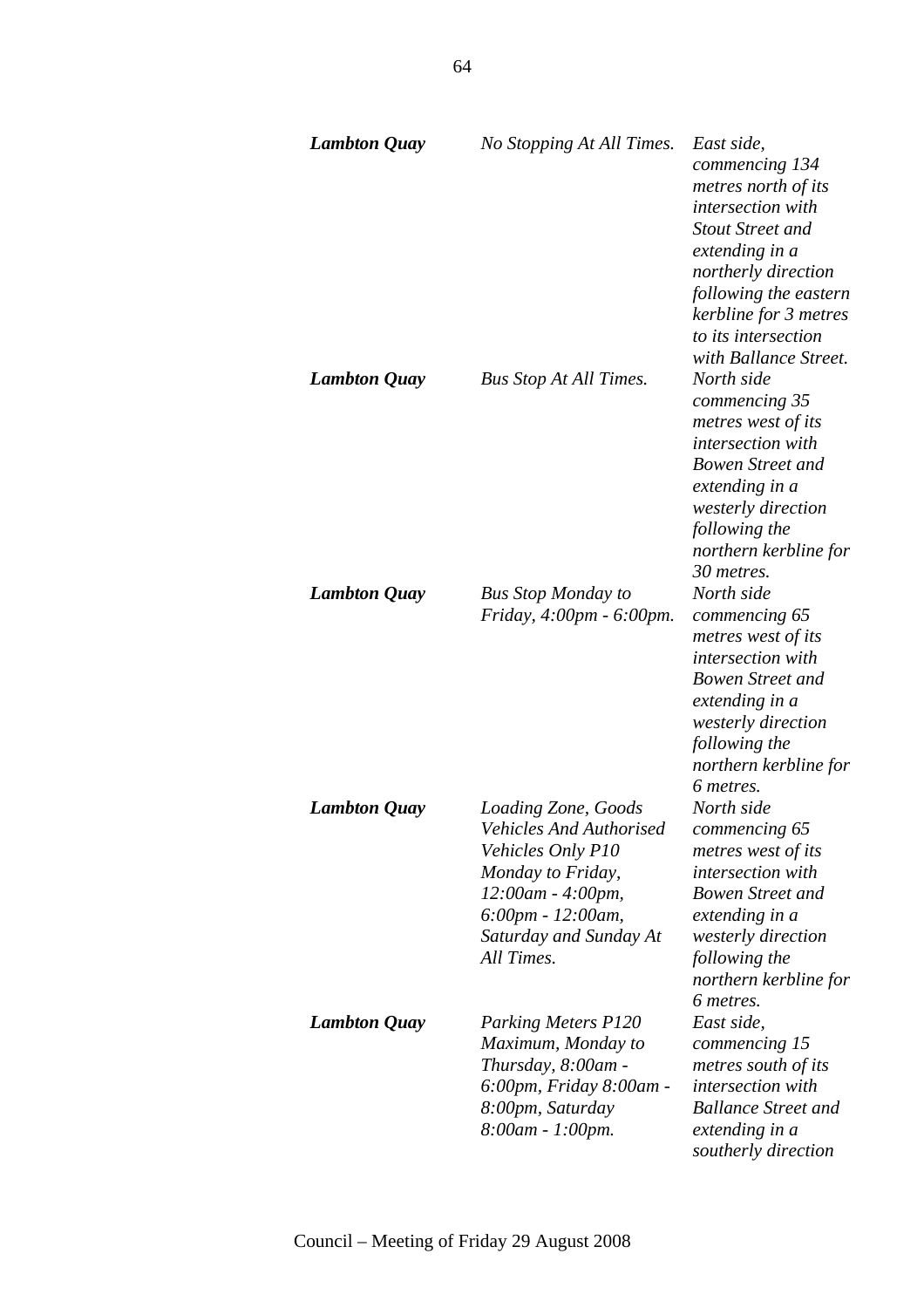| | | |
|---|---|---|
| ***Lambton Quay*** | *No Stopping At All Times.* | *East side, commencing 134 metres north of its intersection with Stout Street and extending in a northerly direction following the eastern kerbline for 3 metres to its intersection with Ballance Street.* |
| ***Lambton Quay*** | *Bus Stop At All Times.* | *North side commencing 35 metres west of its intersection with Bowen Street and extending in a westerly direction following the northern kerbline for 30 metres.* |
| ***Lambton Quay*** | *Bus Stop Monday to Friday, 4:00pm - 6:00pm.* | *North side commencing 65 metres west of its intersection with Bowen Street and extending in a westerly direction following the northern kerbline for 6 metres.* |
| ***Lambton Quay*** | *Loading Zone, Goods Vehicles And Authorised Vehicles Only P10 Monday to Friday, 12:00am - 4:00pm, 6:00pm - 12:00am, Saturday and Sunday At All Times.* | *North side commencing 65 metres west of its intersection with Bowen Street and extending in a westerly direction following the northern kerbline for 6 metres.* |
| ***Lambton Quay*** | *Parking Meters P120 Maximum, Monday to Thursday, 8:00am - 6:00pm, Friday 8:00am - 8:00pm, Saturday 8:00am - 1:00pm.* | *East side, commencing 15 metres south of its intersection with Ballance Street and extending in a southerly direction* |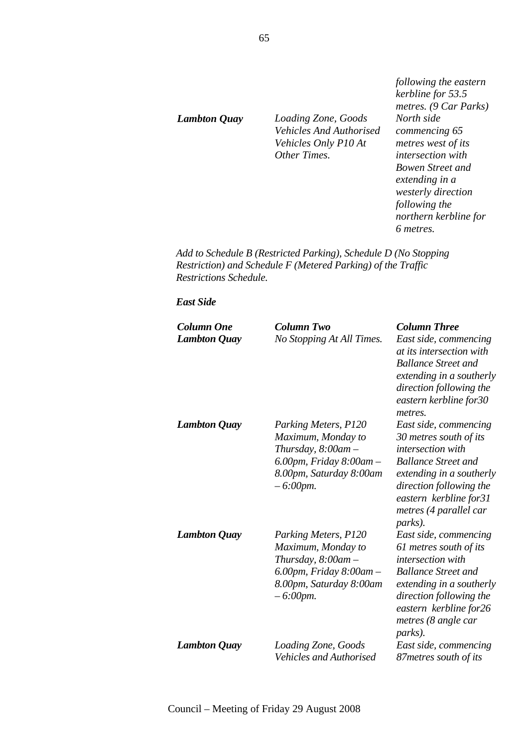| | | |
|---|---|---|
| | | *following the eastern kerbline for 53.5 metres. (9 Car Parks)* |
| ***Lambton Quay*** | *Loading Zone, Goods Vehicles And Authorised Vehicles Only P10 At Other Times.* | *North side commencing 65 metres west of its intersection with Bowen Street and extending in a westerly direction following the northern kerbline for 6 metres.* |

*Add to Schedule B (Restricted Parking), Schedule D (No Stopping Restriction) and Schedule F (Metered Parking) of the Traffic Restrictions Schedule.*

***East Side***

| ***Column One*** | ***Column Two*** | ***Column Three*** |
|---|---|---|
| ***Lambton Quay*** | *No Stopping At All Times.* | *East side, commencing at its intersection with Ballance Street and extending in a southerly direction following the eastern kerbline for30 metres.* |
| ***Lambton Quay*** | *Parking Meters, P120 Maximum, Monday to Thursday, 8:00am – 6.00pm, Friday 8:00am – 8.00pm, Saturday 8:00am – 6:00pm.* | *East side, commencing 30 metres south of its intersection with Ballance Street and extending in a southerly direction following the eastern kerbline for31 metres (4 parallel car parks).* |
| ***Lambton Quay*** | *Parking Meters, P120 Maximum, Monday to Thursday, 8:00am – 6.00pm, Friday 8:00am – 8.00pm, Saturday 8:00am – 6:00pm.* | *East side, commencing 61 metres south of its intersection with Ballance Street and extending in a southerly direction following the eastern kerbline for26 metres (8 angle car parks).* |
| ***Lambton Quay*** | *Loading Zone, Goods Vehicles and Authorised* | *East side, commencing 87metres south of its* |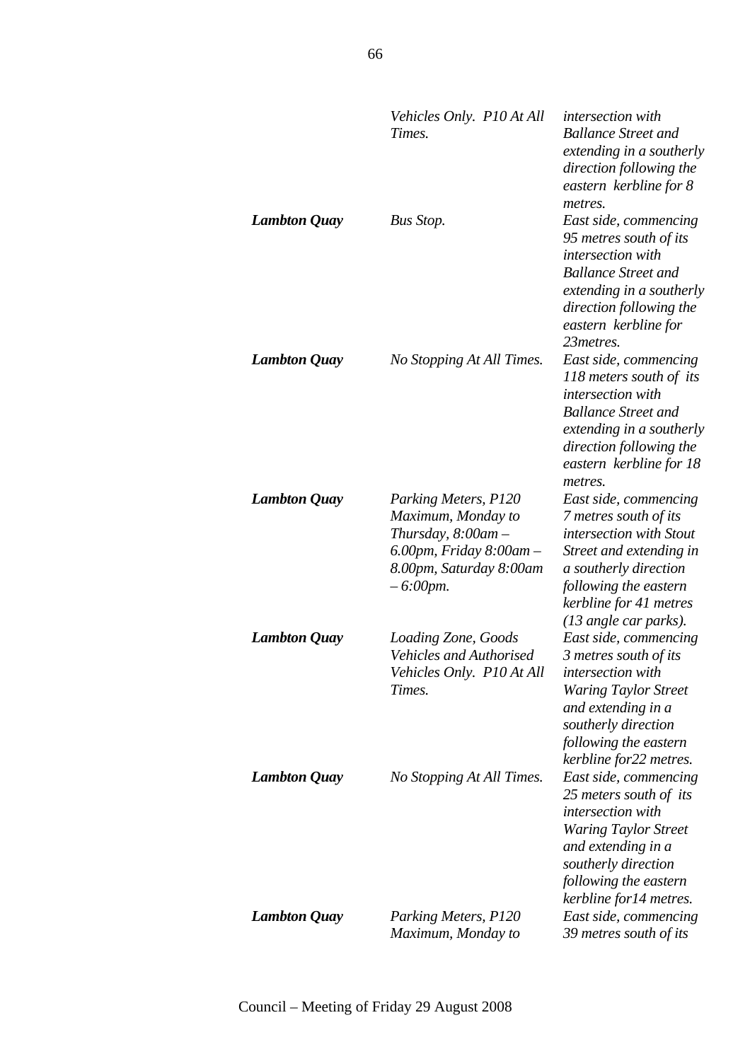| | | |
|---|---|---|
| | *Vehicles Only. P10 At All Times.* | *intersection with Ballance Street and extending in a southerly direction following the eastern kerbline for 8 metres.* |
| ***Lambton Quay*** | *Bus Stop.* | *East side, commencing 95 metres south of its intersection with Ballance Street and extending in a southerly direction following the eastern kerbline for 23metres.* |
| ***Lambton Quay*** | *No Stopping At All Times.* | *East side, commencing 118 meters south of its intersection with Ballance Street and extending in a southerly direction following the eastern kerbline for 18 metres.* |
| ***Lambton Quay*** | *Parking Meters, P120 Maximum, Monday to Thursday, 8:00am – 6.00pm, Friday 8:00am – 8.00pm, Saturday 8:00am – 6:00pm.* | *East side, commencing 7 metres south of its intersection with Stout Street and extending in a southerly direction following the eastern kerbline for 41 metres (13 angle car parks).* |
| ***Lambton Quay*** | *Loading Zone, Goods Vehicles and Authorised Vehicles Only. P10 At All Times.* | *East side, commencing 3 metres south of its intersection with Waring Taylor Street and extending in a southerly direction following the eastern kerbline for22 metres.* |
| ***Lambton Quay*** | *No Stopping At All Times.* | *East side, commencing 25 meters south of its intersection with Waring Taylor Street and extending in a southerly direction following the eastern kerbline for14 metres.* |
| ***Lambton Quay*** | *Parking Meters, P120 Maximum, Monday to* | *East side, commencing 39 metres south of its* |

Council – Meeting of Friday 29 August 2008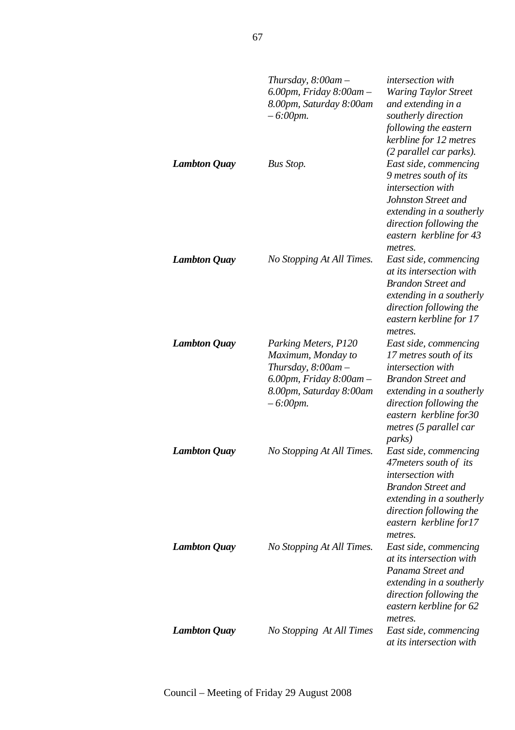| | | |
|---|---|---|
| | *Thursday, 8:00am – 6.00pm, Friday 8:00am – 8.00pm, Saturday 8:00am – 6:00pm.* | *intersection with Waring Taylor Street and extending in a southerly direction following the eastern kerbline for 12 metres (2 parallel car parks).* |
| ***Lambton Quay*** | *Bus Stop.* | *East side, commencing 9 metres south of its intersection with Johnston Street and extending in a southerly direction following the eastern kerbline for 43 metres.* |
| ***Lambton Quay*** | *No Stopping At All Times.* | *East side, commencing at its intersection with Brandon Street and extending in a southerly direction following the eastern kerbline for 17 metres.* |
| ***Lambton Quay*** | *Parking Meters, P120 Maximum, Monday to Thursday, 8:00am – 6.00pm, Friday 8:00am – 8.00pm, Saturday 8:00am – 6:00pm.* | *East side, commencing 17 metres south of its intersection with Brandon Street and extending in a southerly direction following the eastern kerbline for30 metres (5 parallel car parks)* |
| ***Lambton Quay*** | *No Stopping At All Times.* | *East side, commencing 47meters south of its intersection with Brandon Street and extending in a southerly direction following the eastern kerbline for17 metres.* |
| ***Lambton Quay*** | *No Stopping At All Times.* | *East side, commencing at its intersection with Panama Street and extending in a southerly direction following the eastern kerbline for 62 metres.* |
| ***Lambton Quay*** | *No Stopping At All Times* | *East side, commencing at its intersection with* |

Council – Meeting of Friday 29 August 2008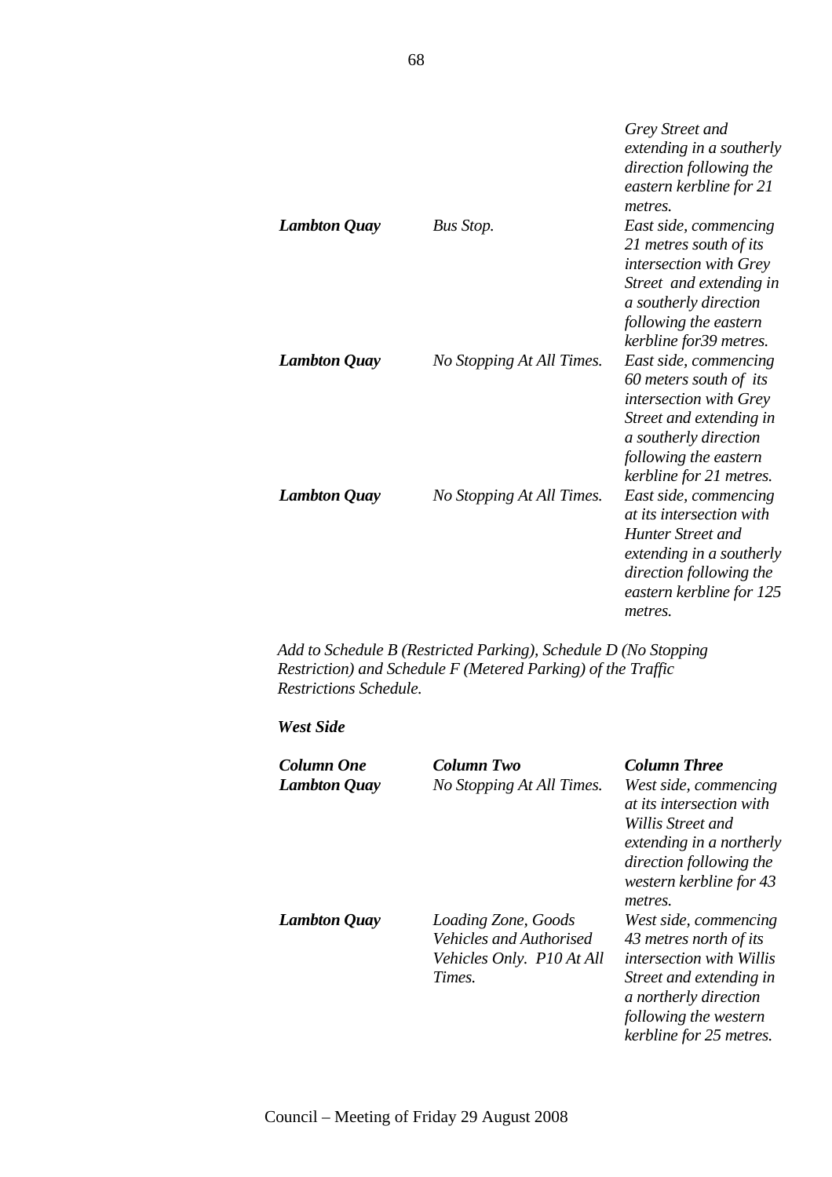| | | |
|---|---|---|
| | | *Grey Street and extending in a southerly direction following the eastern kerbline for 21 metres.* |
| ***Lambton Quay*** | *Bus Stop.* | *East side, commencing 21 metres south of its intersection with Grey Street and extending in a southerly direction following the eastern kerbline for39 metres.* |
| ***Lambton Quay*** | *No Stopping At All Times.* | *East side, commencing 60 meters south of its intersection with Grey Street and extending in a southerly direction following the eastern kerbline for 21 metres.* |
| ***Lambton Quay*** | *No Stopping At All Times.* | *East side, commencing at its intersection with Hunter Street and extending in a southerly direction following the eastern kerbline for 125 metres.* |

*Add to Schedule B (Restricted Parking), Schedule D (No Stopping Restriction) and Schedule F (Metered Parking) of the Traffic Restrictions Schedule.*

***West Side***

| ***Column One*** | ***Column Two*** | ***Column Three*** |
|---|---|---|
| ***Lambton Quay*** | *No Stopping At All Times.* | *West side, commencing at its intersection with Willis Street and extending in a northerly direction following the western kerbline for 43 metres.* |
| ***Lambton Quay*** | *Loading Zone, Goods Vehicles and Authorised Vehicles Only. P10 At All Times.* | *West side, commencing 43 metres north of its intersection with Willis Street and extending in a northerly direction following the western kerbline for 25 metres.* |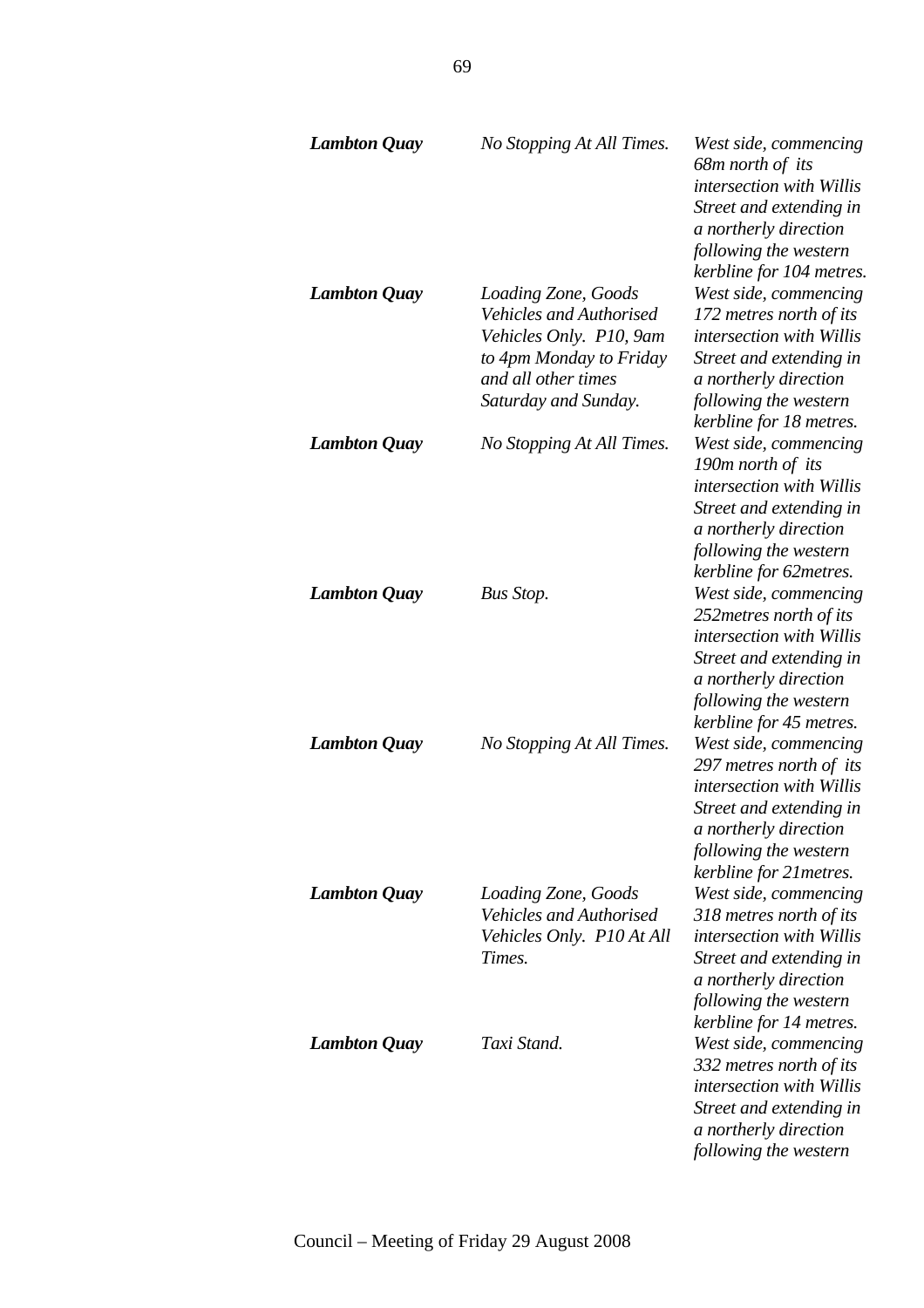| | | |
|---|---|---|
| ***Lambton Quay*** | *No Stopping At All Times.* | *West side, commencing 68m north of its intersection with Willis Street and extending in a northerly direction following the western kerbline for 104 metres.* |
| ***Lambton Quay*** | *Loading Zone, Goods Vehicles and Authorised Vehicles Only. P10, 9am to 4pm Monday to Friday and all other times Saturday and Sunday.* | *West side, commencing 172 metres north of its intersection with Willis Street and extending in a northerly direction following the western kerbline for 18 metres.* |
| ***Lambton Quay*** | *No Stopping At All Times.* | *West side, commencing 190m north of its intersection with Willis Street and extending in a northerly direction following the western kerbline for 62metres.* |
| ***Lambton Quay*** | *Bus Stop.* | *West side, commencing 252metres north of its intersection with Willis Street and extending in a northerly direction following the western kerbline for 45 metres.* |
| ***Lambton Quay*** | *No Stopping At All Times.* | *West side, commencing 297 metres north of its intersection with Willis Street and extending in a northerly direction following the western kerbline for 21metres.* |
| ***Lambton Quay*** | *Loading Zone, Goods Vehicles and Authorised Vehicles Only. P10 At All Times.* | *West side, commencing 318 metres north of its intersection with Willis Street and extending in a northerly direction following the western kerbline for 14 metres.* |
| ***Lambton Quay*** | *Taxi Stand.* | *West side, commencing 332 metres north of its intersection with Willis Street and extending in a northerly direction following the western* |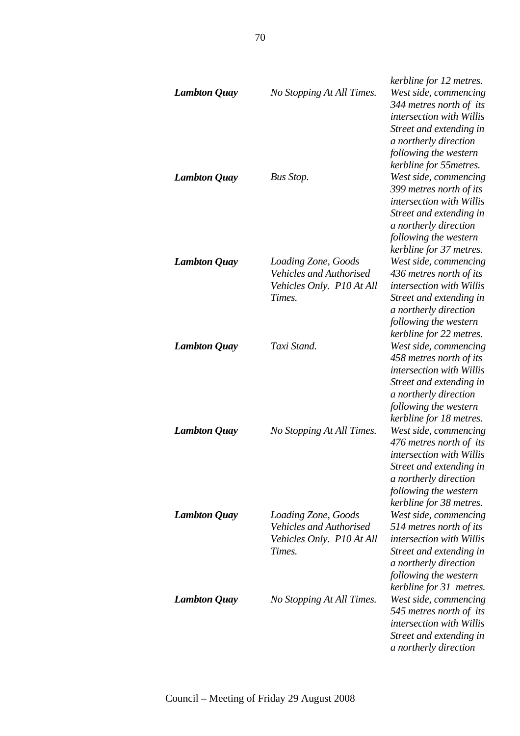| | | |
|---|---|---|
| | | *kerbline for 12 metres.* |
| ***Lambton Quay*** | *No Stopping At All Times.* | *West side, commencing 344 metres north of its intersection with Willis Street and extending in a northerly direction following the western kerbline for 55metres.* |
| ***Lambton Quay*** | *Bus Stop.* | *West side, commencing 399 metres north of its intersection with Willis Street and extending in a northerly direction following the western kerbline for 37 metres.* |
| ***Lambton Quay*** | *Loading Zone, Goods Vehicles and Authorised Vehicles Only. P10 At All Times.* | *West side, commencing 436 metres north of its intersection with Willis Street and extending in a northerly direction following the western kerbline for 22 metres.* |
| ***Lambton Quay*** | *Taxi Stand.* | *West side, commencing 458 metres north of its intersection with Willis Street and extending in a northerly direction following the western kerbline for 18 metres.* |
| ***Lambton Quay*** | *No Stopping At All Times.* | *West side, commencing 476 metres north of its intersection with Willis Street and extending in a northerly direction following the western kerbline for 38 metres.* |
| ***Lambton Quay*** | *Loading Zone, Goods Vehicles and Authorised Vehicles Only. P10 At All Times.* | *West side, commencing 514 metres north of its intersection with Willis Street and extending in a northerly direction following the western kerbline for 31 metres.* |
| ***Lambton Quay*** | *No Stopping At All Times.* | *West side, commencing 545 metres north of its intersection with Willis Street and extending in a northerly direction* |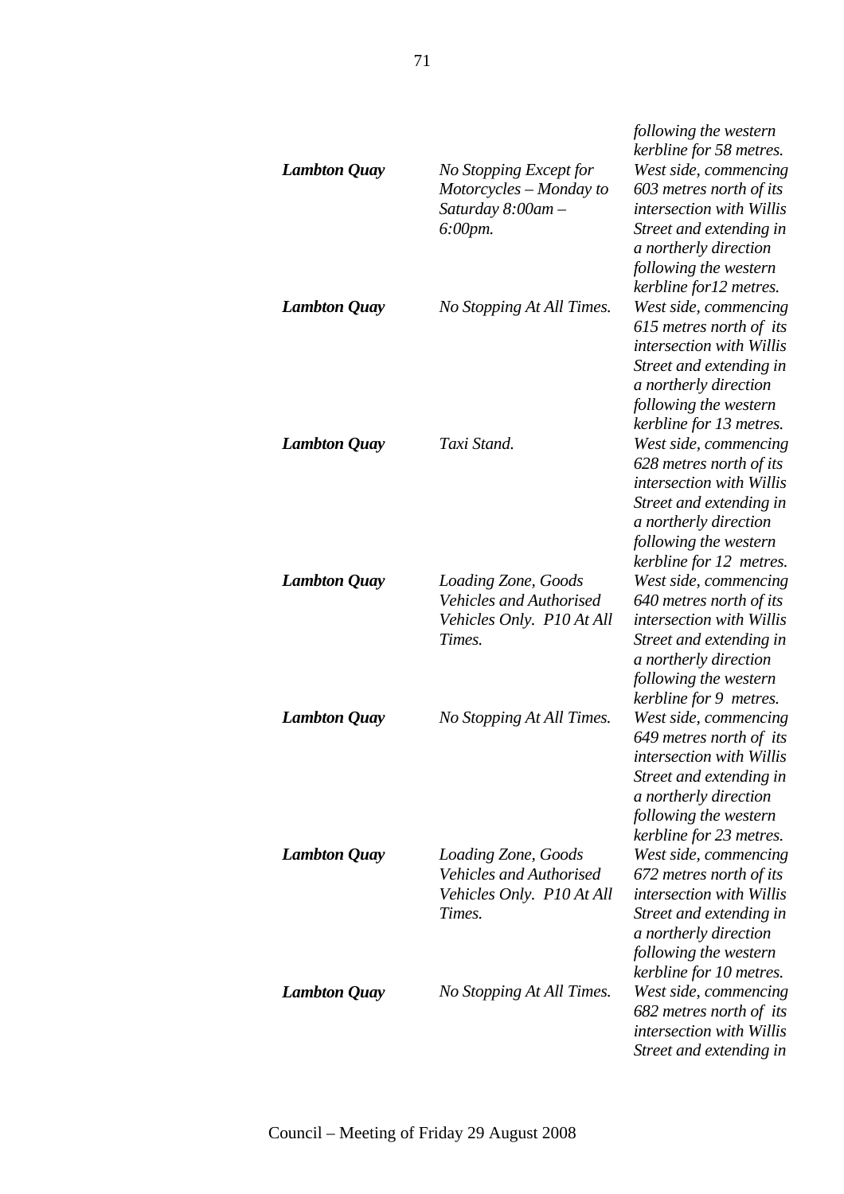| | | |
|---|---|---|
| | | *following the western kerbline for 58 metres.* |
| ***Lambton Quay*** | *No Stopping Except for Motorcycles – Monday to Saturday 8:00am – 6:00pm.* | *West side, commencing 603 metres north of its intersection with Willis Street and extending in a northerly direction following the western kerbline for12 metres.* |
| ***Lambton Quay*** | *No Stopping At All Times.* | *West side, commencing 615 metres north of its intersection with Willis Street and extending in a northerly direction following the western kerbline for 13 metres.* |
| ***Lambton Quay*** | *Taxi Stand.* | *West side, commencing 628 metres north of its intersection with Willis Street and extending in a northerly direction following the western kerbline for 12 metres.* |
| ***Lambton Quay*** | *Loading Zone, Goods Vehicles and Authorised Vehicles Only. P10 At All Times.* | *West side, commencing 640 metres north of its intersection with Willis Street and extending in a northerly direction following the western kerbline for 9 metres.* |
| ***Lambton Quay*** | *No Stopping At All Times.* | *West side, commencing 649 metres north of its intersection with Willis Street and extending in a northerly direction following the western kerbline for 23 metres.* |
| ***Lambton Quay*** | *Loading Zone, Goods Vehicles and Authorised Vehicles Only. P10 At All Times.* | *West side, commencing 672 metres north of its intersection with Willis Street and extending in a northerly direction following the western kerbline for 10 metres.* |
| ***Lambton Quay*** | *No Stopping At All Times.* | *West side, commencing 682 metres north of its intersection with Willis Street and extending in* |

Council – Meeting of Friday 29 August 2008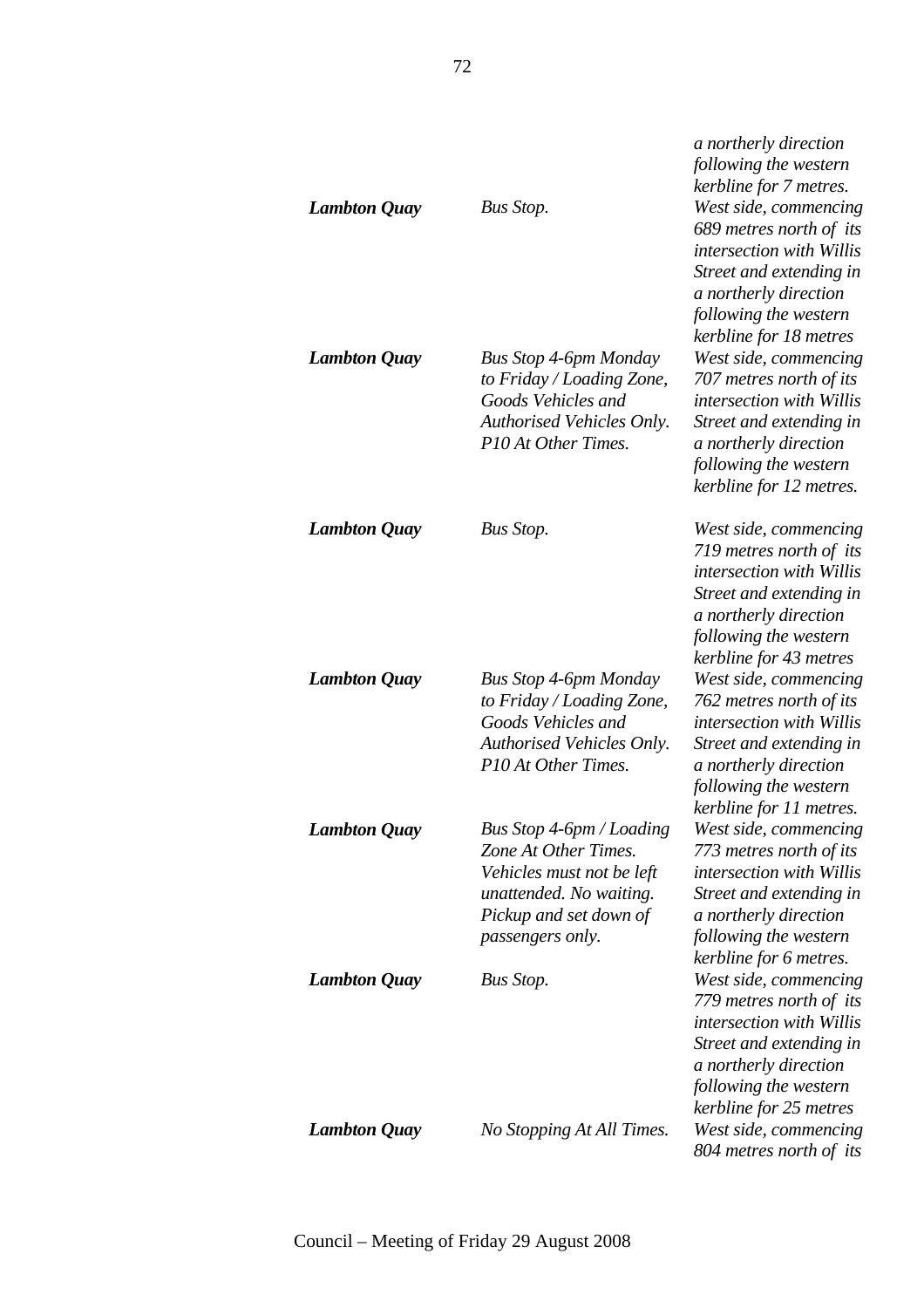| | | |
|---|---|---|
| | | *a northerly direction following the western kerbline for 7 metres.* |
| ***Lambton Quay*** | *Bus Stop.* | *West side, commencing 689 metres north of its intersection with Willis Street and extending in a northerly direction following the western kerbline for 18 metres* |
| ***Lambton Quay*** | *Bus Stop 4-6pm Monday to Friday / Loading Zone, Goods Vehicles and Authorised Vehicles Only. P10 At Other Times.* | *West side, commencing 707 metres north of its intersection with Willis Street and extending in a northerly direction following the western kerbline for 12 metres.* |
| ***Lambton Quay*** | *Bus Stop.* | *West side, commencing 719 metres north of its intersection with Willis Street and extending in a northerly direction following the western kerbline for 43 metres* |
| ***Lambton Quay*** | *Bus Stop 4-6pm Monday to Friday / Loading Zone, Goods Vehicles and Authorised Vehicles Only. P10 At Other Times.* | *West side, commencing 762 metres north of its intersection with Willis Street and extending in a northerly direction following the western kerbline for 11 metres.* |
| ***Lambton Quay*** | *Bus Stop 4-6pm / Loading Zone At Other Times. Vehicles must not be left unattended. No waiting. Pickup and set down of passengers only.* | *West side, commencing 773 metres north of its intersection with Willis Street and extending in a northerly direction following the western kerbline for 6 metres.* |
| ***Lambton Quay*** | *Bus Stop.* | *West side, commencing 779 metres north of its intersection with Willis Street and extending in a northerly direction following the western kerbline for 25 metres* |
| ***Lambton Quay*** | *No Stopping At All Times.* | *West side, commencing 804 metres north of its* |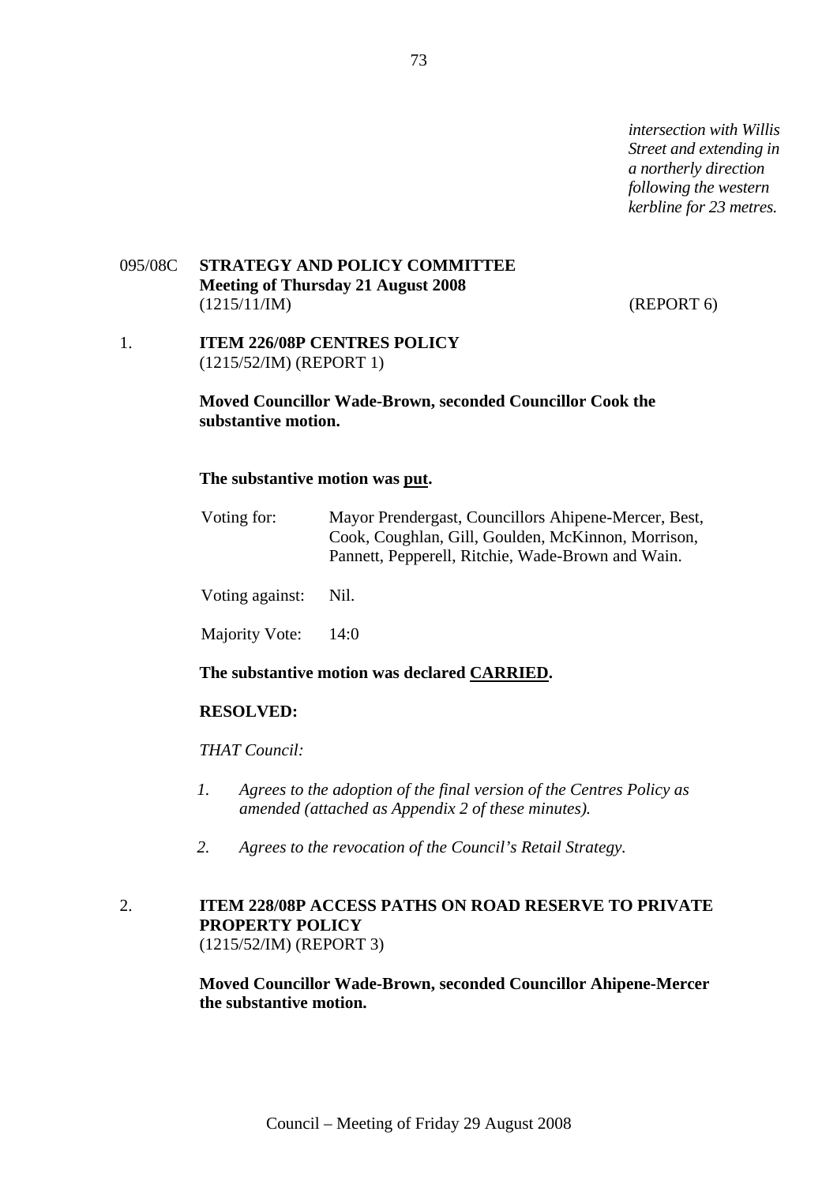*intersection with Willis Street and extending in a northerly direction following the western kerbline for 23 metres.*

095/08C **STRATEGY AND POLICY COMMITTEE**
**Meeting of Thursday 21 August 2008**
(1215/11/IM) (REPORT 6)

1. **ITEM 226/08P CENTRES POLICY**
(1215/52/IM) (REPORT 1)

**Moved Councillor Wade-Brown, seconded Councillor Cook the substantive motion.**

**The substantive motion was put.**

| | |
|---|---|
| Voting for: | Mayor Prendergast, Councillors Ahipene-Mercer, Best, Cook, Coughlan, Gill, Goulden, McKinnon, Morrison, Pannett, Pepperell, Ritchie, Wade-Brown and Wain. |
| Voting against: | Nil. |
| Majority Vote: | 14:0 |

**The substantive motion was declared CARRIED.**

**RESOLVED:**

*THAT Council:*

1. *Agrees to the adoption of the final version of the Centres Policy as amended (attached as Appendix 2 of these minutes).*
2. *Agrees to the revocation of the Council's Retail Strategy.*

2. **ITEM 228/08P ACCESS PATHS ON ROAD RESERVE TO PRIVATE PROPERTY POLICY**
(1215/52/IM) (REPORT 3)

**Moved Councillor Wade-Brown, seconded Councillor Ahipene-Mercer the substantive motion.**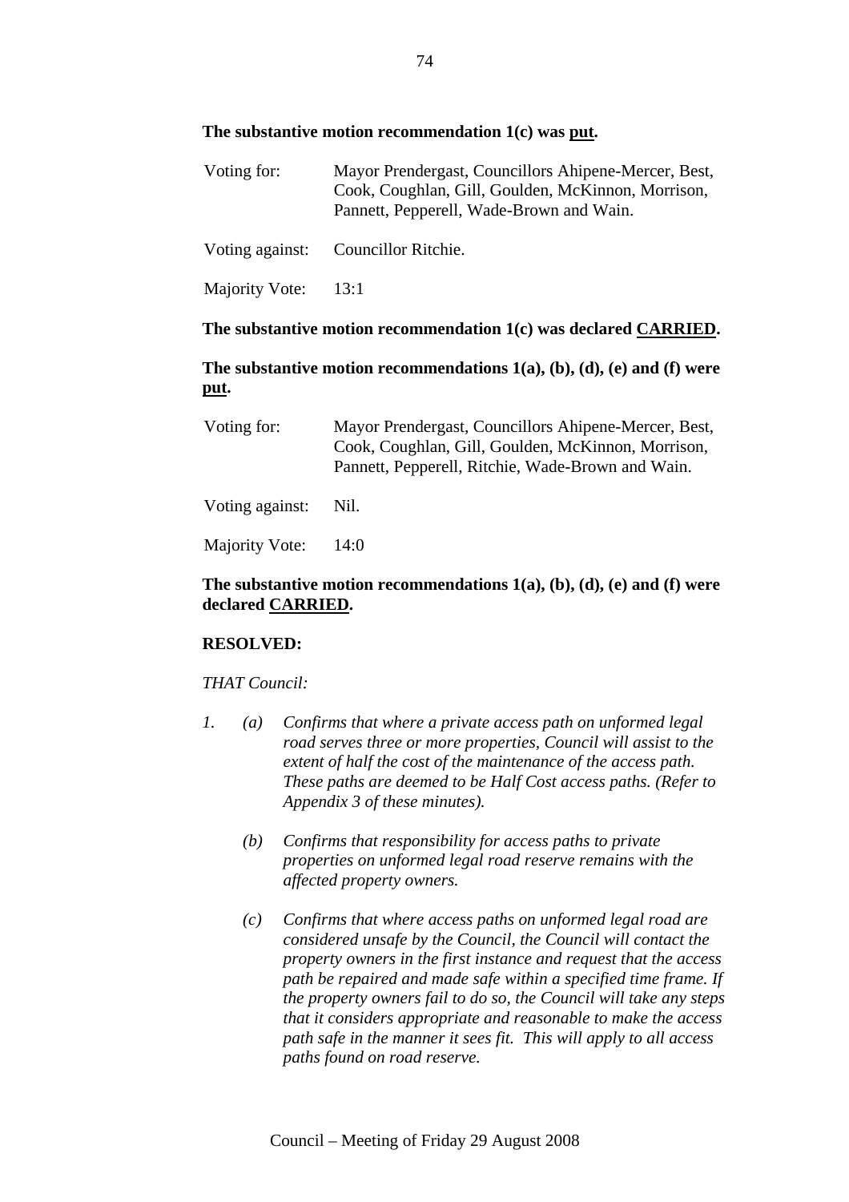**The substantive motion recommendation 1(c) was put.**

| | |
|---|---|
| Voting for: | Mayor Prendergast, Councillors Ahipene-Mercer, Best, Cook, Coughlan, Gill, Goulden, McKinnon, Morrison, Pannett, Pepperell, Wade-Brown and Wain. |
| Voting against: | Councillor Ritchie. |
| Majority Vote: | 13:1 |

**The substantive motion recommendation 1(c) was declared CARRIED.**

**The substantive motion recommendations 1(a), (b), (d), (e) and (f) were put.**

| | |
|---|---|
| Voting for: | Mayor Prendergast, Councillors Ahipene-Mercer, Best, Cook, Coughlan, Gill, Goulden, McKinnon, Morrison, Pannett, Pepperell, Ritchie, Wade-Brown and Wain. |
| Voting against: | Nil. |
| Majority Vote: | 14:0 |

**The substantive motion recommendations 1(a), (b), (d), (e) and (f) were declared CARRIED.**

**RESOLVED:**

*THAT Council:*

1. (a) *Confirms that where a private access path on unformed legal road serves three or more properties, Council will assist to the extent of half the cost of the maintenance of the access path. These paths are deemed to be Half Cost access paths. (Refer to Appendix 3 of these minutes).*

   (b) *Confirms that responsibility for access paths to private properties on unformed legal road reserve remains with the affected property owners.*

   (c) *Confirms that where access paths on unformed legal road are considered unsafe by the Council, the Council will contact the property owners in the first instance and request that the access path be repaired and made safe within a specified time frame. If the property owners fail to do so, the Council will take any steps that it considers appropriate and reasonable to make the access path safe in the manner it sees fit. This will apply to all access paths found on road reserve.*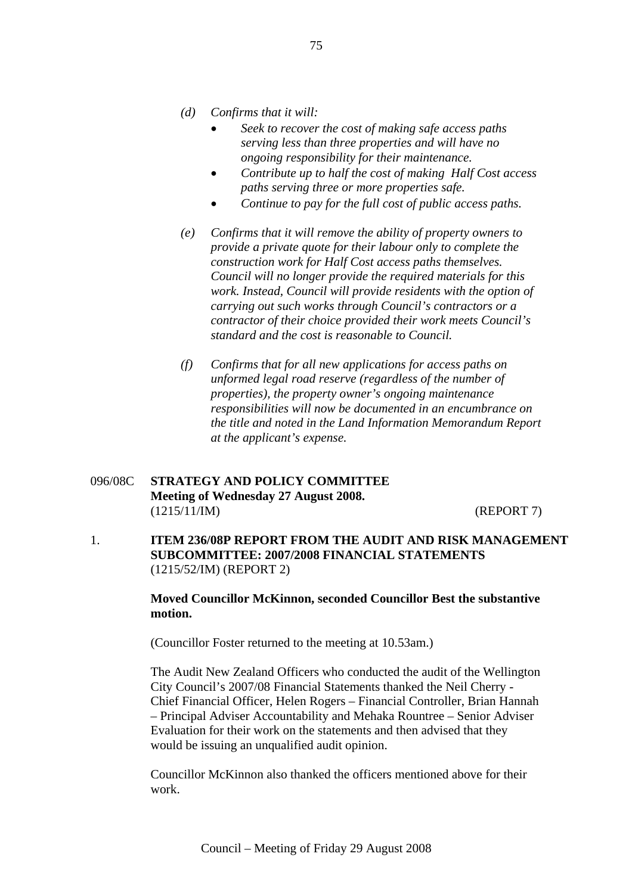*(d) Confirms that it will:*

- *Seek to recover the cost of making safe access paths serving less than three properties and will have no ongoing responsibility for their maintenance.*
- *Contribute up to half the cost of making Half Cost access paths serving three or more properties safe.*
- *Continue to pay for the full cost of public access paths.*

*(e) Confirms that it will remove the ability of property owners to provide a private quote for their labour only to complete the construction work for Half Cost access paths themselves. Council will no longer provide the required materials for this work. Instead, Council will provide residents with the option of carrying out such works through Council's contractors or a contractor of their choice provided their work meets Council's standard and the cost is reasonable to Council.*

*(f) Confirms that for all new applications for access paths on unformed legal road reserve (regardless of the number of properties), the property owner's ongoing maintenance responsibilities will now be documented in an encumbrance on the title and noted in the Land Information Memorandum Report at the applicant's expense.*

096/08C **STRATEGY AND POLICY COMMITTEE**
**Meeting of Wednesday 27 August 2008.**
(1215/11/IM) (REPORT 7)

1. **ITEM 236/08P REPORT FROM THE AUDIT AND RISK MANAGEMENT SUBCOMMITTEE: 2007/2008 FINANCIAL STATEMENTS**
(1215/52/IM) (REPORT 2)

**Moved Councillor McKinnon, seconded Councillor Best the substantive motion.**

(Councillor Foster returned to the meeting at 10.53am.)

The Audit New Zealand Officers who conducted the audit of the Wellington City Council's 2007/08 Financial Statements thanked the Neil Cherry - Chief Financial Officer, Helen Rogers – Financial Controller, Brian Hannah – Principal Adviser Accountability and Mehaka Rountree – Senior Adviser Evaluation for their work on the statements and then advised that they would be issuing an unqualified audit opinion.

Councillor McKinnon also thanked the officers mentioned above for their work.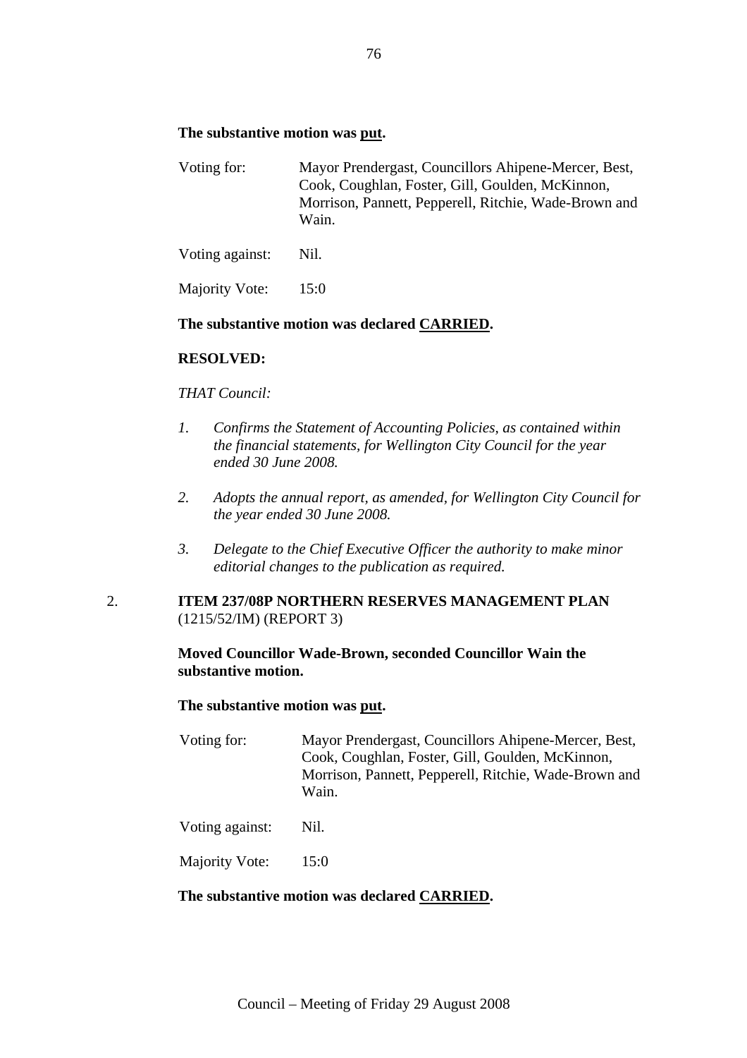**The substantive motion was put.**

| | |
|---|---|
| Voting for: | Mayor Prendergast, Councillors Ahipene-Mercer, Best, Cook, Coughlan, Foster, Gill, Goulden, McKinnon, Morrison, Pannett, Pepperell, Ritchie, Wade-Brown and Wain. |
| Voting against: | Nil. |
| Majority Vote: | 15:0 |

**The substantive motion was declared CARRIED.**

**RESOLVED:**

*THAT Council:*

1. *Confirms the Statement of Accounting Policies, as contained within the financial statements, for Wellington City Council for the year ended 30 June 2008.*

2. *Adopts the annual report, as amended, for Wellington City Council for the year ended 30 June 2008.*

3. *Delegate to the Chief Executive Officer the authority to make minor editorial changes to the publication as required.*

2. **ITEM 237/08P NORTHERN RESERVES MANAGEMENT PLAN** (1215/52/IM) (REPORT 3)

**Moved Councillor Wade-Brown, seconded Councillor Wain the substantive motion.**

**The substantive motion was put.**

| | |
|---|---|
| Voting for: | Mayor Prendergast, Councillors Ahipene-Mercer, Best, Cook, Coughlan, Foster, Gill, Goulden, McKinnon, Morrison, Pannett, Pepperell, Ritchie, Wade-Brown and Wain. |
| Voting against: | Nil. |
| Majority Vote: | 15:0 |

**The substantive motion was declared CARRIED.**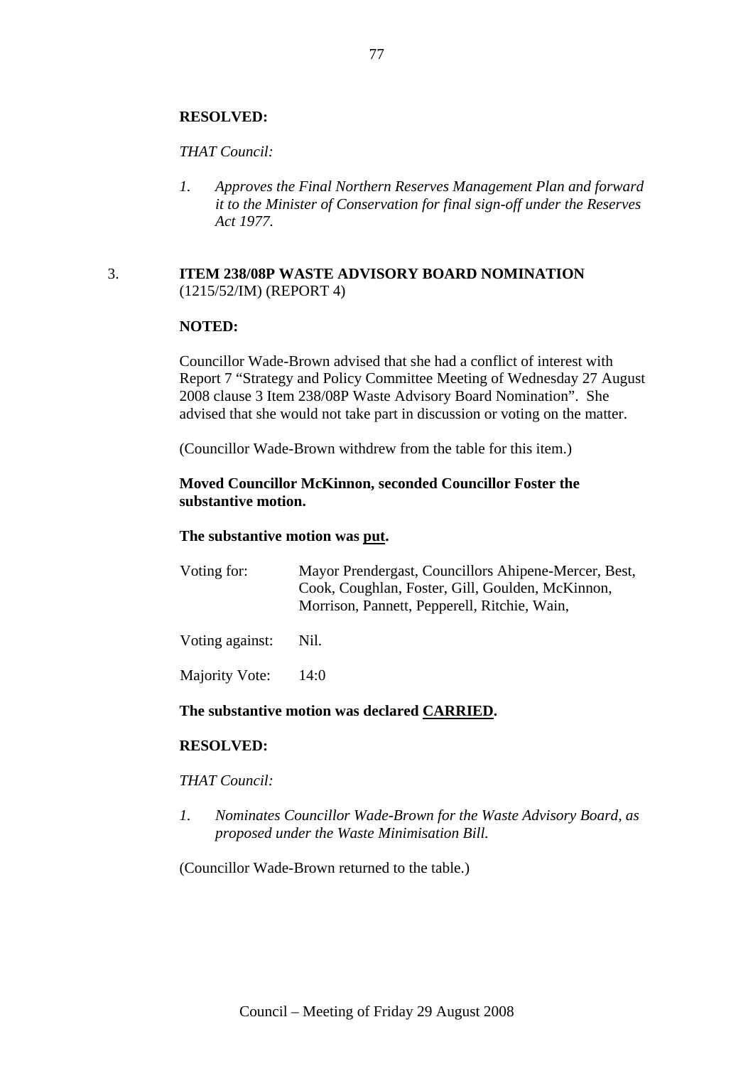**RESOLVED:**

*THAT Council:*

1. *Approves the Final Northern Reserves Management Plan and forward it to the Minister of Conservation for final sign-off under the Reserves Act 1977.*

3. **ITEM 238/08P WASTE ADVISORY BOARD NOMINATION**
(1215/52/IM) (REPORT 4)

**NOTED:**

Councillor Wade-Brown advised that she had a conflict of interest with Report 7 "Strategy and Policy Committee Meeting of Wednesday 27 August 2008 clause 3 Item 238/08P Waste Advisory Board Nomination". She advised that she would not take part in discussion or voting on the matter.

(Councillor Wade-Brown withdrew from the table for this item.)

**Moved Councillor McKinnon, seconded Councillor Foster the substantive motion.**

**The substantive motion was put.**

| | |
|---|---|
| Voting for: | Mayor Prendergast, Councillors Ahipene-Mercer, Best, Cook, Coughlan, Foster, Gill, Goulden, McKinnon, Morrison, Pannett, Pepperell, Ritchie, Wain, |
| Voting against: | Nil. |
| Majority Vote: | 14:0 |

**The substantive motion was declared CARRIED.**

**RESOLVED:**

*THAT Council:*

1. *Nominates Councillor Wade-Brown for the Waste Advisory Board, as proposed under the Waste Minimisation Bill.*

(Councillor Wade-Brown returned to the table.)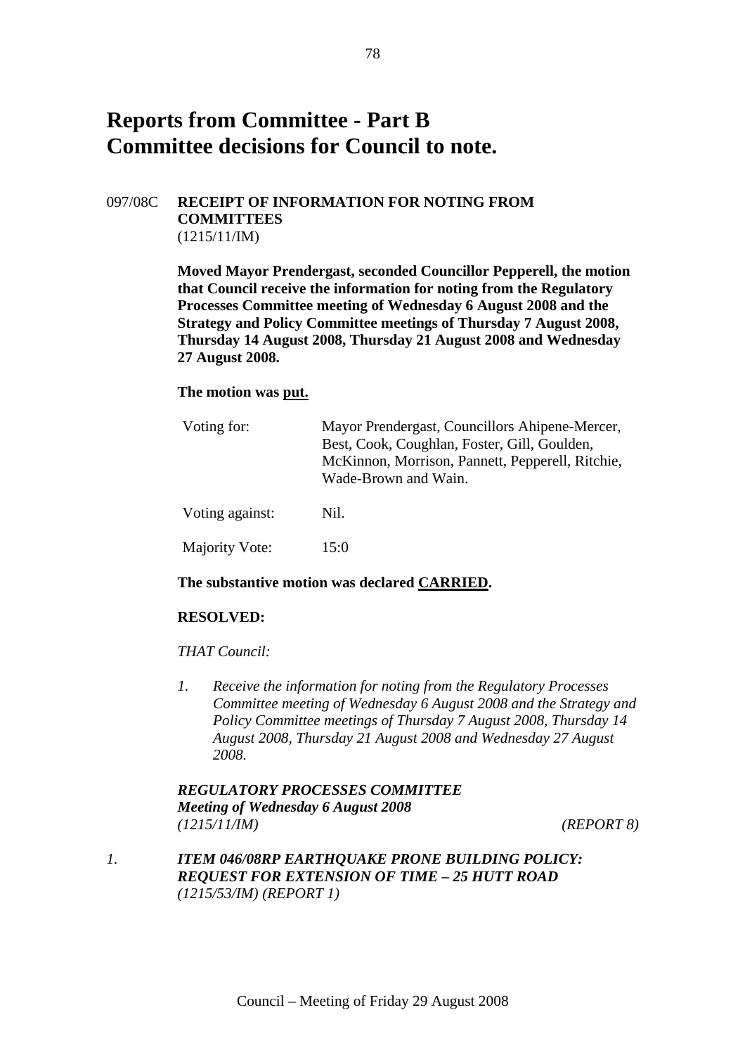# Reports from Committee - Part B
# Committee decisions for Council to note.

097/08C **RECEIPT OF INFORMATION FOR NOTING FROM COMMITTEES**
(1215/11/IM)

**Moved Mayor Prendergast, seconded Councillor Pepperell, the motion that Council receive the information for noting from the Regulatory Processes Committee meeting of Wednesday 6 August 2008 and the Strategy and Policy Committee meetings of Thursday 7 August 2008, Thursday 14 August 2008, Thursday 21 August 2008 and Wednesday 27 August 2008.**

**The motion was put.**

| | |
|---|---|
| Voting for: | Mayor Prendergast, Councillors Ahipene-Mercer, Best, Cook, Coughlan, Foster, Gill, Goulden, McKinnon, Morrison, Pannett, Pepperell, Ritchie, Wade-Brown and Wain. |
| Voting against: | Nil. |
| Majority Vote: | 15:0 |

**The substantive motion was declared CARRIED.**

**RESOLVED:**

*THAT Council:*

1. *Receive the information for noting from the Regulatory Processes Committee meeting of Wednesday 6 August 2008 and the Strategy and Policy Committee meetings of Thursday 7 August 2008, Thursday 14 August 2008, Thursday 21 August 2008 and Wednesday 27 August 2008.*

***REGULATORY PROCESSES COMMITTEE***
***Meeting of Wednesday 6 August 2008***
*(1215/11/IM)* *(REPORT 8)*

*1.* ***ITEM 046/08RP EARTHQUAKE PRONE BUILDING POLICY: REQUEST FOR EXTENSION OF TIME – 25 HUTT ROAD***
*(1215/53/IM) (REPORT 1)*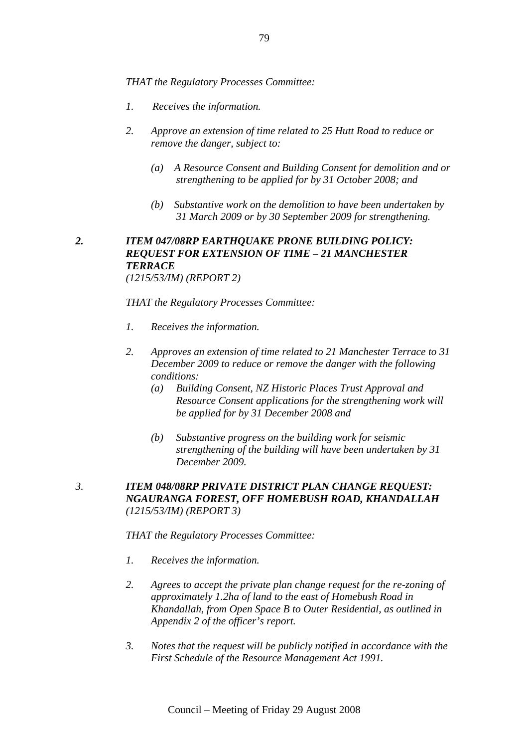*THAT the Regulatory Processes Committee:*

1. *Receives the information.*

2. *Approve an extension of time related to 25 Hutt Road to reduce or remove the danger, subject to:*

   *(a) A Resource Consent and Building Consent for demolition and or strengthening to be applied for by 31 October 2008; and*

   *(b) Substantive work on the demolition to have been undertaken by 31 March 2009 or by 30 September 2009 for strengthening.*

***2. ITEM 047/08RP EARTHQUAKE PRONE BUILDING POLICY: REQUEST FOR EXTENSION OF TIME – 21 MANCHESTER TERRACE***
*(1215/53/IM) (REPORT 2)*

*THAT the Regulatory Processes Committee:*

1. *Receives the information.*

2. *Approves an extension of time related to 21 Manchester Terrace to 31 December 2009 to reduce or remove the danger with the following conditions:*
   *(a) Building Consent, NZ Historic Places Trust Approval and Resource Consent applications for the strengthening work will be applied for by 31 December 2008 and*

   *(b) Substantive progress on the building work for seismic strengthening of the building will have been undertaken by 31 December 2009.*

*3.* ***ITEM 048/08RP PRIVATE DISTRICT PLAN CHANGE REQUEST: NGAURANGA FOREST, OFF HOMEBUSH ROAD, KHANDALLAH***
*(1215/53/IM) (REPORT 3)*

*THAT the Regulatory Processes Committee:*

1. *Receives the information.*

2. *Agrees to accept the private plan change request for the re-zoning of approximately 1.2ha of land to the east of Homebush Road in Khandallah, from Open Space B to Outer Residential, as outlined in Appendix 2 of the officer's report.*

3. *Notes that the request will be publicly notified in accordance with the First Schedule of the Resource Management Act 1991.*

Council – Meeting of Friday 29 August 2008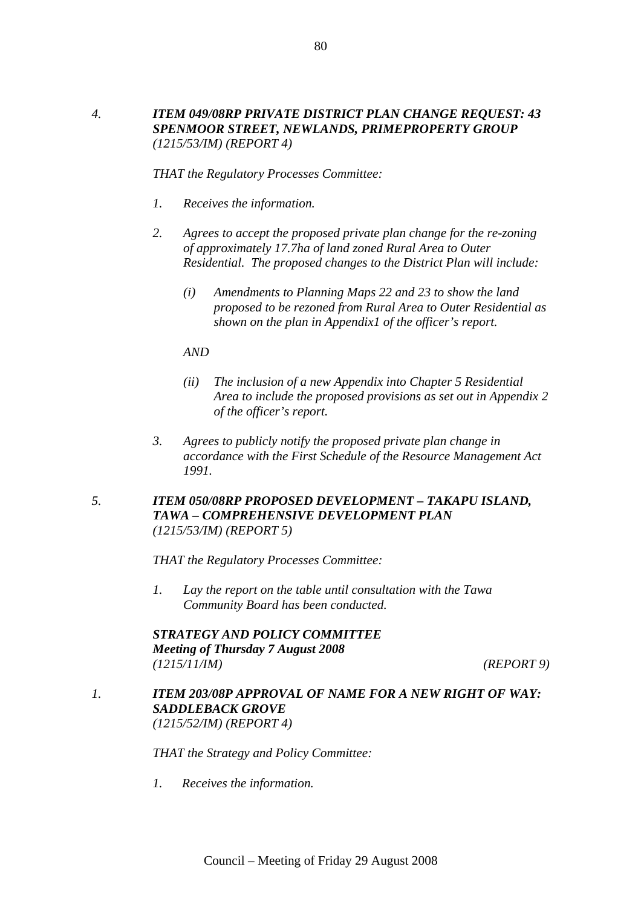4. ***ITEM 049/08RP PRIVATE DISTRICT PLAN CHANGE REQUEST: 43 SPENMOOR STREET, NEWLANDS, PRIMEPROPERTY GROUP***
*(1215/53/IM) (REPORT 4)*

*THAT the Regulatory Processes Committee:*

1. *Receives the information.*

2. *Agrees to accept the proposed private plan change for the re-zoning of approximately 17.7ha of land zoned Rural Area to Outer Residential. The proposed changes to the District Plan will include:*

   (i) *Amendments to Planning Maps 22 and 23 to show the land proposed to be rezoned from Rural Area to Outer Residential as shown on the plan in Appendix1 of the officer's report.*

   *AND*

   (ii) *The inclusion of a new Appendix into Chapter 5 Residential Area to include the proposed provisions as set out in Appendix 2 of the officer's report.*

3. *Agrees to publicly notify the proposed private plan change in accordance with the First Schedule of the Resource Management Act 1991.*

5. ***ITEM 050/08RP PROPOSED DEVELOPMENT – TAKAPU ISLAND, TAWA – COMPREHENSIVE DEVELOPMENT PLAN***
*(1215/53/IM) (REPORT 5)*

*THAT the Regulatory Processes Committee:*

1. *Lay the report on the table until consultation with the Tawa Community Board has been conducted.*

***STRATEGY AND POLICY COMMITTEE***
***Meeting of Thursday 7 August 2008***
*(1215/11/IM)* *(REPORT 9)*

1. ***ITEM 203/08P APPROVAL OF NAME FOR A NEW RIGHT OF WAY: SADDLEBACK GROVE***
*(1215/52/IM) (REPORT 4)*

*THAT the Strategy and Policy Committee:*

1. *Receives the information.*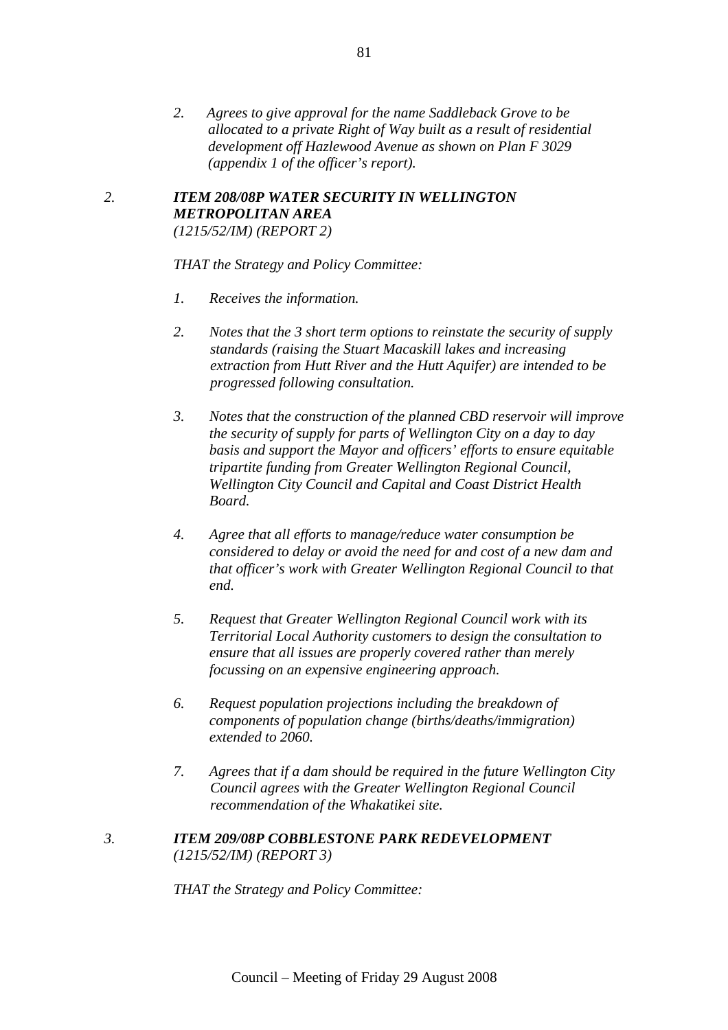*2. Agrees to give approval for the name Saddleback Grove to be allocated to a private Right of Way built as a result of residential development off Hazlewood Avenue as shown on Plan F 3029 (appendix 1 of the officer's report).*

*2.* ***ITEM 208/08P WATER SECURITY IN WELLINGTON METROPOLITAN AREA***
*(1215/52/IM) (REPORT 2)*

*THAT the Strategy and Policy Committee:*

*1. Receives the information.*

*2. Notes that the 3 short term options to reinstate the security of supply standards (raising the Stuart Macaskill lakes and increasing extraction from Hutt River and the Hutt Aquifer) are intended to be progressed following consultation.*

*3. Notes that the construction of the planned CBD reservoir will improve the security of supply for parts of Wellington City on a day to day basis and support the Mayor and officers' efforts to ensure equitable tripartite funding from Greater Wellington Regional Council, Wellington City Council and Capital and Coast District Health Board.*

*4. Agree that all efforts to manage/reduce water consumption be considered to delay or avoid the need for and cost of a new dam and that officer's work with Greater Wellington Regional Council to that end.*

*5. Request that Greater Wellington Regional Council work with its Territorial Local Authority customers to design the consultation to ensure that all issues are properly covered rather than merely focussing on an expensive engineering approach.*

*6. Request population projections including the breakdown of components of population change (births/deaths/immigration) extended to 2060.*

*7. Agrees that if a dam should be required in the future Wellington City Council agrees with the Greater Wellington Regional Council recommendation of the Whakatikei site.*

*3.* ***ITEM 209/08P COBBLESTONE PARK REDEVELOPMENT***
*(1215/52/IM) (REPORT 3)*

*THAT the Strategy and Policy Committee:*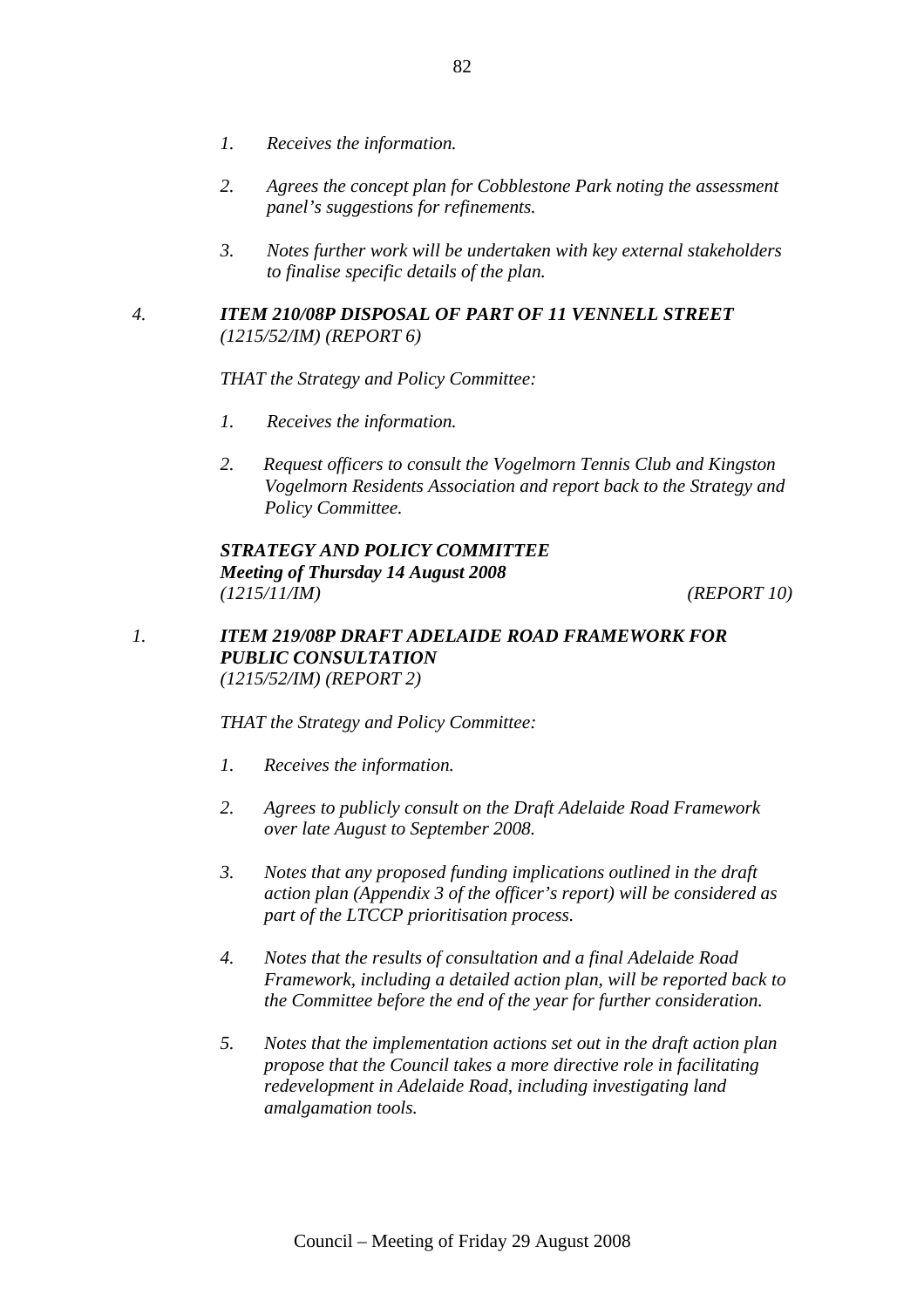*1. Receives the information.*

*2. Agrees the concept plan for Cobblestone Park noting the assessment panel's suggestions for refinements.*

*3. Notes further work will be undertaken with key external stakeholders to finalise specific details of the plan.*

*4.* ***ITEM 210/08P DISPOSAL OF PART OF 11 VENNELL STREET***
*(1215/52/IM) (REPORT 6)*

*THAT the Strategy and Policy Committee:*

*1. Receives the information.*

*2. Request officers to consult the Vogelmorn Tennis Club and Kingston Vogelmorn Residents Association and report back to the Strategy and Policy Committee.*

***STRATEGY AND POLICY COMMITTEE***
***Meeting of Thursday 14 August 2008***
*(1215/11/IM) (REPORT 10)*

*1.* ***ITEM 219/08P DRAFT ADELAIDE ROAD FRAMEWORK FOR PUBLIC CONSULTATION***
*(1215/52/IM) (REPORT 2)*

*THAT the Strategy and Policy Committee:*

*1. Receives the information.*

*2. Agrees to publicly consult on the Draft Adelaide Road Framework over late August to September 2008.*

*3. Notes that any proposed funding implications outlined in the draft action plan (Appendix 3 of the officer's report) will be considered as part of the LTCCP prioritisation process.*

*4. Notes that the results of consultation and a final Adelaide Road Framework, including a detailed action plan, will be reported back to the Committee before the end of the year for further consideration.*

*5. Notes that the implementation actions set out in the draft action plan propose that the Council takes a more directive role in facilitating redevelopment in Adelaide Road, including investigating land amalgamation tools.*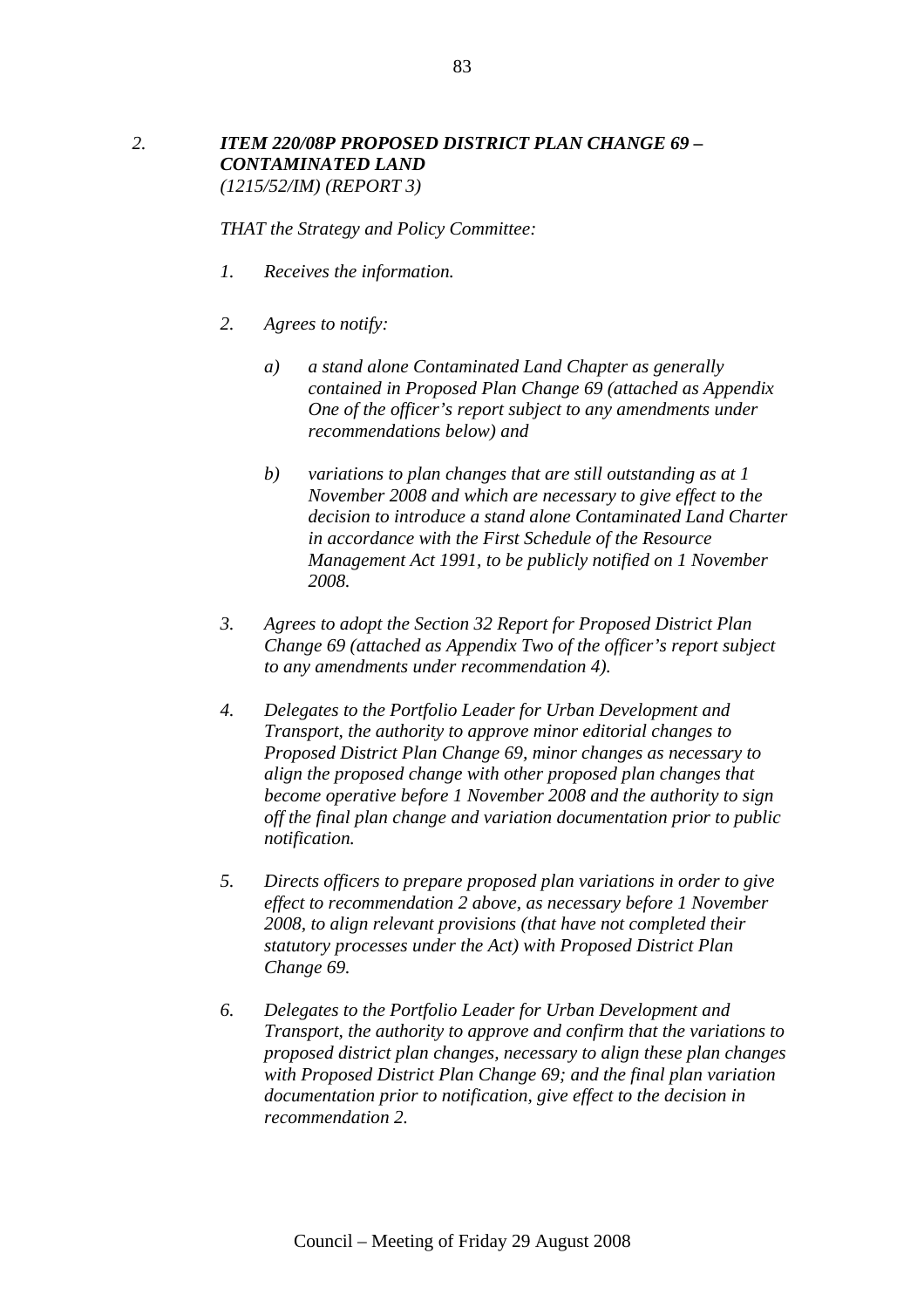2. ***ITEM 220/08P PROPOSED DISTRICT PLAN CHANGE 69 – CONTAMINATED LAND***
*(1215/52/IM) (REPORT 3)*

*THAT the Strategy and Policy Committee:*

1. *Receives the information.*

2. *Agrees to notify:*

   a) *a stand alone Contaminated Land Chapter as generally contained in Proposed Plan Change 69 (attached as Appendix One of the officer's report subject to any amendments under recommendations below) and*

   b) *variations to plan changes that are still outstanding as at 1 November 2008 and which are necessary to give effect to the decision to introduce a stand alone Contaminated Land Charter in accordance with the First Schedule of the Resource Management Act 1991, to be publicly notified on 1 November 2008.*

3. *Agrees to adopt the Section 32 Report for Proposed District Plan Change 69 (attached as Appendix Two of the officer's report subject to any amendments under recommendation 4).*

4. *Delegates to the Portfolio Leader for Urban Development and Transport, the authority to approve minor editorial changes to Proposed District Plan Change 69, minor changes as necessary to align the proposed change with other proposed plan changes that become operative before 1 November 2008 and the authority to sign off the final plan change and variation documentation prior to public notification.*

5. *Directs officers to prepare proposed plan variations in order to give effect to recommendation 2 above, as necessary before 1 November 2008, to align relevant provisions (that have not completed their statutory processes under the Act) with Proposed District Plan Change 69.*

6. *Delegates to the Portfolio Leader for Urban Development and Transport, the authority to approve and confirm that the variations to proposed district plan changes, necessary to align these plan changes with Proposed District Plan Change 69; and the final plan variation documentation prior to notification, give effect to the decision in recommendation 2.*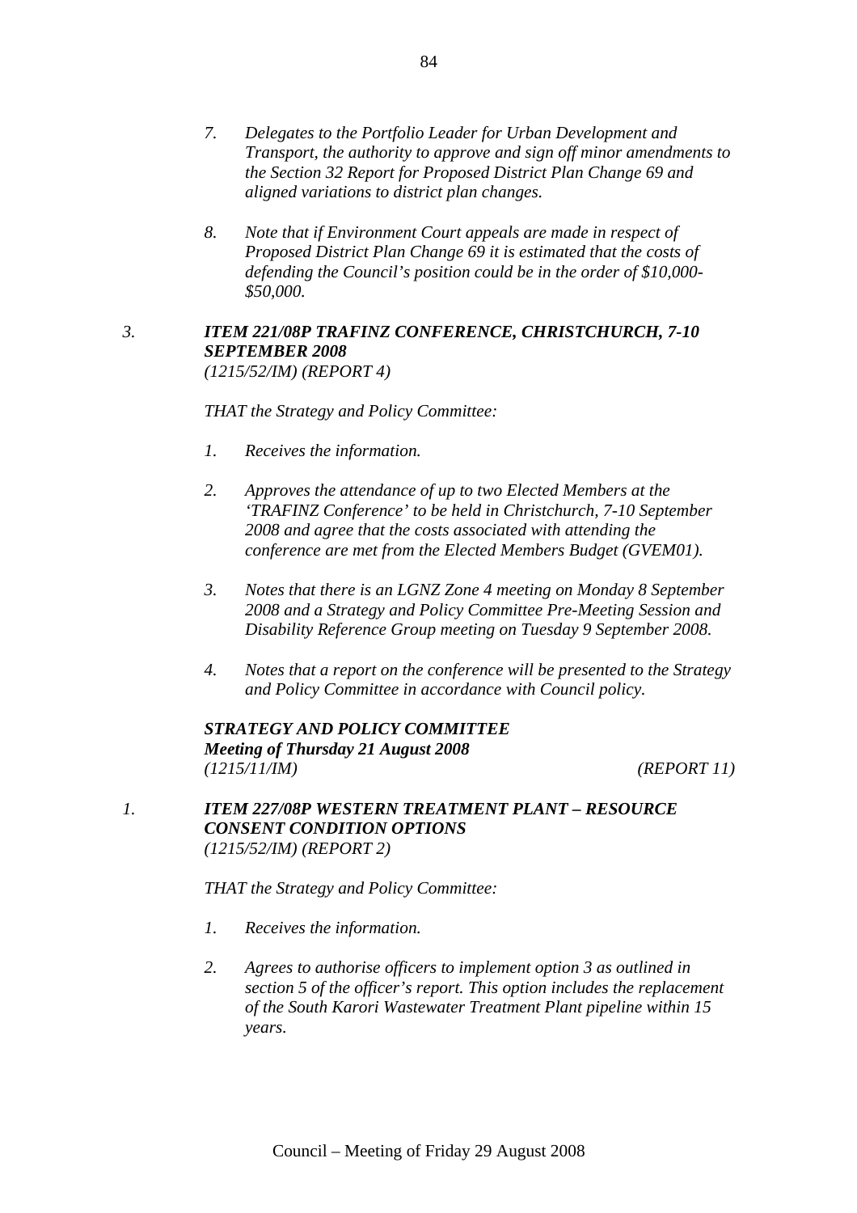7. *Delegates to the Portfolio Leader for Urban Development and Transport, the authority to approve and sign off minor amendments to the Section 32 Report for Proposed District Plan Change 69 and aligned variations to district plan changes.*

8. *Note that if Environment Court appeals are made in respect of Proposed District Plan Change 69 it is estimated that the costs of defending the Council's position could be in the order of $10,000-$50,000.*

3. ***ITEM 221/08P TRAFINZ CONFERENCE, CHRISTCHURCH, 7-10 SEPTEMBER 2008***
*(1215/52/IM) (REPORT 4)*

*THAT the Strategy and Policy Committee:*

1. *Receives the information.*

2. *Approves the attendance of up to two Elected Members at the 'TRAFINZ Conference' to be held in Christchurch, 7-10 September 2008 and agree that the costs associated with attending the conference are met from the Elected Members Budget (GVEM01).*

3. *Notes that there is an LGNZ Zone 4 meeting on Monday 8 September 2008 and a Strategy and Policy Committee Pre-Meeting Session and Disability Reference Group meeting on Tuesday 9 September 2008.*

4. *Notes that a report on the conference will be presented to the Strategy and Policy Committee in accordance with Council policy.*

***STRATEGY AND POLICY COMMITTEE***
***Meeting of Thursday 21 August 2008***
*(1215/11/IM) (REPORT 11)*

1. ***ITEM 227/08P WESTERN TREATMENT PLANT – RESOURCE CONSENT CONDITION OPTIONS***
*(1215/52/IM) (REPORT 2)*

*THAT the Strategy and Policy Committee:*

1. *Receives the information.*

2. *Agrees to authorise officers to implement option 3 as outlined in section 5 of the officer's report. This option includes the replacement of the South Karori Wastewater Treatment Plant pipeline within 15 years.*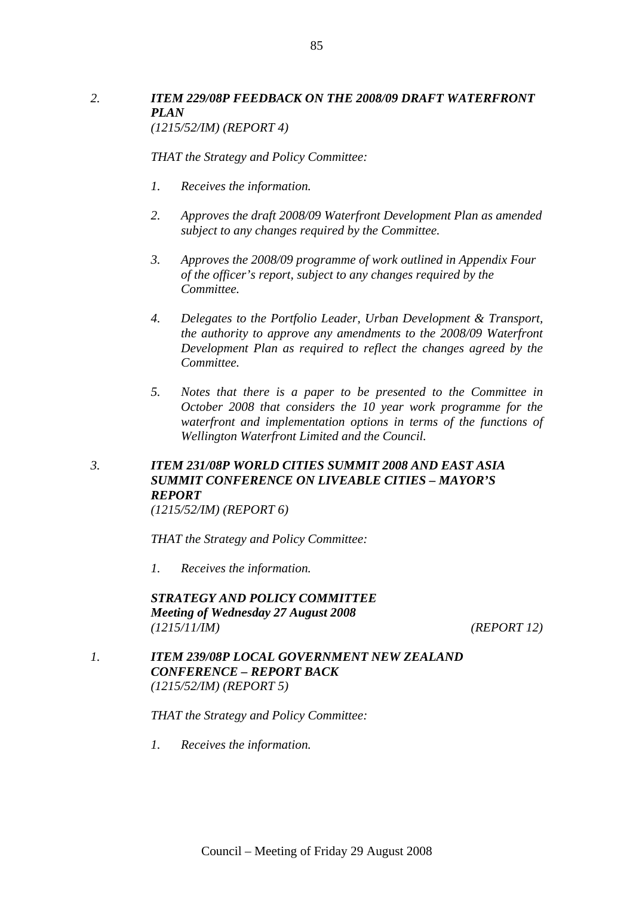2. ***ITEM 229/08P FEEDBACK ON THE 2008/09 DRAFT WATERFRONT PLAN***
*(1215/52/IM) (REPORT 4)*

*THAT the Strategy and Policy Committee:*

1. *Receives the information.*

2. *Approves the draft 2008/09 Waterfront Development Plan as amended subject to any changes required by the Committee.*

3. *Approves the 2008/09 programme of work outlined in Appendix Four of the officer's report, subject to any changes required by the Committee.*

4. *Delegates to the Portfolio Leader, Urban Development & Transport, the authority to approve any amendments to the 2008/09 Waterfront Development Plan as required to reflect the changes agreed by the Committee.*

5. *Notes that there is a paper to be presented to the Committee in October 2008 that considers the 10 year work programme for the waterfront and implementation options in terms of the functions of Wellington Waterfront Limited and the Council.*

3. ***ITEM 231/08P WORLD CITIES SUMMIT 2008 AND EAST ASIA SUMMIT CONFERENCE ON LIVEABLE CITIES – MAYOR'S REPORT***
*(1215/52/IM) (REPORT 6)*

*THAT the Strategy and Policy Committee:*

1. *Receives the information.*

***STRATEGY AND POLICY COMMITTEE***
***Meeting of Wednesday 27 August 2008***
*(1215/11/IM)* *(REPORT 12)*

1. ***ITEM 239/08P LOCAL GOVERNMENT NEW ZEALAND CONFERENCE – REPORT BACK***
*(1215/52/IM) (REPORT 5)*

*THAT the Strategy and Policy Committee:*

1. *Receives the information.*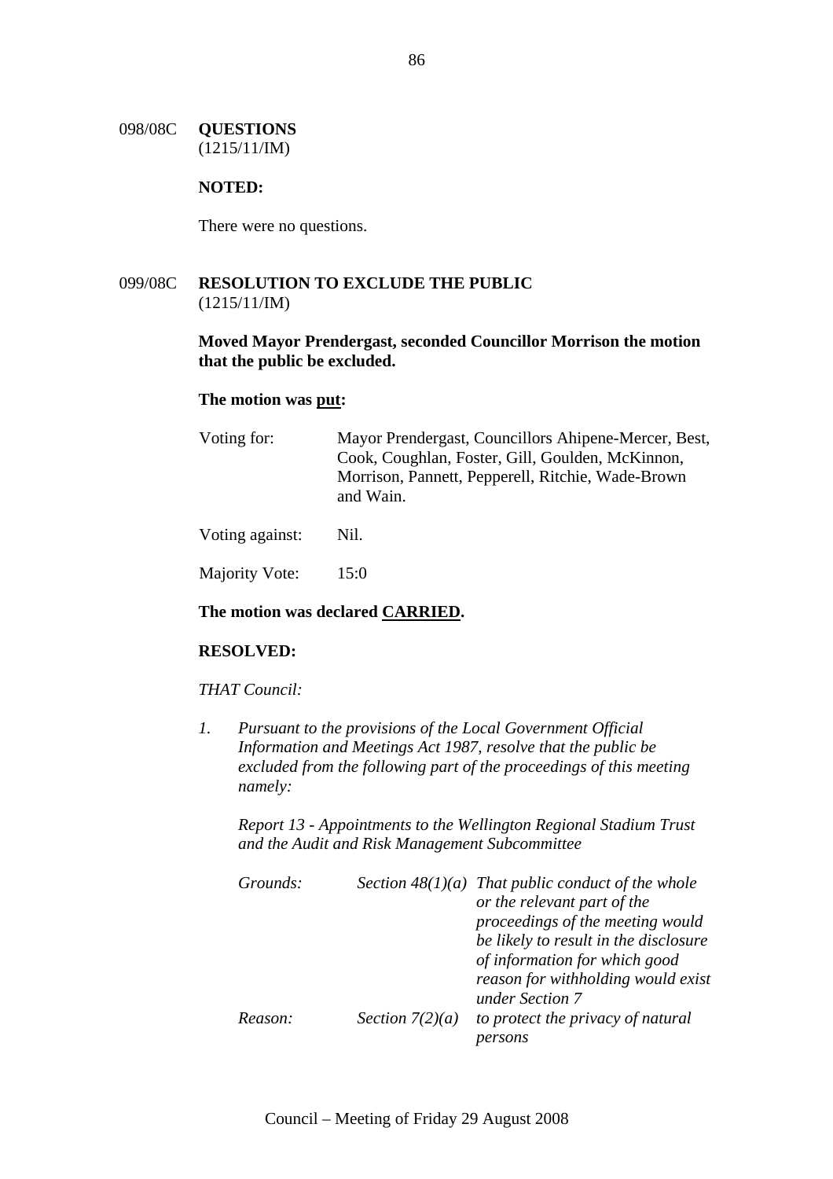098/08C **QUESTIONS**
(1215/11/IM)

**NOTED:**

There were no questions.

099/08C **RESOLUTION TO EXCLUDE THE PUBLIC**
(1215/11/IM)

**Moved Mayor Prendergast, seconded Councillor Morrison the motion that the public be excluded.**

**The motion was put:**

| | |
|---|---|
| Voting for: | Mayor Prendergast, Councillors Ahipene-Mercer, Best, Cook, Coughlan, Foster, Gill, Goulden, McKinnon, Morrison, Pannett, Pepperell, Ritchie, Wade-Brown and Wain. |
| Voting against: | Nil. |
| Majority Vote: | 15:0 |

**The motion was declared CARRIED.**

**RESOLVED:**

*THAT Council:*

1. *Pursuant to the provisions of the Local Government Official Information and Meetings Act 1987, resolve that the public be excluded from the following part of the proceedings of this meeting namely:*

   *Report 13 - Appointments to the Wellington Regional Stadium Trust and the Audit and Risk Management Subcommittee*

| | | |
|---|---|---|
| *Grounds:* | *Section 48(1)(a)* | *That public conduct of the whole or the relevant part of the proceedings of the meeting would be likely to result in the disclosure of information for which good reason for withholding would exist under Section 7* |
| *Reason:* | *Section 7(2)(a)* | *to protect the privacy of natural persons* |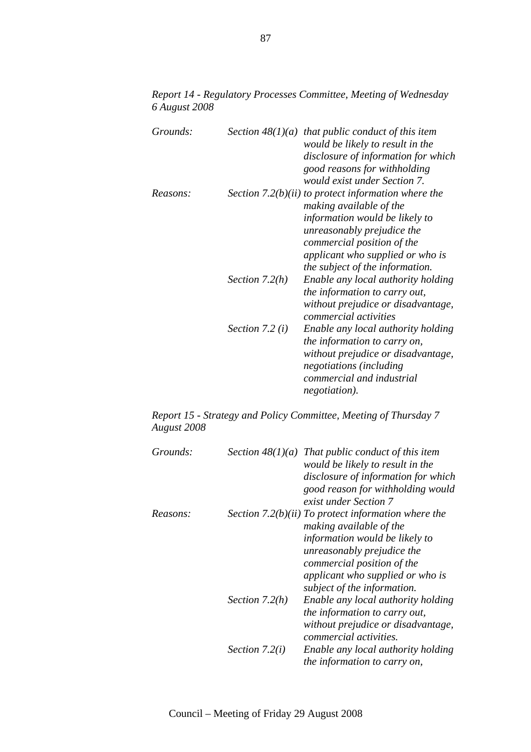*Report 14 - Regulatory Processes Committee, Meeting of Wednesday 6 August 2008*

| | | |
|---|---|---|
| *Grounds:* | *Section 48(1)(a)* | *that public conduct of this item would be likely to result in the disclosure of information for which good reasons for withholding would exist under Section 7.* |
| *Reasons:* | *Section 7.2(b)(ii)* | *to protect information where the making available of the information would be likely to unreasonably prejudice the commercial position of the applicant who supplied or who is the subject of the information.* |
| | *Section 7.2(h)* | *Enable any local authority holding the information to carry out, without prejudice or disadvantage, commercial activities* |
| | *Section 7.2 (i)* | *Enable any local authority holding the information to carry on, without prejudice or disadvantage, negotiations (including commercial and industrial negotiation).* |

*Report 15 - Strategy and Policy Committee, Meeting of Thursday 7 August 2008*

| | | |
|---|---|---|
| *Grounds:* | *Section 48(1)(a)* | *That public conduct of this item would be likely to result in the disclosure of information for which good reason for withholding would exist under Section 7* |
| *Reasons:* | *Section 7.2(b)(ii)* | *To protect information where the making available of the information would be likely to unreasonably prejudice the commercial position of the applicant who supplied or who is subject of the information.* |
| | *Section 7.2(h)* | *Enable any local authority holding the information to carry out, without prejudice or disadvantage, commercial activities.* |
| | *Section 7.2(i)* | *Enable any local authority holding the information to carry on,* |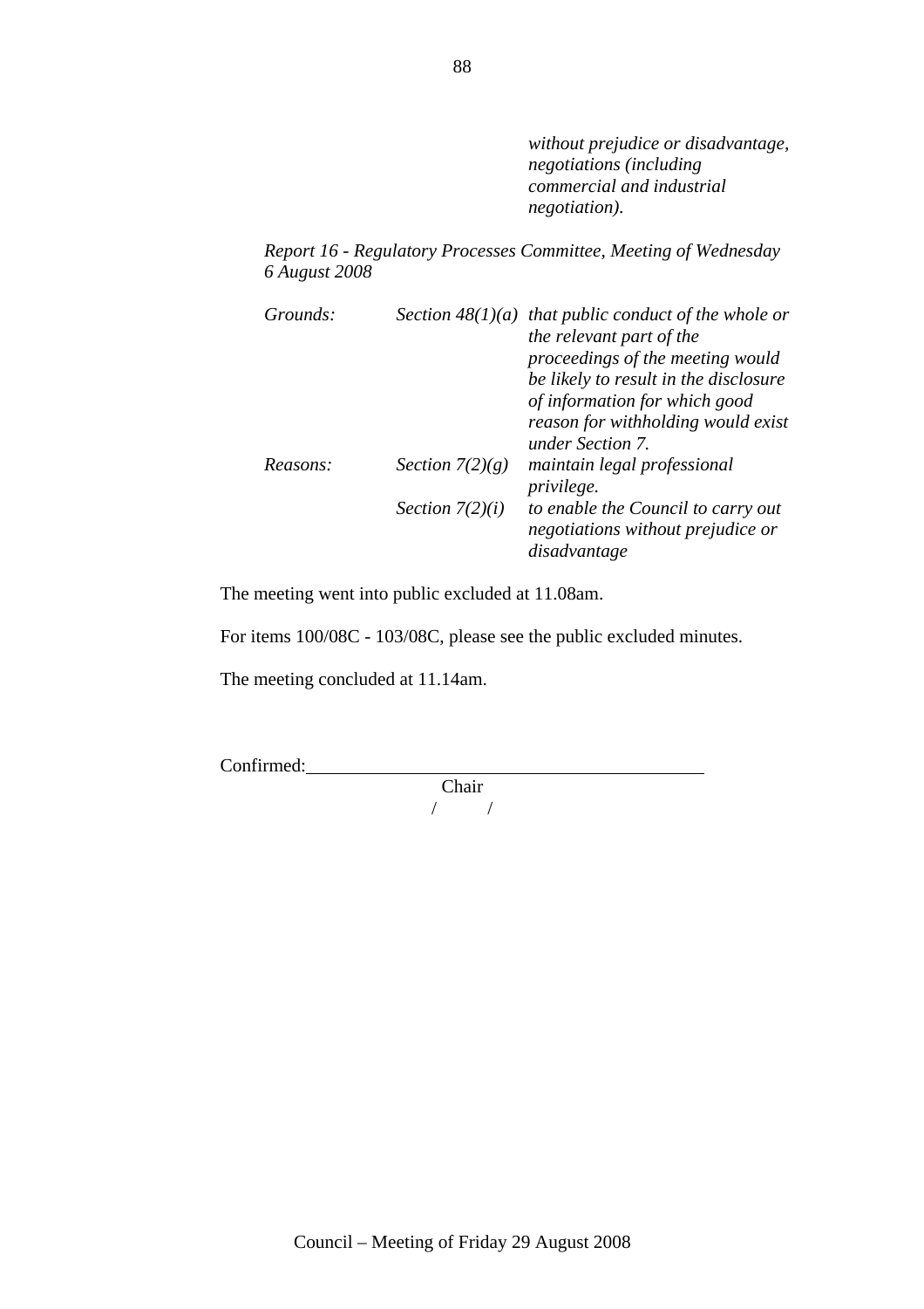*without prejudice or disadvantage, negotiations (including commercial and industrial negotiation).*

*Report 16 - Regulatory Processes Committee, Meeting of Wednesday 6 August 2008*

| | | |
|---|---|---|
| *Grounds:* | *Section 48(1)(a)* | *that public conduct of the whole or the relevant part of the proceedings of the meeting would be likely to result in the disclosure of information for which good reason for withholding would exist under Section 7.* |
| *Reasons:* | *Section 7(2)(g)* | *maintain legal professional privilege.* |
| | *Section 7(2)(i)* | *to enable the Council to carry out negotiations without prejudice or disadvantage* |

The meeting went into public excluded at 11.08am.

For items 100/08C - 103/08C, please see the public excluded minutes.

The meeting concluded at 11.14am.

Confirmed:\_\_\_\_\_\_\_\_\_\_\_\_\_\_\_\_\_\_\_\_\_\_\_\_\_\_\_\_\_\_\_\_\_\_\_\_\_\_\_\_

Chair

/ /

Council – Meeting of Friday 29 August 2008